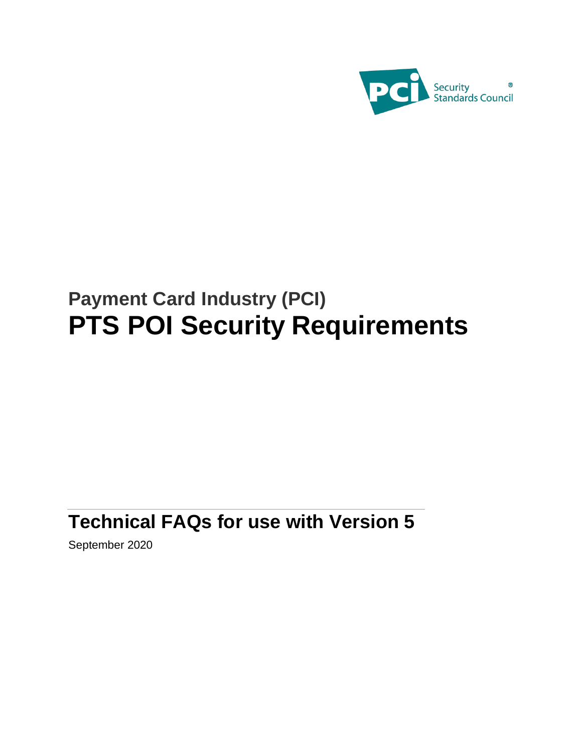Payment Card Industry (PCI)

# PTS POI Security Requirements

## Technical FAQs for use with Version 5

September 2020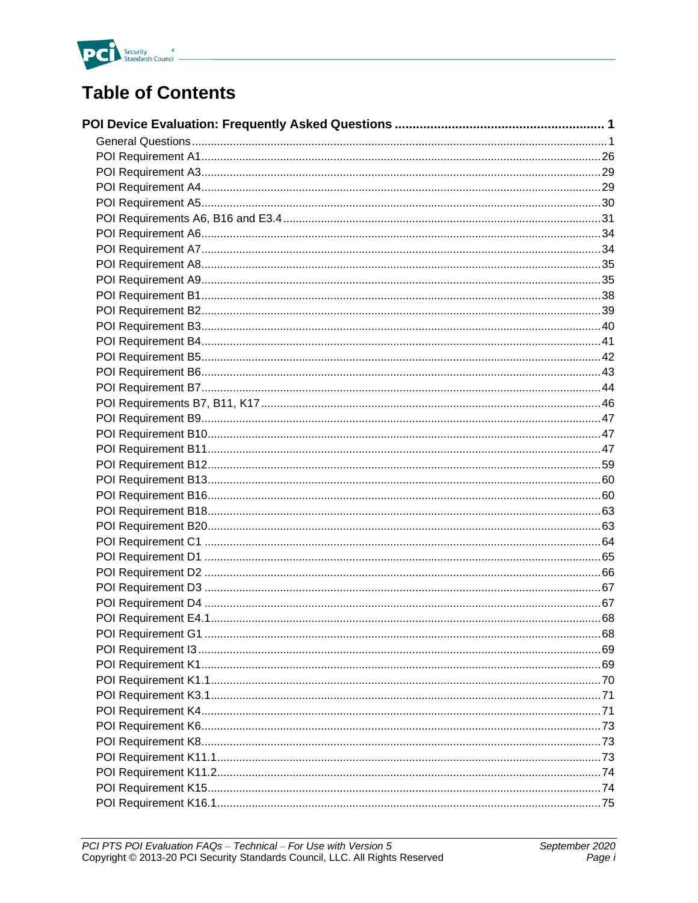# Table of Contents

**POI Device Evaluation: Frequently Asked Questions .......... 1**

- General Questions .......... 1
- POI Requirement A1 .......... 26
- POI Requirement A3 .......... 29
- POI Requirement A4 .......... 29
- POI Requirement A5 .......... 30
- POI Requirements A6, B16 and E3.4 .......... 31
- POI Requirement A6 .......... 34
- POI Requirement A7 .......... 34
- POI Requirement A8 .......... 35
- POI Requirement A9 .......... 35
- POI Requirement B1 .......... 38
- POI Requirement B2 .......... 39
- POI Requirement B3 .......... 40
- POI Requirement B4 .......... 41
- POI Requirement B5 .......... 42
- POI Requirement B6 .......... 43
- POI Requirement B7 .......... 44
- POI Requirements B7, B11, K17 .......... 46
- POI Requirement B9 .......... 47
- POI Requirement B10 .......... 47
- POI Requirement B11 .......... 47
- POI Requirement B12 .......... 59
- POI Requirement B13 .......... 60
- POI Requirement B16 .......... 60
- POI Requirement B18 .......... 63
- POI Requirement B20 .......... 63
- POI Requirement C1 .......... 64
- POI Requirement D1 .......... 65
- POI Requirement D2 .......... 66
- POI Requirement D3 .......... 67
- POI Requirement D4 .......... 67
- POI Requirement E4.1 .......... 68
- POI Requirement G1 .......... 68
- POI Requirement I3 .......... 69
- POI Requirement K1 .......... 69
- POI Requirement K1.1 .......... 70
- POI Requirement K3.1 .......... 71
- POI Requirement K4 .......... 71
- POI Requirement K6 .......... 73
- POI Requirement K8 .......... 73
- POI Requirement K11.1 .......... 73
- POI Requirement K11.2 .......... 74
- POI Requirement K15 .......... 74
- POI Requirement K16.1 .......... 75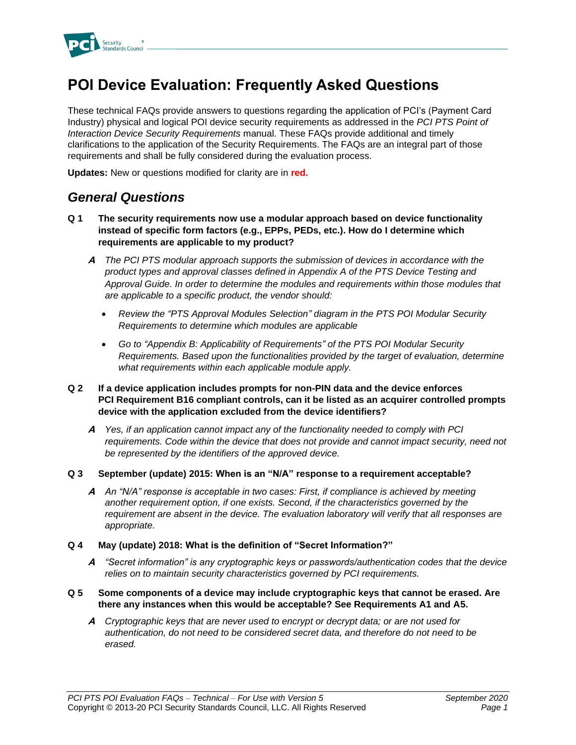# POI Device Evaluation: Frequently Asked Questions

These technical FAQs provide answers to questions regarding the application of PCI's (Payment Card Industry) physical and logical POI device security requirements as addressed in the *PCI PTS Point of Interaction Device Security Requirements* manual. These FAQs provide additional and timely clarifications to the application of the Security Requirements. The FAQs are an integral part of those requirements and shall be fully considered during the evaluation process.

**Updates:** New or questions modified for clarity are in **red.**

## *General Questions*

**Q 1 The security requirements now use a modular approach based on device functionality instead of specific form factors (e.g., EPPs, PEDs, etc.). How do I determine which requirements are applicable to my product?**

***A*** *The PCI PTS modular approach supports the submission of devices in accordance with the product types and approval classes defined in Appendix A of the PTS Device Testing and Approval Guide. In order to determine the modules and requirements within those modules that are applicable to a specific product, the vendor should:*

- *Review the "PTS Approval Modules Selection" diagram in the PTS POI Modular Security Requirements to determine which modules are applicable*
- *Go to "Appendix B: Applicability of Requirements" of the PTS POI Modular Security Requirements. Based upon the functionalities provided by the target of evaluation, determine what requirements within each applicable module apply.*

**Q 2 If a device application includes prompts for non-PIN data and the device enforces PCI Requirement B16 compliant controls, can it be listed as an acquirer controlled prompts device with the application excluded from the device identifiers?**

***A*** *Yes, if an application cannot impact any of the functionality needed to comply with PCI requirements. Code within the device that does not provide and cannot impact security, need not be represented by the identifiers of the approved device.*

**Q 3 September (update) 2015: When is an "N/A" response to a requirement acceptable?**

***A*** *An "N/A" response is acceptable in two cases: First, if compliance is achieved by meeting another requirement option, if one exists. Second, if the characteristics governed by the requirement are absent in the device. The evaluation laboratory will verify that all responses are appropriate.*

**Q 4 May (update) 2018: What is the definition of "Secret Information?"**

***A*** *"Secret information" is any cryptographic keys or passwords/authentication codes that the device relies on to maintain security characteristics governed by PCI requirements.*

**Q 5 Some components of a device may include cryptographic keys that cannot be erased. Are there any instances when this would be acceptable? See Requirements A1 and A5.**

***A*** *Cryptographic keys that are never used to encrypt or decrypt data; or are not used for authentication, do not need to be considered secret data, and therefore do not need to be erased.*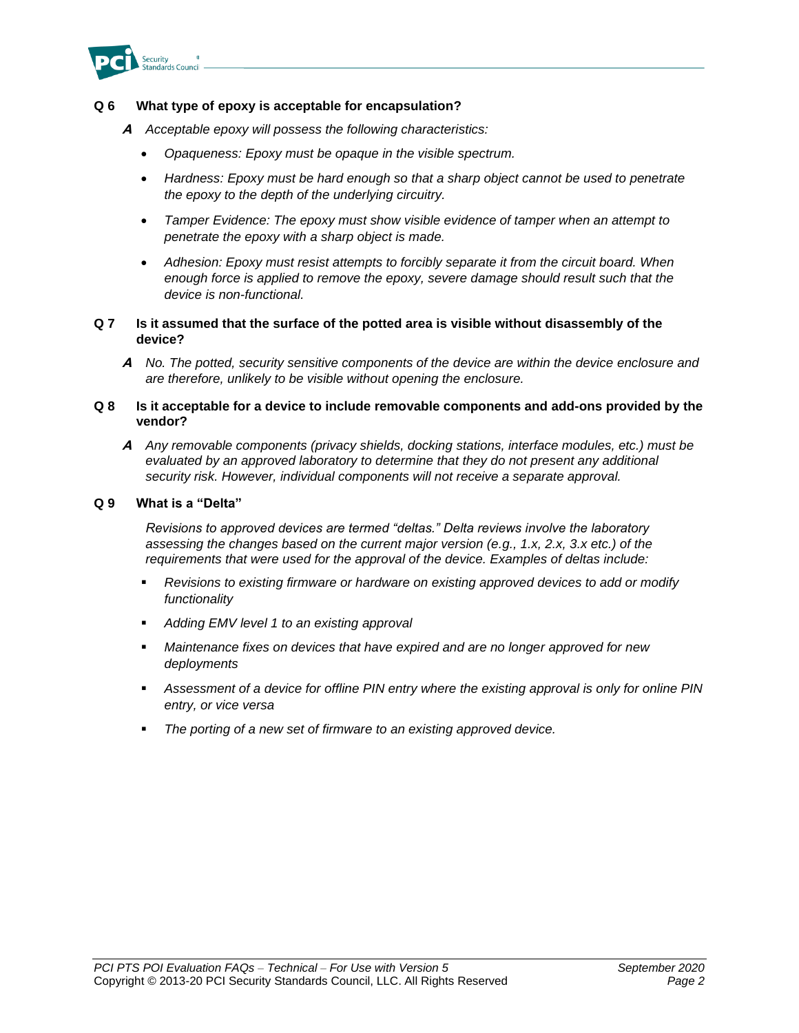**Q 6 What type of epoxy is acceptable for encapsulation?**

***A*** *Acceptable epoxy will possess the following characteristics:*

- *Opaqueness: Epoxy must be opaque in the visible spectrum.*
- *Hardness: Epoxy must be hard enough so that a sharp object cannot be used to penetrate the epoxy to the depth of the underlying circuitry.*
- *Tamper Evidence: The epoxy must show visible evidence of tamper when an attempt to penetrate the epoxy with a sharp object is made.*
- *Adhesion: Epoxy must resist attempts to forcibly separate it from the circuit board. When enough force is applied to remove the epoxy, severe damage should result such that the device is non-functional.*

**Q 7 Is it assumed that the surface of the potted area is visible without disassembly of the device?**

***A*** *No. The potted, security sensitive components of the device are within the device enclosure and are therefore, unlikely to be visible without opening the enclosure.*

**Q 8 Is it acceptable for a device to include removable components and add-ons provided by the vendor?**

***A*** *Any removable components (privacy shields, docking stations, interface modules, etc.) must be evaluated by an approved laboratory to determine that they do not present any additional security risk. However, individual components will not receive a separate approval.*

**Q 9 What is a "Delta"**

*Revisions to approved devices are termed "deltas." Delta reviews involve the laboratory assessing the changes based on the current major version (e.g., 1.x, 2.x, 3.x etc.) of the requirements that were used for the approval of the device. Examples of deltas include:*

- *Revisions to existing firmware or hardware on existing approved devices to add or modify functionality*
- *Adding EMV level 1 to an existing approval*
- *Maintenance fixes on devices that have expired and are no longer approved for new deployments*
- *Assessment of a device for offline PIN entry where the existing approval is only for online PIN entry, or vice versa*
- *The porting of a new set of firmware to an existing approved device.*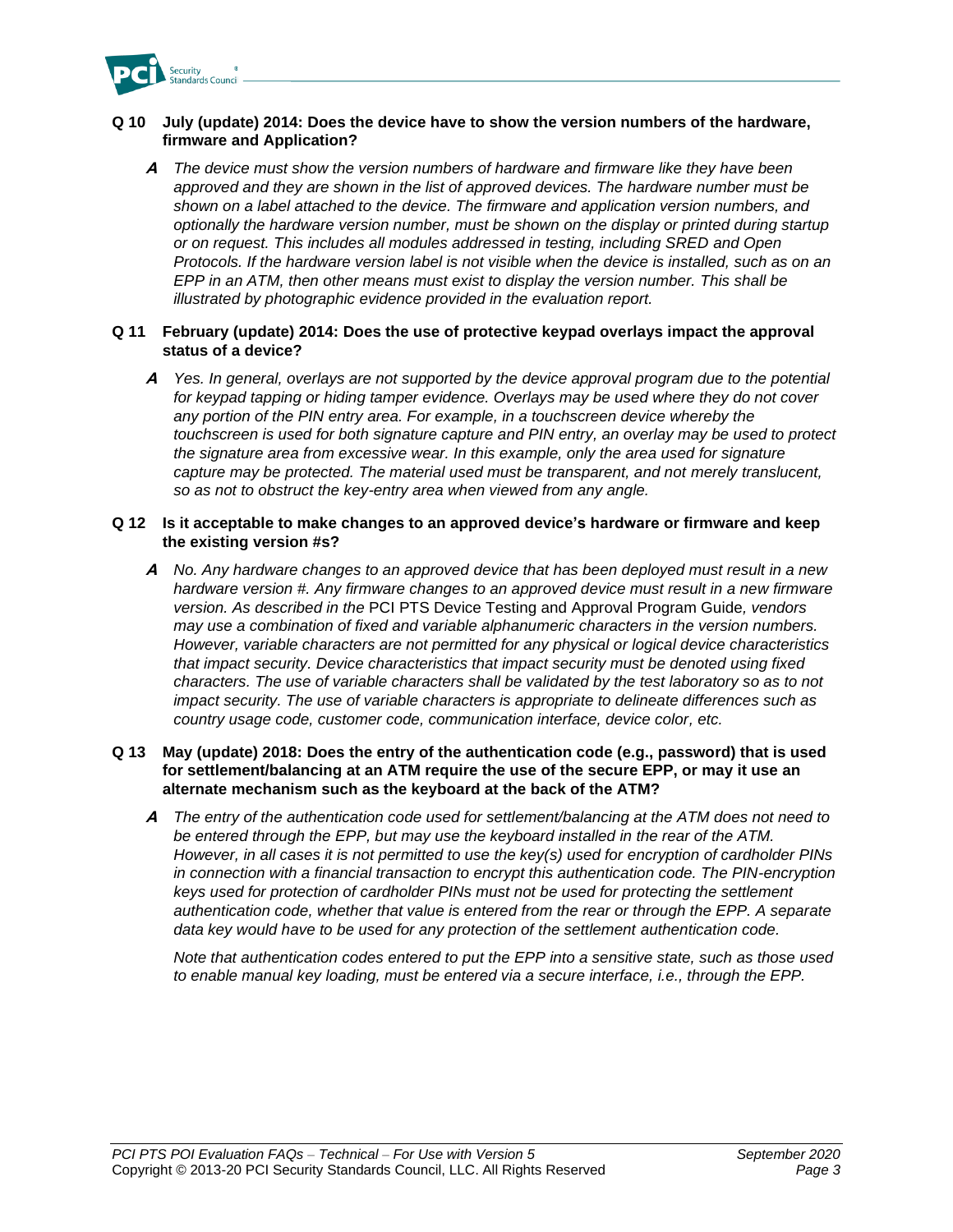**Q 10 July (update) 2014: Does the device have to show the version numbers of the hardware, firmware and Application?**

**A** *The device must show the version numbers of hardware and firmware like they have been approved and they are shown in the list of approved devices. The hardware number must be shown on a label attached to the device. The firmware and application version numbers, and optionally the hardware version number, must be shown on the display or printed during startup or on request. This includes all modules addressed in testing, including SRED and Open Protocols. If the hardware version label is not visible when the device is installed, such as on an EPP in an ATM, then other means must exist to display the version number. This shall be illustrated by photographic evidence provided in the evaluation report.*

**Q 11 February (update) 2014: Does the use of protective keypad overlays impact the approval status of a device?**

**A** *Yes. In general, overlays are not supported by the device approval program due to the potential for keypad tapping or hiding tamper evidence. Overlays may be used where they do not cover any portion of the PIN entry area. For example, in a touchscreen device whereby the touchscreen is used for both signature capture and PIN entry, an overlay may be used to protect the signature area from excessive wear. In this example, only the area used for signature capture may be protected. The material used must be transparent, and not merely translucent, so as not to obstruct the key-entry area when viewed from any angle.*

**Q 12 Is it acceptable to make changes to an approved device's hardware or firmware and keep the existing version #s?**

**A** *No. Any hardware changes to an approved device that has been deployed must result in a new hardware version #. Any firmware changes to an approved device must result in a new firmware version. As described in the* PCI PTS Device Testing and Approval Program Guide*, vendors may use a combination of fixed and variable alphanumeric characters in the version numbers. However, variable characters are not permitted for any physical or logical device characteristics that impact security. Device characteristics that impact security must be denoted using fixed characters. The use of variable characters shall be validated by the test laboratory so as to not impact security. The use of variable characters is appropriate to delineate differences such as country usage code, customer code, communication interface, device color, etc.*

**Q 13 May (update) 2018: Does the entry of the authentication code (e.g., password) that is used for settlement/balancing at an ATM require the use of the secure EPP, or may it use an alternate mechanism such as the keyboard at the back of the ATM?**

**A** *The entry of the authentication code used for settlement/balancing at the ATM does not need to be entered through the EPP, but may use the keyboard installed in the rear of the ATM. However, in all cases it is not permitted to use the key(s) used for encryption of cardholder PINs in connection with a financial transaction to encrypt this authentication code. The PIN-encryption keys used for protection of cardholder PINs must not be used for protecting the settlement authentication code, whether that value is entered from the rear or through the EPP. A separate data key would have to be used for any protection of the settlement authentication code.*

*Note that authentication codes entered to put the EPP into a sensitive state, such as those used to enable manual key loading, must be entered via a secure interface, i.e., through the EPP.*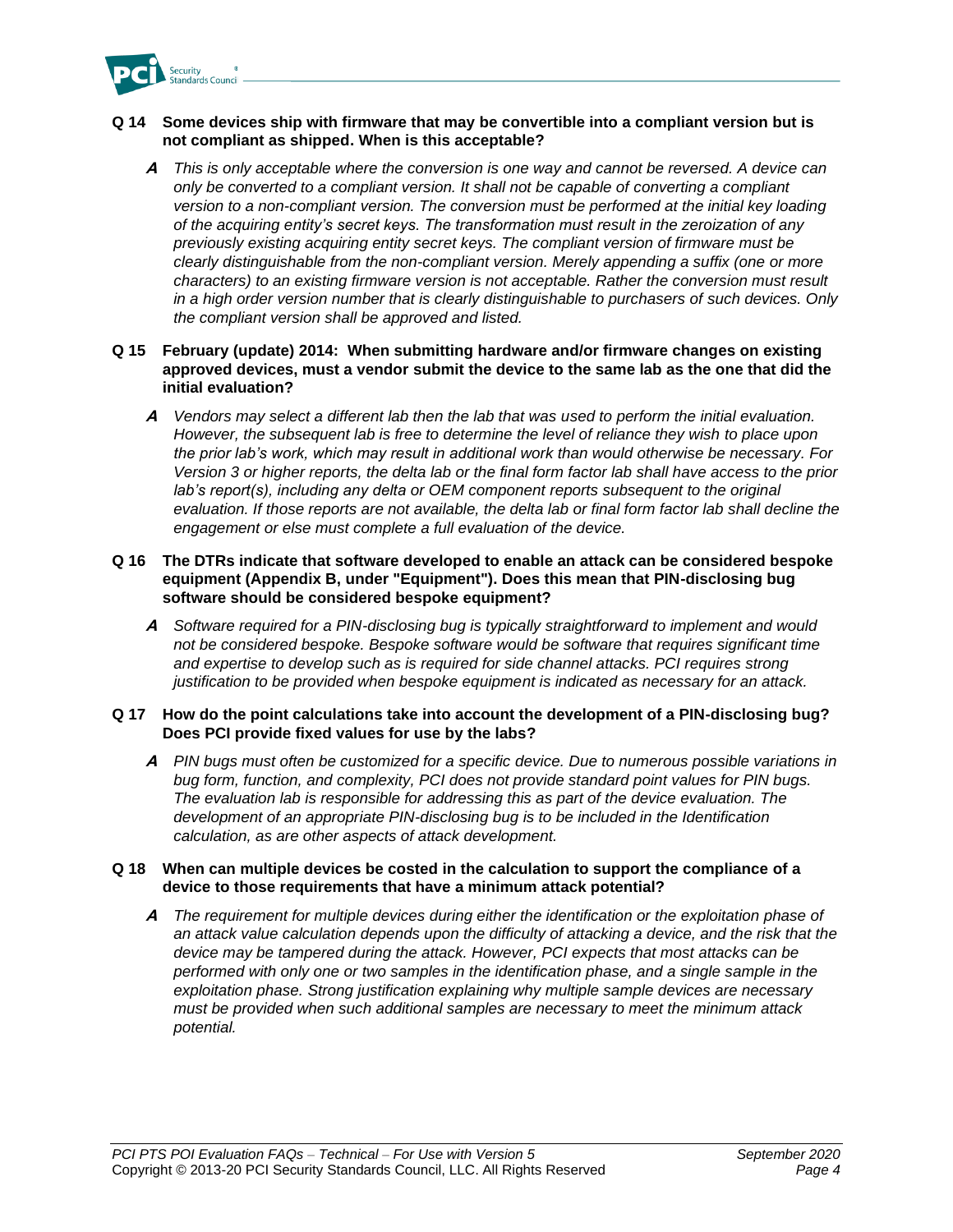**Q 14 Some devices ship with firmware that may be convertible into a compliant version but is not compliant as shipped. When is this acceptable?**

***A*** *This is only acceptable where the conversion is one way and cannot be reversed. A device can only be converted to a compliant version. It shall not be capable of converting a compliant version to a non-compliant version. The conversion must be performed at the initial key loading of the acquiring entity's secret keys. The transformation must result in the zeroization of any previously existing acquiring entity secret keys. The compliant version of firmware must be clearly distinguishable from the non-compliant version. Merely appending a suffix (one or more characters) to an existing firmware version is not acceptable. Rather the conversion must result in a high order version number that is clearly distinguishable to purchasers of such devices. Only the compliant version shall be approved and listed.*

**Q 15 February (update) 2014: When submitting hardware and/or firmware changes on existing approved devices, must a vendor submit the device to the same lab as the one that did the initial evaluation?**

***A*** *Vendors may select a different lab then the lab that was used to perform the initial evaluation. However, the subsequent lab is free to determine the level of reliance they wish to place upon the prior lab's work, which may result in additional work than would otherwise be necessary. For Version 3 or higher reports, the delta lab or the final form factor lab shall have access to the prior lab's report(s), including any delta or OEM component reports subsequent to the original evaluation. If those reports are not available, the delta lab or final form factor lab shall decline the engagement or else must complete a full evaluation of the device.*

**Q 16 The DTRs indicate that software developed to enable an attack can be considered bespoke equipment (Appendix B, under "Equipment"). Does this mean that PIN-disclosing bug software should be considered bespoke equipment?**

***A*** *Software required for a PIN-disclosing bug is typically straightforward to implement and would not be considered bespoke. Bespoke software would be software that requires significant time and expertise to develop such as is required for side channel attacks. PCI requires strong justification to be provided when bespoke equipment is indicated as necessary for an attack.*

**Q 17 How do the point calculations take into account the development of a PIN-disclosing bug? Does PCI provide fixed values for use by the labs?**

***A*** *PIN bugs must often be customized for a specific device. Due to numerous possible variations in bug form, function, and complexity, PCI does not provide standard point values for PIN bugs. The evaluation lab is responsible for addressing this as part of the device evaluation. The development of an appropriate PIN-disclosing bug is to be included in the Identification calculation, as are other aspects of attack development.*

**Q 18 When can multiple devices be costed in the calculation to support the compliance of a device to those requirements that have a minimum attack potential?**

***A*** *The requirement for multiple devices during either the identification or the exploitation phase of an attack value calculation depends upon the difficulty of attacking a device, and the risk that the device may be tampered during the attack. However, PCI expects that most attacks can be performed with only one or two samples in the identification phase, and a single sample in the exploitation phase. Strong justification explaining why multiple sample devices are necessary must be provided when such additional samples are necessary to meet the minimum attack potential.*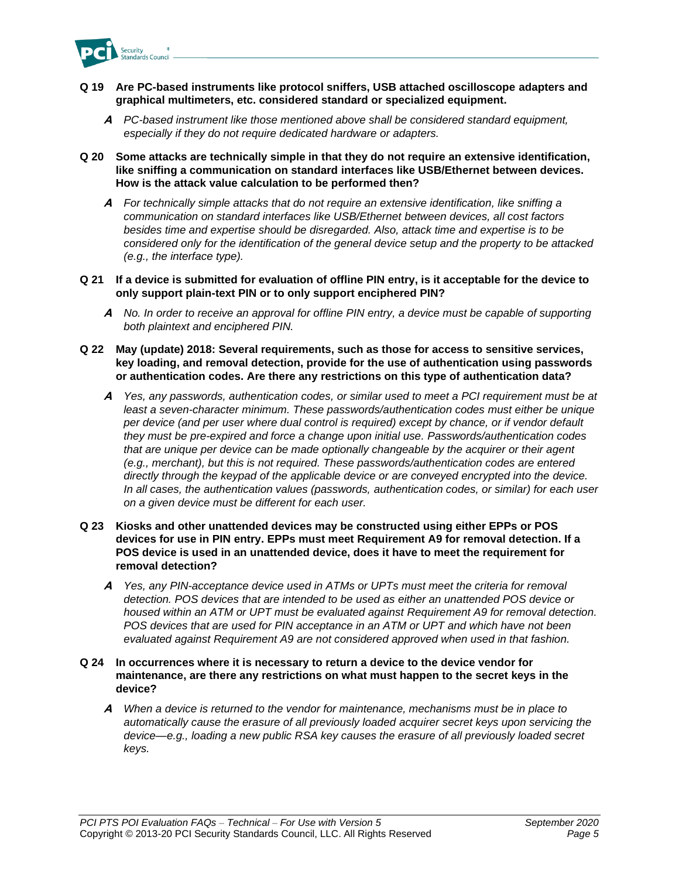**Q 19 Are PC-based instruments like protocol sniffers, USB attached oscilloscope adapters and graphical multimeters, etc. considered standard or specialized equipment.**

***A*** *PC-based instrument like those mentioned above shall be considered standard equipment, especially if they do not require dedicated hardware or adapters.*

**Q 20 Some attacks are technically simple in that they do not require an extensive identification, like sniffing a communication on standard interfaces like USB/Ethernet between devices. How is the attack value calculation to be performed then?**

***A*** *For technically simple attacks that do not require an extensive identification, like sniffing a communication on standard interfaces like USB/Ethernet between devices, all cost factors besides time and expertise should be disregarded. Also, attack time and expertise is to be considered only for the identification of the general device setup and the property to be attacked (e.g., the interface type).*

**Q 21 If a device is submitted for evaluation of offline PIN entry, is it acceptable for the device to only support plain-text PIN or to only support enciphered PIN?**

***A*** *No. In order to receive an approval for offline PIN entry, a device must be capable of supporting both plaintext and enciphered PIN.*

**Q 22 May (update) 2018: Several requirements, such as those for access to sensitive services, key loading, and removal detection, provide for the use of authentication using passwords or authentication codes. Are there any restrictions on this type of authentication data?**

***A*** *Yes, any passwords, authentication codes, or similar used to meet a PCI requirement must be at least a seven-character minimum. These passwords/authentication codes must either be unique per device (and per user where dual control is required) except by chance, or if vendor default they must be pre-expired and force a change upon initial use. Passwords/authentication codes that are unique per device can be made optionally changeable by the acquirer or their agent (e.g., merchant), but this is not required. These passwords/authentication codes are entered directly through the keypad of the applicable device or are conveyed encrypted into the device. In all cases, the authentication values (passwords, authentication codes, or similar) for each user on a given device must be different for each user.*

**Q 23 Kiosks and other unattended devices may be constructed using either EPPs or POS devices for use in PIN entry. EPPs must meet Requirement A9 for removal detection. If a POS device is used in an unattended device, does it have to meet the requirement for removal detection?**

***A*** *Yes, any PIN-acceptance device used in ATMs or UPTs must meet the criteria for removal detection. POS devices that are intended to be used as either an unattended POS device or housed within an ATM or UPT must be evaluated against Requirement A9 for removal detection. POS devices that are used for PIN acceptance in an ATM or UPT and which have not been evaluated against Requirement A9 are not considered approved when used in that fashion.*

**Q 24 In occurrences where it is necessary to return a device to the device vendor for maintenance, are there any restrictions on what must happen to the secret keys in the device?**

***A*** *When a device is returned to the vendor for maintenance, mechanisms must be in place to automatically cause the erasure of all previously loaded acquirer secret keys upon servicing the device—e.g., loading a new public RSA key causes the erasure of all previously loaded secret keys.*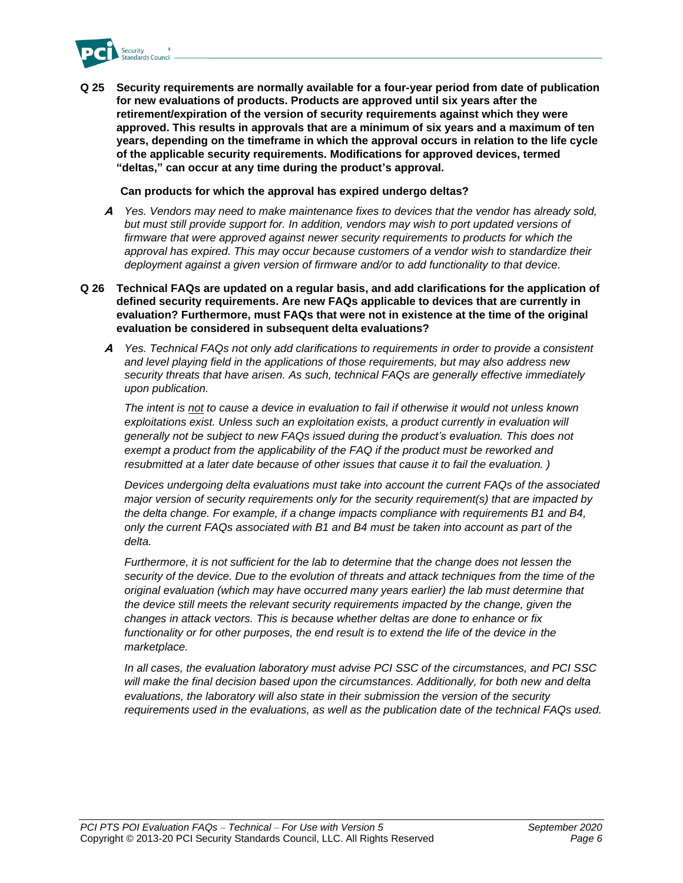**Q 25 Security requirements are normally available for a four-year period from date of publication for new evaluations of products. Products are approved until six years after the retirement/expiration of the version of security requirements against which they were approved. This results in approvals that are a minimum of six years and a maximum of ten years, depending on the timeframe in which the approval occurs in relation to the life cycle of the applicable security requirements. Modifications for approved devices, termed "deltas," can occur at any time during the product's approval.**

**Can products for which the approval has expired undergo deltas?**

***A*** *Yes. Vendors may need to make maintenance fixes to devices that the vendor has already sold, but must still provide support for. In addition, vendors may wish to port updated versions of firmware that were approved against newer security requirements to products for which the approval has expired. This may occur because customers of a vendor wish to standardize their deployment against a given version of firmware and/or to add functionality to that device.*

**Q 26 Technical FAQs are updated on a regular basis, and add clarifications for the application of defined security requirements. Are new FAQs applicable to devices that are currently in evaluation? Furthermore, must FAQs that were not in existence at the time of the original evaluation be considered in subsequent delta evaluations?**

***A*** *Yes. Technical FAQs not only add clarifications to requirements in order to provide a consistent and level playing field in the applications of those requirements, but may also address new security threats that have arisen. As such, technical FAQs are generally effective immediately upon publication.*

*The intent is <u>not</u> to cause a device in evaluation to fail if otherwise it would not unless known exploitations exist. Unless such an exploitation exists, a product currently in evaluation will generally not be subject to new FAQs issued during the product's evaluation. This does not exempt a product from the applicability of the FAQ if the product must be reworked and resubmitted at a later date because of other issues that cause it to fail the evaluation. )*

*Devices undergoing delta evaluations must take into account the current FAQs of the associated major version of security requirements only for the security requirement(s) that are impacted by the delta change. For example, if a change impacts compliance with requirements B1 and B4, only the current FAQs associated with B1 and B4 must be taken into account as part of the delta.*

*Furthermore, it is not sufficient for the lab to determine that the change does not lessen the security of the device. Due to the evolution of threats and attack techniques from the time of the original evaluation (which may have occurred many years earlier) the lab must determine that the device still meets the relevant security requirements impacted by the change, given the changes in attack vectors. This is because whether deltas are done to enhance or fix functionality or for other purposes, the end result is to extend the life of the device in the marketplace.*

*In all cases, the evaluation laboratory must advise PCI SSC of the circumstances, and PCI SSC will make the final decision based upon the circumstances. Additionally, for both new and delta evaluations, the laboratory will also state in their submission the version of the security requirements used in the evaluations, as well as the publication date of the technical FAQs used.*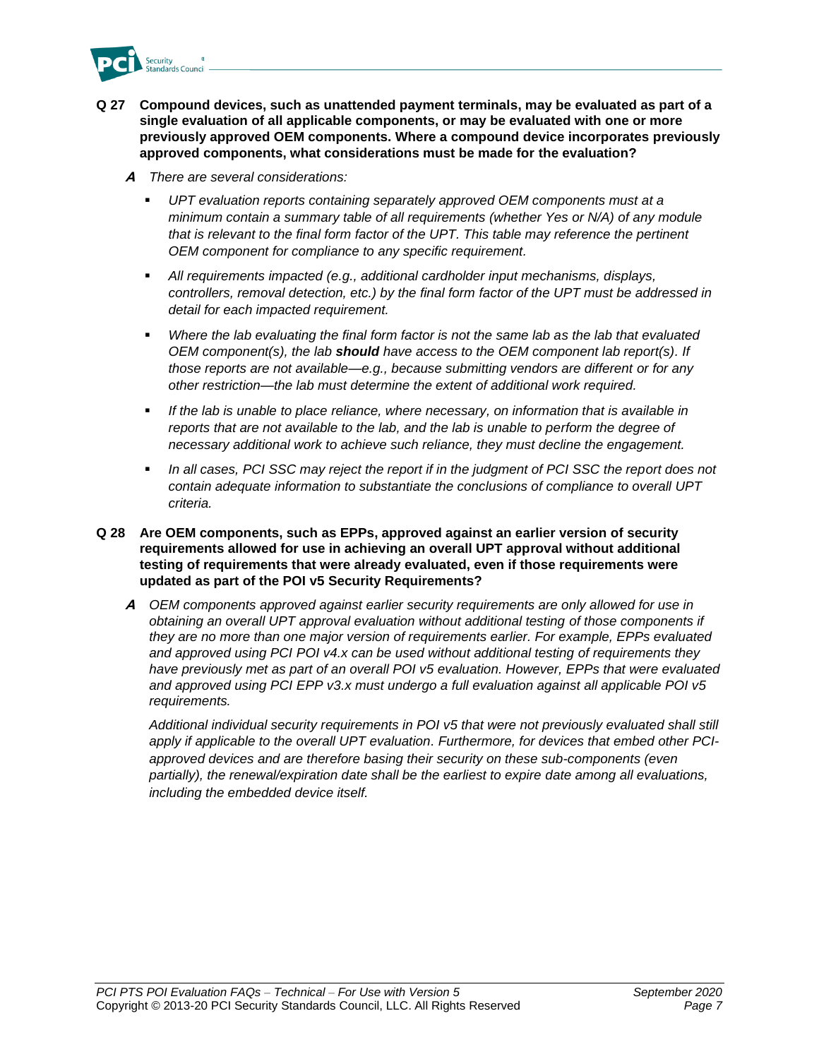**Q 27 Compound devices, such as unattended payment terminals, may be evaluated as part of a single evaluation of all applicable components, or may be evaluated with one or more previously approved OEM components. Where a compound device incorporates previously approved components, what considerations must be made for the evaluation?**

***A*** *There are several considerations:*

- *UPT evaluation reports containing separately approved OEM components must at a minimum contain a summary table of all requirements (whether Yes or N/A) of any module that is relevant to the final form factor of the UPT. This table may reference the pertinent OEM component for compliance to any specific requirement.*
- *All requirements impacted (e.g., additional cardholder input mechanisms, displays, controllers, removal detection, etc.) by the final form factor of the UPT must be addressed in detail for each impacted requirement.*
- *Where the lab evaluating the final form factor is not the same lab as the lab that evaluated OEM component(s), the lab **should** have access to the OEM component lab report(s). If those reports are not available—e.g., because submitting vendors are different or for any other restriction—the lab must determine the extent of additional work required.*
- *If the lab is unable to place reliance, where necessary, on information that is available in reports that are not available to the lab, and the lab is unable to perform the degree of necessary additional work to achieve such reliance, they must decline the engagement.*
- *In all cases, PCI SSC may reject the report if in the judgment of PCI SSC the report does not contain adequate information to substantiate the conclusions of compliance to overall UPT criteria.*

**Q 28 Are OEM components, such as EPPs, approved against an earlier version of security requirements allowed for use in achieving an overall UPT approval without additional testing of requirements that were already evaluated, even if those requirements were updated as part of the POI v5 Security Requirements?**

***A*** *OEM components approved against earlier security requirements are only allowed for use in obtaining an overall UPT approval evaluation without additional testing of those components if they are no more than one major version of requirements earlier. For example, EPPs evaluated and approved using PCI POI v4.x can be used without additional testing of requirements they have previously met as part of an overall POI v5 evaluation. However, EPPs that were evaluated and approved using PCI EPP v3.x must undergo a full evaluation against all applicable POI v5 requirements.*

*Additional individual security requirements in POI v5 that were not previously evaluated shall still apply if applicable to the overall UPT evaluation. Furthermore, for devices that embed other PCI-approved devices and are therefore basing their security on these sub-components (even partially), the renewal/expiration date shall be the earliest to expire date among all evaluations, including the embedded device itself.*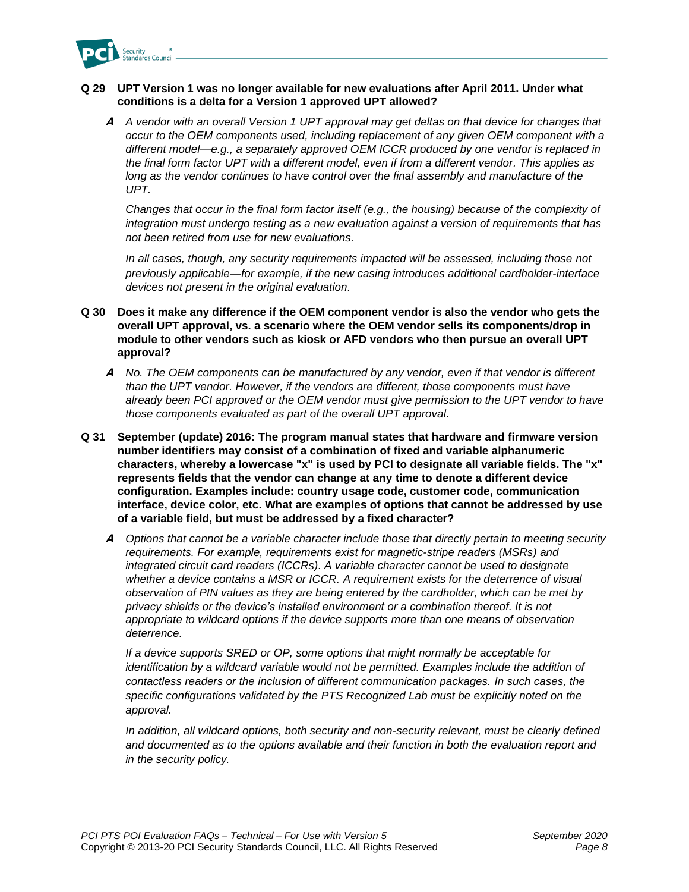**Q 29 UPT Version 1 was no longer available for new evaluations after April 2011. Under what conditions is a delta for a Version 1 approved UPT allowed?**

***A*** *A vendor with an overall Version 1 UPT approval may get deltas on that device for changes that occur to the OEM components used, including replacement of any given OEM component with a different model—e.g., a separately approved OEM ICCR produced by one vendor is replaced in the final form factor UPT with a different model, even if from a different vendor. This applies as long as the vendor continues to have control over the final assembly and manufacture of the UPT.*

*Changes that occur in the final form factor itself (e.g., the housing) because of the complexity of integration must undergo testing as a new evaluation against a version of requirements that has not been retired from use for new evaluations.*

*In all cases, though, any security requirements impacted will be assessed, including those not previously applicable—for example, if the new casing introduces additional cardholder-interface devices not present in the original evaluation.*

**Q 30 Does it make any difference if the OEM component vendor is also the vendor who gets the overall UPT approval, vs. a scenario where the OEM vendor sells its components/drop in module to other vendors such as kiosk or AFD vendors who then pursue an overall UPT approval?**

***A*** *No. The OEM components can be manufactured by any vendor, even if that vendor is different than the UPT vendor. However, if the vendors are different, those components must have already been PCI approved or the OEM vendor must give permission to the UPT vendor to have those components evaluated as part of the overall UPT approval.*

**Q 31 September (update) 2016: The program manual states that hardware and firmware version number identifiers may consist of a combination of fixed and variable alphanumeric characters, whereby a lowercase "x" is used by PCI to designate all variable fields. The "x" represents fields that the vendor can change at any time to denote a different device configuration. Examples include: country usage code, customer code, communication interface, device color, etc. What are examples of options that cannot be addressed by use of a variable field, but must be addressed by a fixed character?**

***A*** *Options that cannot be a variable character include those that directly pertain to meeting security requirements. For example, requirements exist for magnetic-stripe readers (MSRs) and integrated circuit card readers (ICCRs). A variable character cannot be used to designate whether a device contains a MSR or ICCR. A requirement exists for the deterrence of visual observation of PIN values as they are being entered by the cardholder, which can be met by privacy shields or the device's installed environment or a combination thereof. It is not appropriate to wildcard options if the device supports more than one means of observation deterrence.*

*If a device supports SRED or OP, some options that might normally be acceptable for identification by a wildcard variable would not be permitted. Examples include the addition of contactless readers or the inclusion of different communication packages. In such cases, the specific configurations validated by the PTS Recognized Lab must be explicitly noted on the approval.*

*In addition, all wildcard options, both security and non-security relevant, must be clearly defined and documented as to the options available and their function in both the evaluation report and in the security policy.*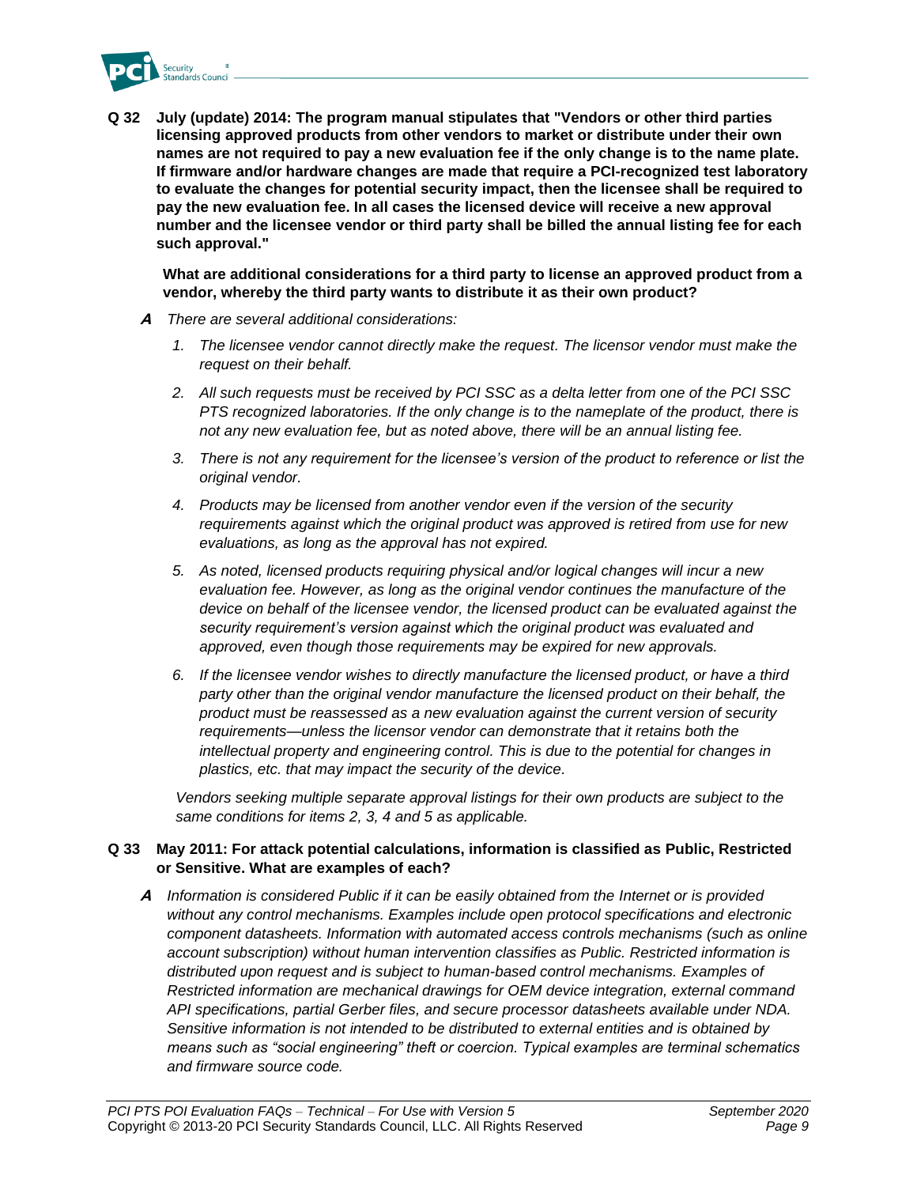**Q 32 July (update) 2014: The program manual stipulates that "Vendors or other third parties licensing approved products from other vendors to market or distribute under their own names are not required to pay a new evaluation fee if the only change is to the name plate. If firmware and/or hardware changes are made that require a PCI-recognized test laboratory to evaluate the changes for potential security impact, then the licensee shall be required to pay the new evaluation fee. In all cases the licensed device will receive a new approval number and the licensee vendor or third party shall be billed the annual listing fee for each such approval."**

**What are additional considerations for a third party to license an approved product from a vendor, whereby the third party wants to distribute it as their own product?**

***A*** *There are several additional considerations:*

1. *The licensee vendor cannot directly make the request. The licensor vendor must make the request on their behalf.*
2. *All such requests must be received by PCI SSC as a delta letter from one of the PCI SSC PTS recognized laboratories. If the only change is to the nameplate of the product, there is not any new evaluation fee, but as noted above, there will be an annual listing fee.*
3. *There is not any requirement for the licensee's version of the product to reference or list the original vendor.*
4. *Products may be licensed from another vendor even if the version of the security requirements against which the original product was approved is retired from use for new evaluations, as long as the approval has not expired.*
5. *As noted, licensed products requiring physical and/or logical changes will incur a new evaluation fee. However, as long as the original vendor continues the manufacture of the device on behalf of the licensee vendor, the licensed product can be evaluated against the security requirement's version against which the original product was evaluated and approved, even though those requirements may be expired for new approvals.*
6. *If the licensee vendor wishes to directly manufacture the licensed product, or have a third party other than the original vendor manufacture the licensed product on their behalf, the product must be reassessed as a new evaluation against the current version of security requirements—unless the licensor vendor can demonstrate that it retains both the intellectual property and engineering control. This is due to the potential for changes in plastics, etc. that may impact the security of the device.*

*Vendors seeking multiple separate approval listings for their own products are subject to the same conditions for items 2, 3, 4 and 5 as applicable.*

**Q 33 May 2011: For attack potential calculations, information is classified as Public, Restricted or Sensitive. What are examples of each?**

***A*** *Information is considered Public if it can be easily obtained from the Internet or is provided without any control mechanisms. Examples include open protocol specifications and electronic component datasheets. Information with automated access controls mechanisms (such as online account subscription) without human intervention classifies as Public. Restricted information is distributed upon request and is subject to human-based control mechanisms. Examples of Restricted information are mechanical drawings for OEM device integration, external command API specifications, partial Gerber files, and secure processor datasheets available under NDA. Sensitive information is not intended to be distributed to external entities and is obtained by means such as "social engineering" theft or coercion. Typical examples are terminal schematics and firmware source code.*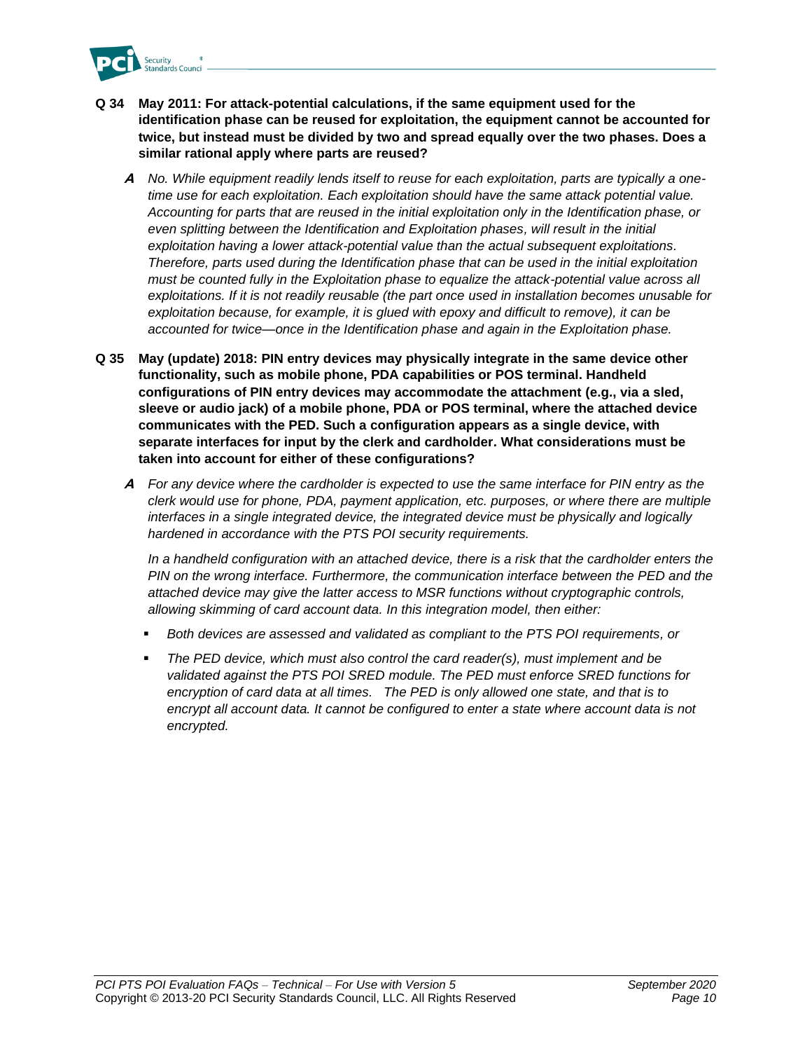**Q 34 May 2011: For attack-potential calculations, if the same equipment used for the identification phase can be reused for exploitation, the equipment cannot be accounted for twice, but instead must be divided by two and spread equally over the two phases. Does a similar rational apply where parts are reused?**

***A*** *No. While equipment readily lends itself to reuse for each exploitation, parts are typically a one-time use for each exploitation. Each exploitation should have the same attack potential value. Accounting for parts that are reused in the initial exploitation only in the Identification phase, or even splitting between the Identification and Exploitation phases, will result in the initial exploitation having a lower attack-potential value than the actual subsequent exploitations. Therefore, parts used during the Identification phase that can be used in the initial exploitation must be counted fully in the Exploitation phase to equalize the attack-potential value across all exploitations. If it is not readily reusable (the part once used in installation becomes unusable for exploitation because, for example, it is glued with epoxy and difficult to remove), it can be accounted for twice—once in the Identification phase and again in the Exploitation phase.*

**Q 35 May (update) 2018: PIN entry devices may physically integrate in the same device other functionality, such as mobile phone, PDA capabilities or POS terminal. Handheld configurations of PIN entry devices may accommodate the attachment (e.g., via a sled, sleeve or audio jack) of a mobile phone, PDA or POS terminal, where the attached device communicates with the PED. Such a configuration appears as a single device, with separate interfaces for input by the clerk and cardholder. What considerations must be taken into account for either of these configurations?**

***A*** *For any device where the cardholder is expected to use the same interface for PIN entry as the clerk would use for phone, PDA, payment application, etc. purposes, or where there are multiple interfaces in a single integrated device, the integrated device must be physically and logically hardened in accordance with the PTS POI security requirements.*

*In a handheld configuration with an attached device, there is a risk that the cardholder enters the PIN on the wrong interface. Furthermore, the communication interface between the PED and the attached device may give the latter access to MSR functions without cryptographic controls, allowing skimming of card account data. In this integration model, then either:*

- *Both devices are assessed and validated as compliant to the PTS POI requirements, or*
- *The PED device, which must also control the card reader(s), must implement and be validated against the PTS POI SRED module. The PED must enforce SRED functions for encryption of card data at all times. The PED is only allowed one state, and that is to encrypt all account data. It cannot be configured to enter a state where account data is not encrypted.*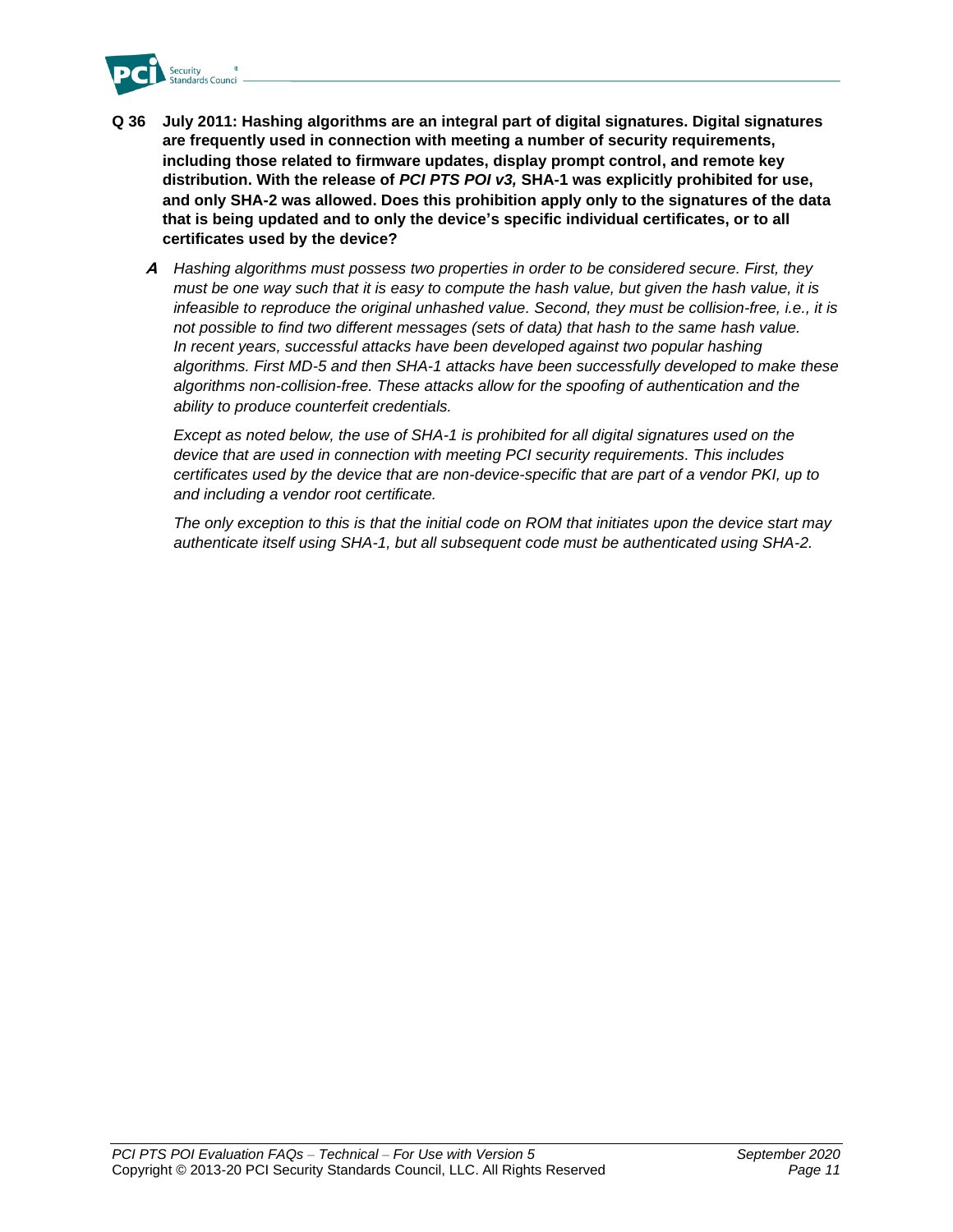**Q 36 July 2011: Hashing algorithms are an integral part of digital signatures. Digital signatures are frequently used in connection with meeting a number of security requirements, including those related to firmware updates, display prompt control, and remote key distribution. With the release of *PCI PTS POI v3,* SHA-1 was explicitly prohibited for use, and only SHA-2 was allowed. Does this prohibition apply only to the signatures of the data that is being updated and to only the device's specific individual certificates, or to all certificates used by the device?**

***A*** *Hashing algorithms must possess two properties in order to be considered secure. First, they must be one way such that it is easy to compute the hash value, but given the hash value, it is infeasible to reproduce the original unhashed value. Second, they must be collision-free, i.e., it is not possible to find two different messages (sets of data) that hash to the same hash value. In recent years, successful attacks have been developed against two popular hashing algorithms. First MD-5 and then SHA-1 attacks have been successfully developed to make these algorithms non-collision-free. These attacks allow for the spoofing of authentication and the ability to produce counterfeit credentials.*

*Except as noted below, the use of SHA-1 is prohibited for all digital signatures used on the device that are used in connection with meeting PCI security requirements. This includes certificates used by the device that are non-device-specific that are part of a vendor PKI, up to and including a vendor root certificate.*

*The only exception to this is that the initial code on ROM that initiates upon the device start may authenticate itself using SHA-1, but all subsequent code must be authenticated using SHA-2.*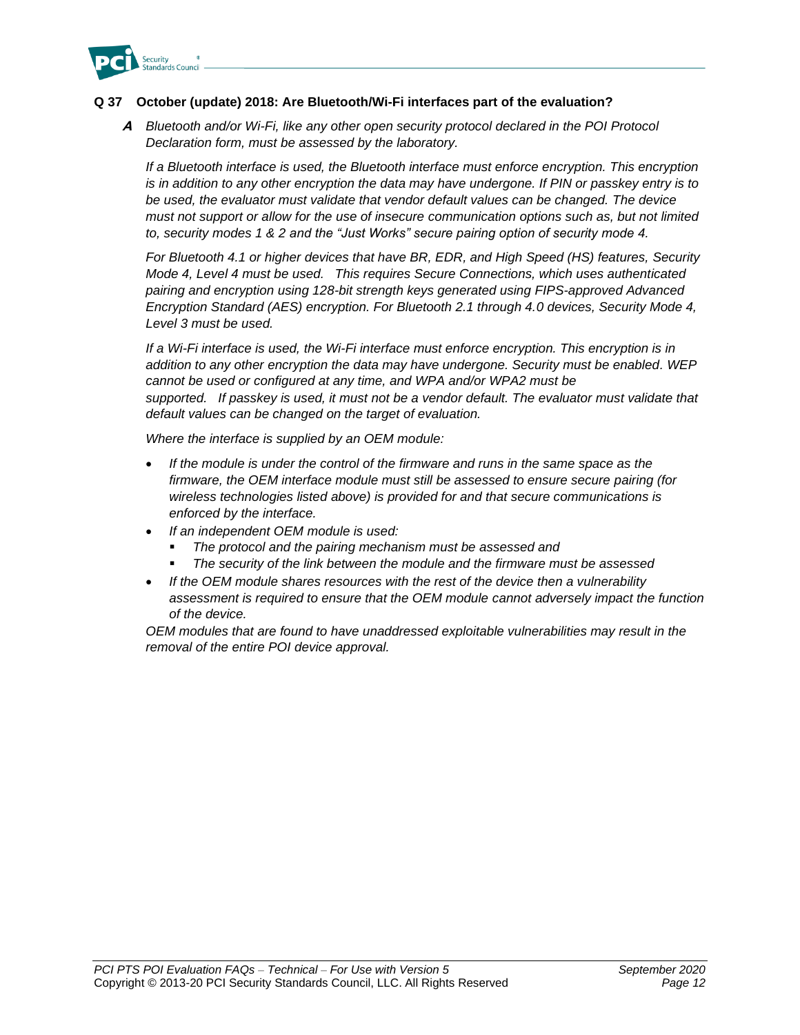**Q 37 October (update) 2018: Are Bluetooth/Wi-Fi interfaces part of the evaluation?**

***A*** *Bluetooth and/or Wi-Fi, like any other open security protocol declared in the POI Protocol Declaration form, must be assessed by the laboratory.*

*If a Bluetooth interface is used, the Bluetooth interface must enforce encryption. This encryption is in addition to any other encryption the data may have undergone. If PIN or passkey entry is to be used, the evaluator must validate that vendor default values can be changed. The device must not support or allow for the use of insecure communication options such as, but not limited to, security modes 1 & 2 and the "Just Works" secure pairing option of security mode 4.*

*For Bluetooth 4.1 or higher devices that have BR, EDR, and High Speed (HS) features, Security Mode 4, Level 4 must be used. This requires Secure Connections, which uses authenticated pairing and encryption using 128-bit strength keys generated using FIPS-approved Advanced Encryption Standard (AES) encryption. For Bluetooth 2.1 through 4.0 devices, Security Mode 4, Level 3 must be used.*

*If a Wi-Fi interface is used, the Wi-Fi interface must enforce encryption. This encryption is in addition to any other encryption the data may have undergone. Security must be enabled. WEP cannot be used or configured at any time, and WPA and/or WPA2 must be supported. If passkey is used, it must not be a vendor default. The evaluator must validate that default values can be changed on the target of evaluation.*

*Where the interface is supplied by an OEM module:*

- *If the module is under the control of the firmware and runs in the same space as the firmware, the OEM interface module must still be assessed to ensure secure pairing (for wireless technologies listed above) is provided for and that secure communications is enforced by the interface.*
- *If an independent OEM module is used:*
  - *The protocol and the pairing mechanism must be assessed and*
  - *The security of the link between the module and the firmware must be assessed*
- *If the OEM module shares resources with the rest of the device then a vulnerability assessment is required to ensure that the OEM module cannot adversely impact the function of the device.*

*OEM modules that are found to have unaddressed exploitable vulnerabilities may result in the removal of the entire POI device approval.*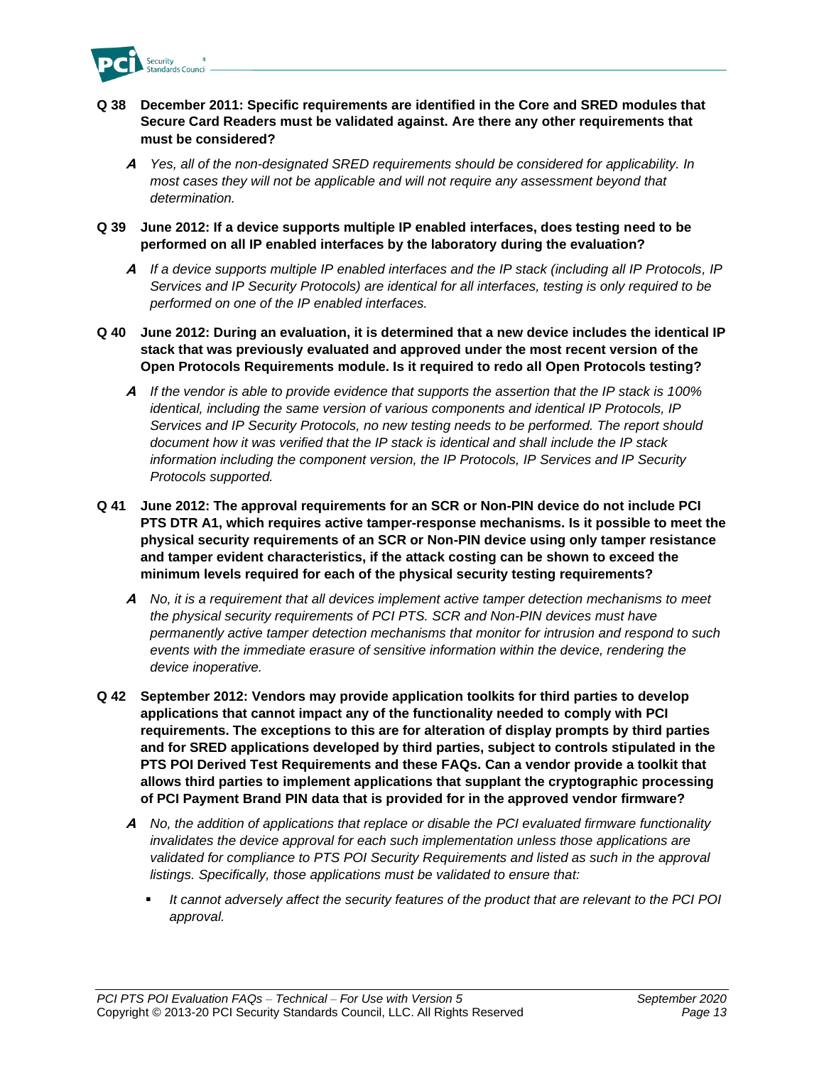**Q 38 December 2011: Specific requirements are identified in the Core and SRED modules that Secure Card Readers must be validated against. Are there any other requirements that must be considered?**

> ***A*** *Yes, all of the non-designated SRED requirements should be considered for applicability. In most cases they will not be applicable and will not require any assessment beyond that determination.*

**Q 39 June 2012: If a device supports multiple IP enabled interfaces, does testing need to be performed on all IP enabled interfaces by the laboratory during the evaluation?**

> ***A*** *If a device supports multiple IP enabled interfaces and the IP stack (including all IP Protocols, IP Services and IP Security Protocols) are identical for all interfaces, testing is only required to be performed on one of the IP enabled interfaces.*

**Q 40 June 2012: During an evaluation, it is determined that a new device includes the identical IP stack that was previously evaluated and approved under the most recent version of the Open Protocols Requirements module. Is it required to redo all Open Protocols testing?**

> ***A*** *If the vendor is able to provide evidence that supports the assertion that the IP stack is 100% identical, including the same version of various components and identical IP Protocols, IP Services and IP Security Protocols, no new testing needs to be performed. The report should document how it was verified that the IP stack is identical and shall include the IP stack information including the component version, the IP Protocols, IP Services and IP Security Protocols supported.*

**Q 41 June 2012: The approval requirements for an SCR or Non-PIN device do not include PCI PTS DTR A1, which requires active tamper-response mechanisms. Is it possible to meet the physical security requirements of an SCR or Non-PIN device using only tamper resistance and tamper evident characteristics, if the attack costing can be shown to exceed the minimum levels required for each of the physical security testing requirements?**

> ***A*** *No, it is a requirement that all devices implement active tamper detection mechanisms to meet the physical security requirements of PCI PTS. SCR and Non-PIN devices must have permanently active tamper detection mechanisms that monitor for intrusion and respond to such events with the immediate erasure of sensitive information within the device, rendering the device inoperative.*

**Q 42 September 2012: Vendors may provide application toolkits for third parties to develop applications that cannot impact any of the functionality needed to comply with PCI requirements. The exceptions to this are for alteration of display prompts by third parties and for SRED applications developed by third parties, subject to controls stipulated in the PTS POI Derived Test Requirements and these FAQs. Can a vendor provide a toolkit that allows third parties to implement applications that supplant the cryptographic processing of PCI Payment Brand PIN data that is provided for in the approved vendor firmware?**

> ***A*** *No, the addition of applications that replace or disable the PCI evaluated firmware functionality invalidates the device approval for each such implementation unless those applications are validated for compliance to PTS POI Security Requirements and listed as such in the approval listings. Specifically, those applications must be validated to ensure that:*
>
> - *It cannot adversely affect the security features of the product that are relevant to the PCI POI approval.*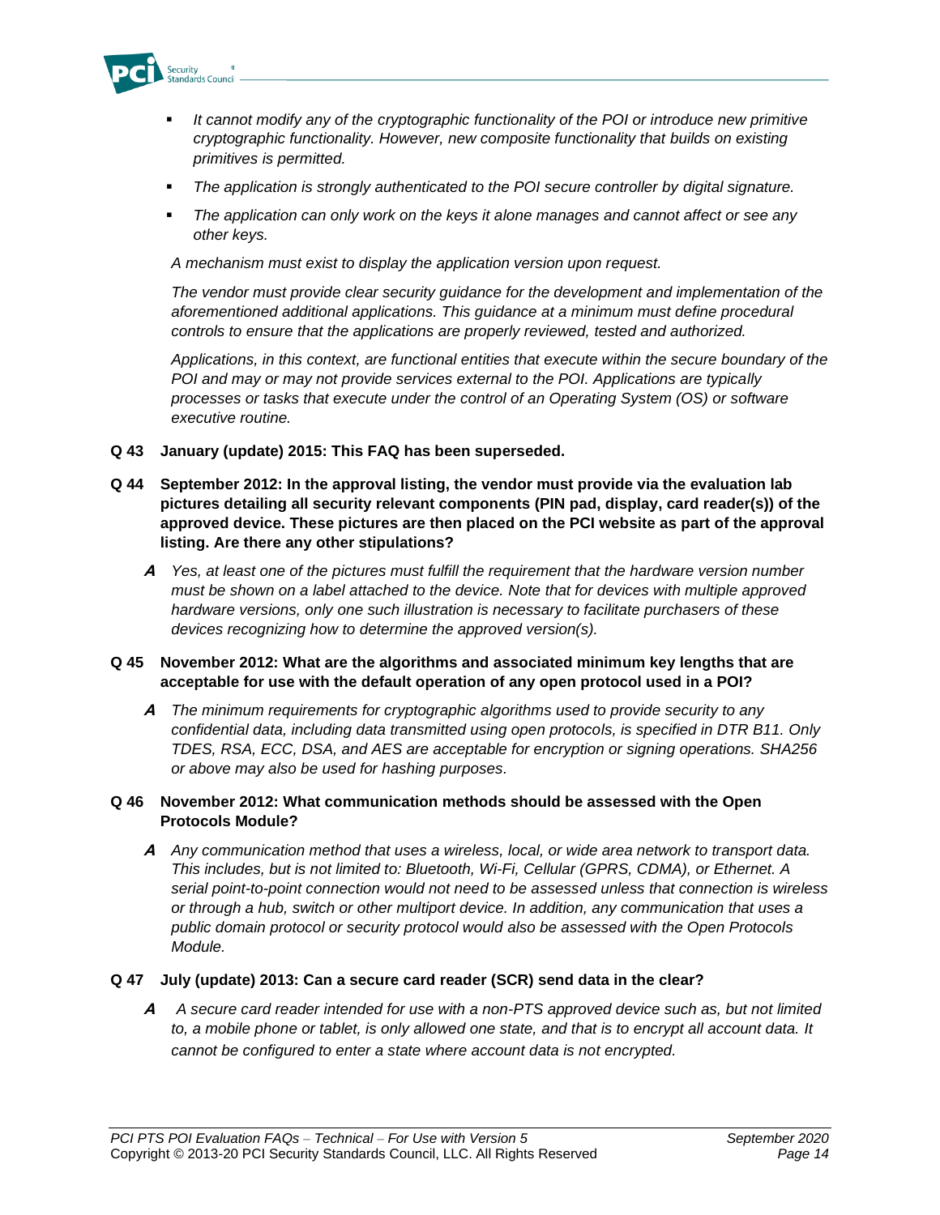- *It cannot modify any of the cryptographic functionality of the POI or introduce new primitive cryptographic functionality. However, new composite functionality that builds on existing primitives is permitted.*
- *The application is strongly authenticated to the POI secure controller by digital signature.*
- *The application can only work on the keys it alone manages and cannot affect or see any other keys.*

*A mechanism must exist to display the application version upon request.*

*The vendor must provide clear security guidance for the development and implementation of the aforementioned additional applications. This guidance at a minimum must define procedural controls to ensure that the applications are properly reviewed, tested and authorized.*

*Applications, in this context, are functional entities that execute within the secure boundary of the POI and may or may not provide services external to the POI. Applications are typically processes or tasks that execute under the control of an Operating System (OS) or software executive routine.*

**Q 43 January (update) 2015: This FAQ has been superseded.**

**Q 44 September 2012: In the approval listing, the vendor must provide via the evaluation lab pictures detailing all security relevant components (PIN pad, display, card reader(s)) of the approved device. These pictures are then placed on the PCI website as part of the approval listing. Are there any other stipulations?**

***A*** *Yes, at least one of the pictures must fulfill the requirement that the hardware version number must be shown on a label attached to the device. Note that for devices with multiple approved hardware versions, only one such illustration is necessary to facilitate purchasers of these devices recognizing how to determine the approved version(s).*

**Q 45 November 2012: What are the algorithms and associated minimum key lengths that are acceptable for use with the default operation of any open protocol used in a POI?**

***A*** *The minimum requirements for cryptographic algorithms used to provide security to any confidential data, including data transmitted using open protocols, is specified in DTR B11. Only TDES, RSA, ECC, DSA, and AES are acceptable for encryption or signing operations. SHA256 or above may also be used for hashing purposes.*

**Q 46 November 2012: What communication methods should be assessed with the Open Protocols Module?**

***A*** *Any communication method that uses a wireless, local, or wide area network to transport data. This includes, but is not limited to: Bluetooth, Wi-Fi, Cellular (GPRS, CDMA), or Ethernet. A serial point-to-point connection would not need to be assessed unless that connection is wireless or through a hub, switch or other multiport device. In addition, any communication that uses a public domain protocol or security protocol would also be assessed with the Open Protocols Module.*

**Q 47 July (update) 2013: Can a secure card reader (SCR) send data in the clear?**

***A*** *A secure card reader intended for use with a non-PTS approved device such as, but not limited to, a mobile phone or tablet, is only allowed one state, and that is to encrypt all account data. It cannot be configured to enter a state where account data is not encrypted.*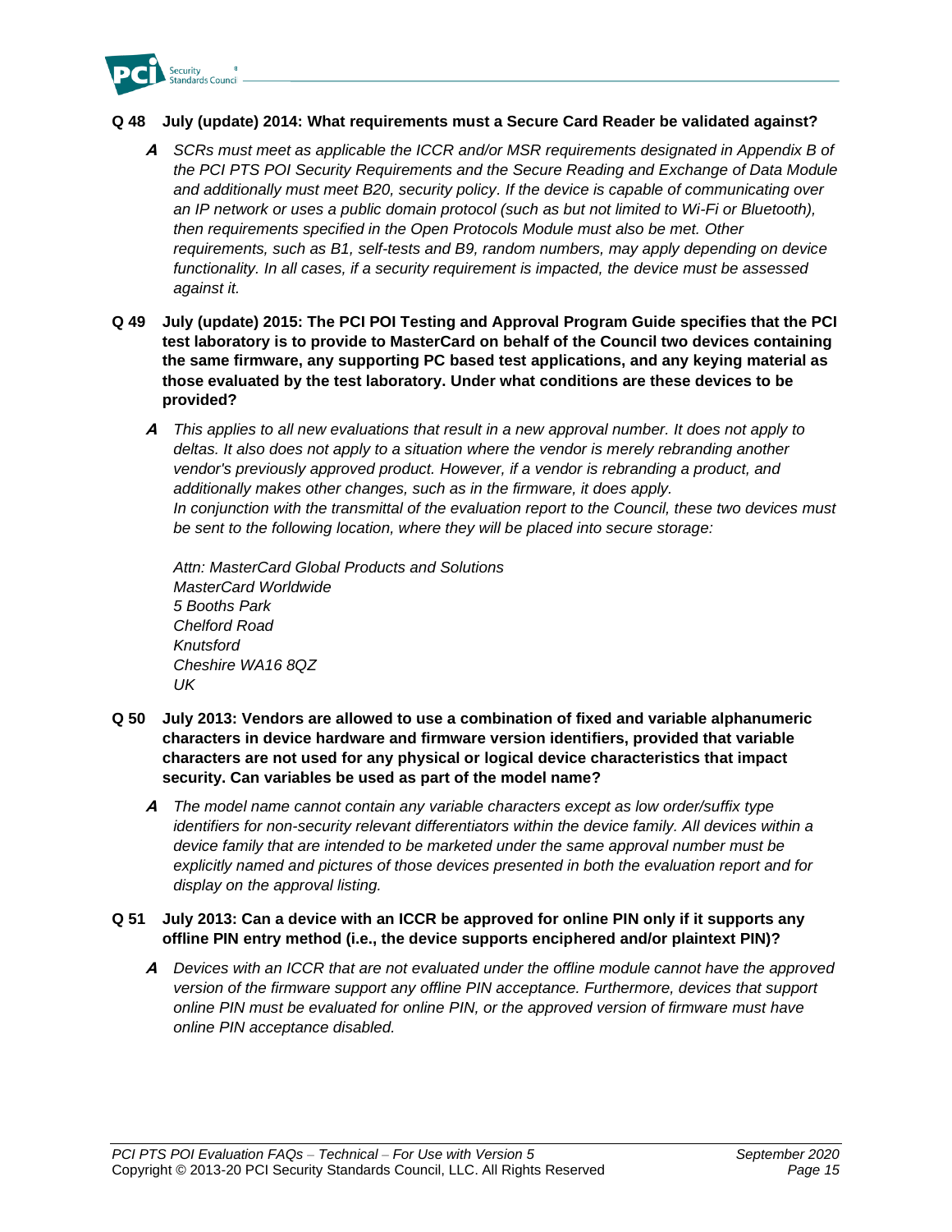**Q 48 July (update) 2014: What requirements must a Secure Card Reader be validated against?**

***A*** *SCRs must meet as applicable the ICCR and/or MSR requirements designated in Appendix B of the PCI PTS POI Security Requirements and the Secure Reading and Exchange of Data Module and additionally must meet B20, security policy. If the device is capable of communicating over an IP network or uses a public domain protocol (such as but not limited to Wi-Fi or Bluetooth), then requirements specified in the Open Protocols Module must also be met. Other requirements, such as B1, self-tests and B9, random numbers, may apply depending on device functionality. In all cases, if a security requirement is impacted, the device must be assessed against it.*

**Q 49 July (update) 2015: The PCI POI Testing and Approval Program Guide specifies that the PCI test laboratory is to provide to MasterCard on behalf of the Council two devices containing the same firmware, any supporting PC based test applications, and any keying material as those evaluated by the test laboratory. Under what conditions are these devices to be provided?**

***A*** *This applies to all new evaluations that result in a new approval number. It does not apply to deltas. It also does not apply to a situation where the vendor is merely rebranding another vendor's previously approved product. However, if a vendor is rebranding a product, and additionally makes other changes, such as in the firmware, it does apply.*
*In conjunction with the transmittal of the evaluation report to the Council, these two devices must be sent to the following location, where they will be placed into secure storage:*

*Attn: MasterCard Global Products and Solutions*
*MasterCard Worldwide*
*5 Booths Park*
*Chelford Road*
*Knutsford*
*Cheshire WA16 8QZ*
*UK*

**Q 50 July 2013: Vendors are allowed to use a combination of fixed and variable alphanumeric characters in device hardware and firmware version identifiers, provided that variable characters are not used for any physical or logical device characteristics that impact security. Can variables be used as part of the model name?**

***A*** *The model name cannot contain any variable characters except as low order/suffix type identifiers for non-security relevant differentiators within the device family. All devices within a device family that are intended to be marketed under the same approval number must be explicitly named and pictures of those devices presented in both the evaluation report and for display on the approval listing.*

**Q 51 July 2013: Can a device with an ICCR be approved for online PIN only if it supports any offline PIN entry method (i.e., the device supports enciphered and/or plaintext PIN)?**

***A*** *Devices with an ICCR that are not evaluated under the offline module cannot have the approved version of the firmware support any offline PIN acceptance. Furthermore, devices that support online PIN must be evaluated for online PIN, or the approved version of firmware must have online PIN acceptance disabled.*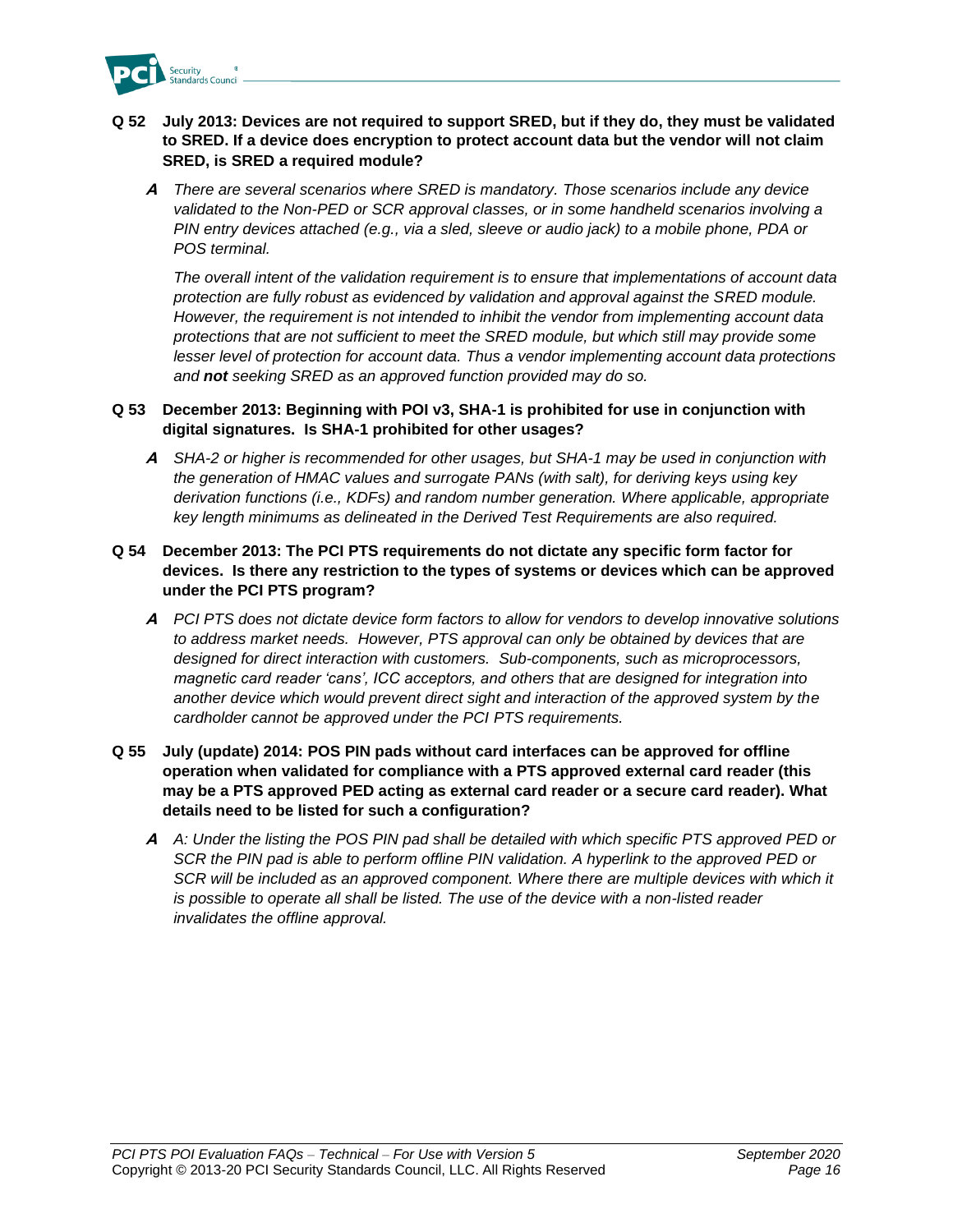**Q 52 July 2013: Devices are not required to support SRED, but if they do, they must be validated to SRED. If a device does encryption to protect account data but the vendor will not claim SRED, is SRED a required module?**

***A*** *There are several scenarios where SRED is mandatory. Those scenarios include any device validated to the Non-PED or SCR approval classes, or in some handheld scenarios involving a PIN entry devices attached (e.g., via a sled, sleeve or audio jack) to a mobile phone, PDA or POS terminal.*

*The overall intent of the validation requirement is to ensure that implementations of account data protection are fully robust as evidenced by validation and approval against the SRED module. However, the requirement is not intended to inhibit the vendor from implementing account data protections that are not sufficient to meet the SRED module, but which still may provide some lesser level of protection for account data. Thus a vendor implementing account data protections and* ***not*** *seeking SRED as an approved function provided may do so.*

**Q 53 December 2013: Beginning with POI v3, SHA-1 is prohibited for use in conjunction with digital signatures. Is SHA-1 prohibited for other usages?**

***A*** *SHA-2 or higher is recommended for other usages, but SHA-1 may be used in conjunction with the generation of HMAC values and surrogate PANs (with salt), for deriving keys using key derivation functions (i.e., KDFs) and random number generation. Where applicable, appropriate key length minimums as delineated in the Derived Test Requirements are also required.*

**Q 54 December 2013: The PCI PTS requirements do not dictate any specific form factor for devices. Is there any restriction to the types of systems or devices which can be approved under the PCI PTS program?**

***A*** *PCI PTS does not dictate device form factors to allow for vendors to develop innovative solutions to address market needs. However, PTS approval can only be obtained by devices that are designed for direct interaction with customers. Sub-components, such as microprocessors, magnetic card reader 'cans', ICC acceptors, and others that are designed for integration into another device which would prevent direct sight and interaction of the approved system by the cardholder cannot be approved under the PCI PTS requirements.*

**Q 55 July (update) 2014: POS PIN pads without card interfaces can be approved for offline operation when validated for compliance with a PTS approved external card reader (this may be a PTS approved PED acting as external card reader or a secure card reader). What details need to be listed for such a configuration?**

***A*** *A: Under the listing the POS PIN pad shall be detailed with which specific PTS approved PED or SCR the PIN pad is able to perform offline PIN validation. A hyperlink to the approved PED or SCR will be included as an approved component. Where there are multiple devices with which it is possible to operate all shall be listed. The use of the device with a non-listed reader invalidates the offline approval.*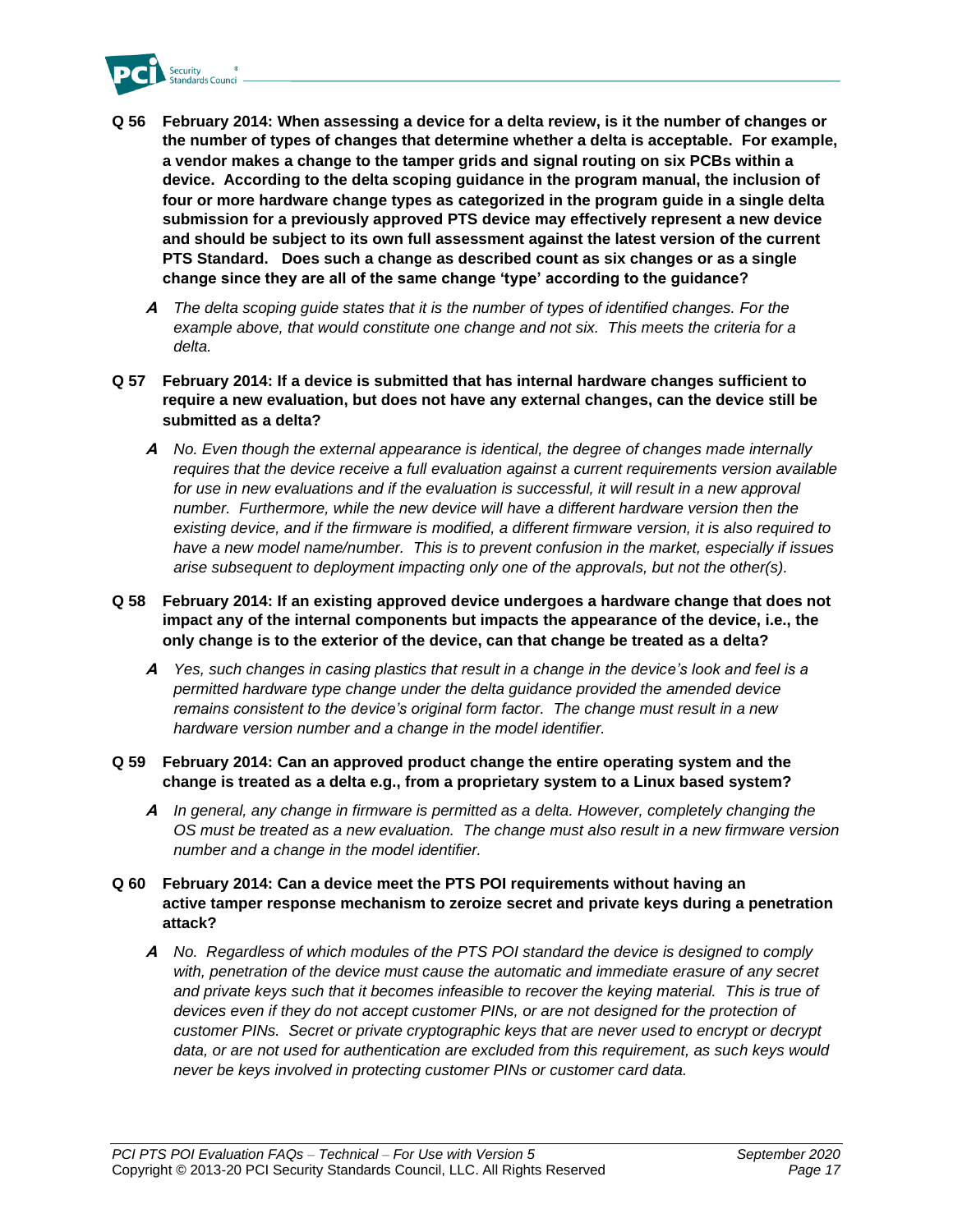**Q 56 February 2014: When assessing a device for a delta review, is it the number of changes or the number of types of changes that determine whether a delta is acceptable. For example, a vendor makes a change to the tamper grids and signal routing on six PCBs within a device. According to the delta scoping guidance in the program manual, the inclusion of four or more hardware change types as categorized in the program guide in a single delta submission for a previously approved PTS device may effectively represent a new device and should be subject to its own full assessment against the latest version of the current PTS Standard. Does such a change as described count as six changes or as a single change since they are all of the same change 'type' according to the guidance?**

> ***A*** *The delta scoping guide states that it is the number of types of identified changes. For the example above, that would constitute one change and not six. This meets the criteria for a delta.*

**Q 57 February 2014: If a device is submitted that has internal hardware changes sufficient to require a new evaluation, but does not have any external changes, can the device still be submitted as a delta?**

> ***A*** *No. Even though the external appearance is identical, the degree of changes made internally requires that the device receive a full evaluation against a current requirements version available for use in new evaluations and if the evaluation is successful, it will result in a new approval number. Furthermore, while the new device will have a different hardware version then the existing device, and if the firmware is modified, a different firmware version, it is also required to have a new model name/number. This is to prevent confusion in the market, especially if issues arise subsequent to deployment impacting only one of the approvals, but not the other(s).*

**Q 58 February 2014: If an existing approved device undergoes a hardware change that does not impact any of the internal components but impacts the appearance of the device, i.e., the only change is to the exterior of the device, can that change be treated as a delta?**

> ***A*** *Yes, such changes in casing plastics that result in a change in the device's look and feel is a permitted hardware type change under the delta guidance provided the amended device remains consistent to the device's original form factor. The change must result in a new hardware version number and a change in the model identifier.*

**Q 59 February 2014: Can an approved product change the entire operating system and the change is treated as a delta e.g., from a proprietary system to a Linux based system?**

> ***A*** *In general, any change in firmware is permitted as a delta. However, completely changing the OS must be treated as a new evaluation. The change must also result in a new firmware version number and a change in the model identifier.*

**Q 60 February 2014: Can a device meet the PTS POI requirements without having an active tamper response mechanism to zeroize secret and private keys during a penetration attack?**

> ***A*** *No. Regardless of which modules of the PTS POI standard the device is designed to comply with, penetration of the device must cause the automatic and immediate erasure of any secret and private keys such that it becomes infeasible to recover the keying material. This is true of devices even if they do not accept customer PINs, or are not designed for the protection of customer PINs. Secret or private cryptographic keys that are never used to encrypt or decrypt data, or are not used for authentication are excluded from this requirement, as such keys would never be keys involved in protecting customer PINs or customer card data.*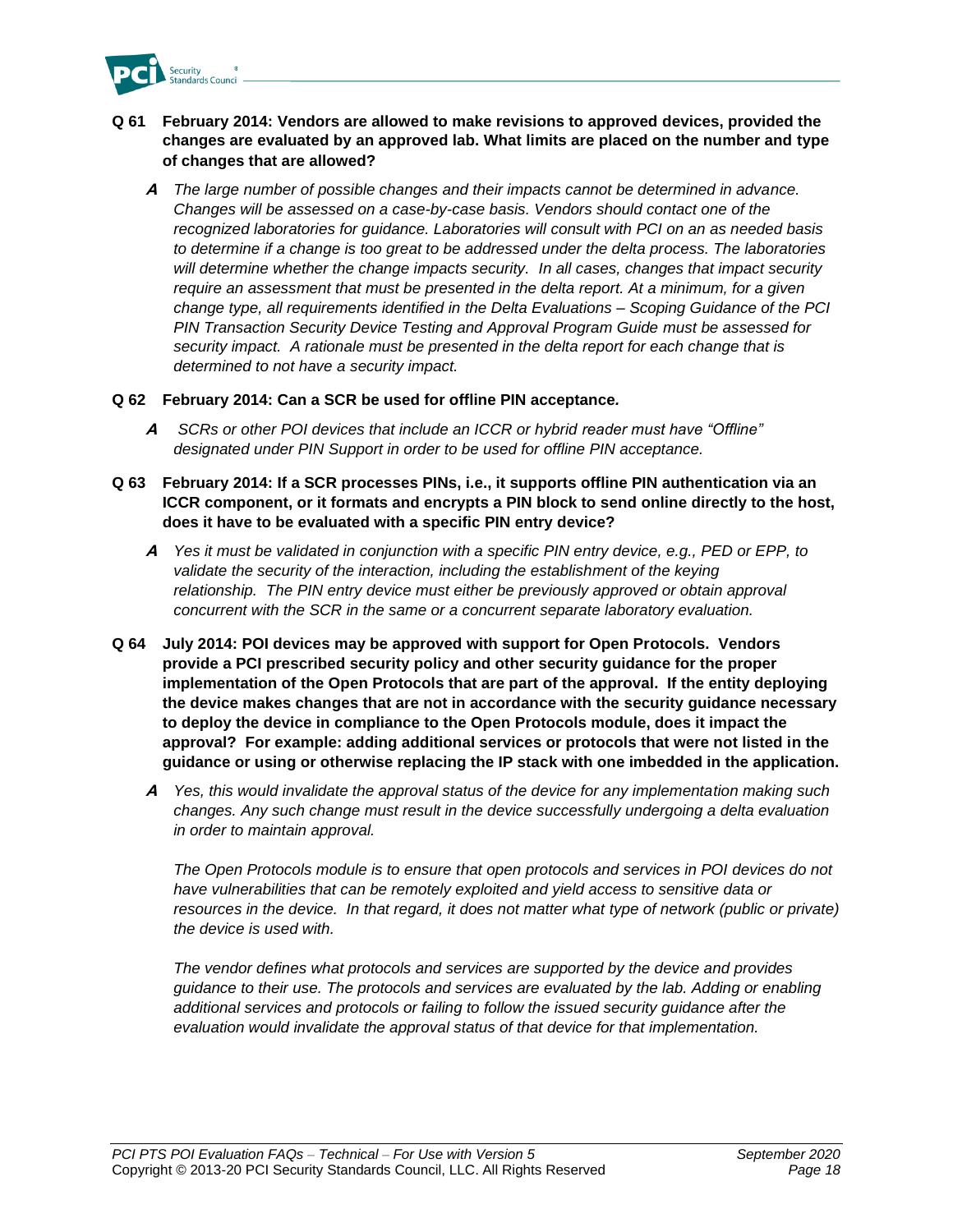**Q 61 February 2014: Vendors are allowed to make revisions to approved devices, provided the changes are evaluated by an approved lab. What limits are placed on the number and type of changes that are allowed?**

***A*** *The large number of possible changes and their impacts cannot be determined in advance. Changes will be assessed on a case-by-case basis. Vendors should contact one of the recognized laboratories for guidance. Laboratories will consult with PCI on an as needed basis to determine if a change is too great to be addressed under the delta process. The laboratories will determine whether the change impacts security. In all cases, changes that impact security require an assessment that must be presented in the delta report. At a minimum, for a given change type, all requirements identified in the Delta Evaluations – Scoping Guidance of the PCI PIN Transaction Security Device Testing and Approval Program Guide must be assessed for security impact. A rationale must be presented in the delta report for each change that is determined to not have a security impact.*

**Q 62 February 2014: Can a SCR be used for offline PIN acceptance.**

***A*** *SCRs or other POI devices that include an ICCR or hybrid reader must have "Offline" designated under PIN Support in order to be used for offline PIN acceptance.*

**Q 63 February 2014: If a SCR processes PINs, i.e., it supports offline PIN authentication via an ICCR component, or it formats and encrypts a PIN block to send online directly to the host, does it have to be evaluated with a specific PIN entry device?**

***A*** *Yes it must be validated in conjunction with a specific PIN entry device, e.g., PED or EPP, to validate the security of the interaction, including the establishment of the keying relationship. The PIN entry device must either be previously approved or obtain approval concurrent with the SCR in the same or a concurrent separate laboratory evaluation.*

**Q 64 July 2014: POI devices may be approved with support for Open Protocols. Vendors provide a PCI prescribed security policy and other security guidance for the proper implementation of the Open Protocols that are part of the approval. If the entity deploying the device makes changes that are not in accordance with the security guidance necessary to deploy the device in compliance to the Open Protocols module, does it impact the approval? For example: adding additional services or protocols that were not listed in the guidance or using or otherwise replacing the IP stack with one imbedded in the application.**

***A*** *Yes, this would invalidate the approval status of the device for any implementation making such changes. Any such change must result in the device successfully undergoing a delta evaluation in order to maintain approval.*

*The Open Protocols module is to ensure that open protocols and services in POI devices do not have vulnerabilities that can be remotely exploited and yield access to sensitive data or resources in the device. In that regard, it does not matter what type of network (public or private) the device is used with.*

*The vendor defines what protocols and services are supported by the device and provides guidance to their use. The protocols and services are evaluated by the lab. Adding or enabling additional services and protocols or failing to follow the issued security guidance after the evaluation would invalidate the approval status of that device for that implementation.*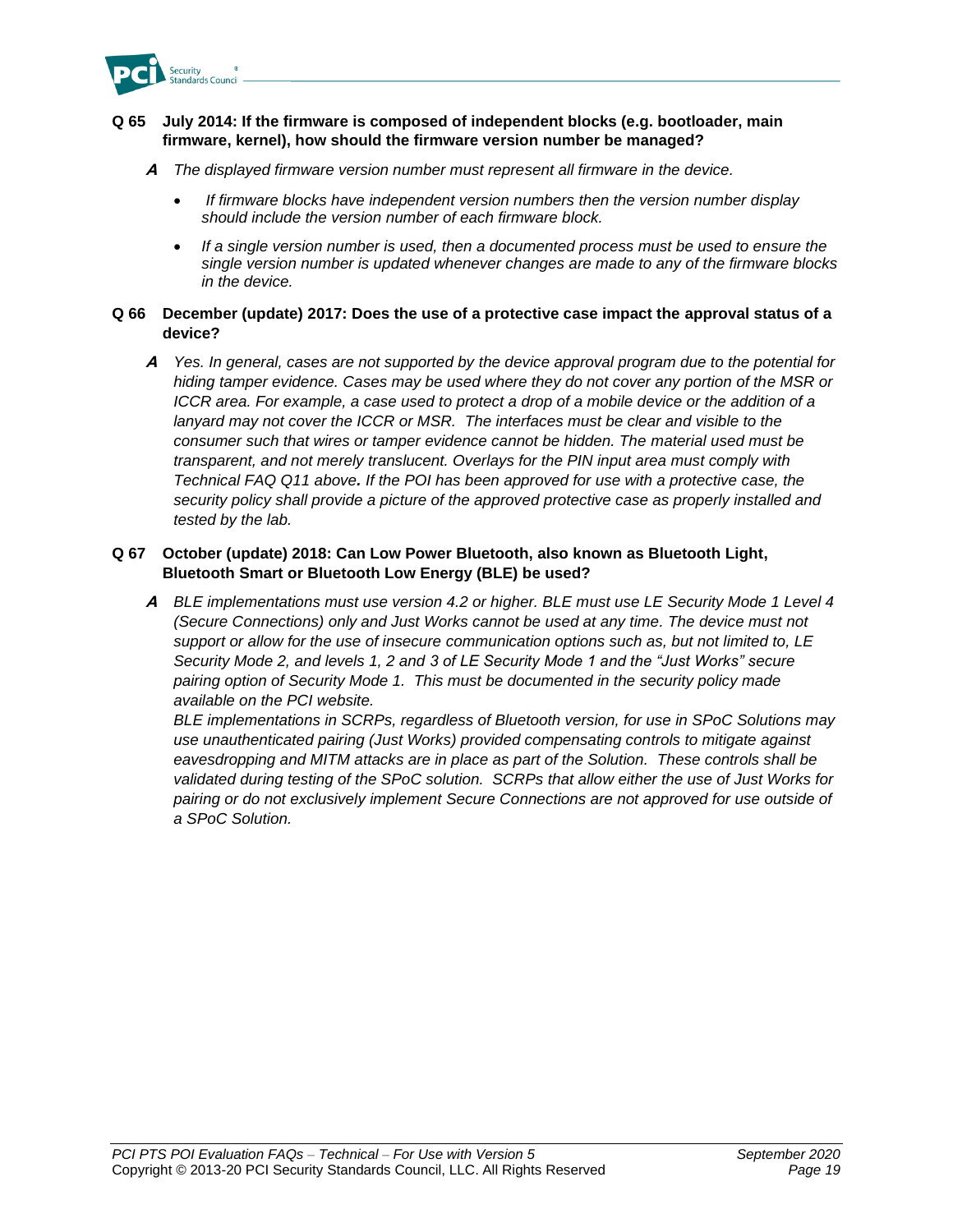**Q 65 July 2014: If the firmware is composed of independent blocks (e.g. bootloader, main firmware, kernel), how should the firmware version number be managed?**

***A*** *The displayed firmware version number must represent all firmware in the device.*

- *If firmware blocks have independent version numbers then the version number display should include the version number of each firmware block.*
- *If a single version number is used, then a documented process must be used to ensure the single version number is updated whenever changes are made to any of the firmware blocks in the device.*

**Q 66 December (update) 2017: Does the use of a protective case impact the approval status of a device?**

***A*** *Yes. In general, cases are not supported by the device approval program due to the potential for hiding tamper evidence. Cases may be used where they do not cover any portion of the MSR or ICCR area. For example, a case used to protect a drop of a mobile device or the addition of a lanyard may not cover the ICCR or MSR. The interfaces must be clear and visible to the consumer such that wires or tamper evidence cannot be hidden. The material used must be transparent, and not merely translucent. Overlays for the PIN input area must comply with Technical FAQ Q11 above. If the POI has been approved for use with a protective case, the security policy shall provide a picture of the approved protective case as properly installed and tested by the lab.*

**Q 67 October (update) 2018: Can Low Power Bluetooth, also known as Bluetooth Light, Bluetooth Smart or Bluetooth Low Energy (BLE) be used?**

***A*** *BLE implementations must use version 4.2 or higher. BLE must use LE Security Mode 1 Level 4 (Secure Connections) only and Just Works cannot be used at any time. The device must not support or allow for the use of insecure communication options such as, but not limited to, LE Security Mode 2, and levels 1, 2 and 3 of LE Security Mode 1 and the "Just Works" secure pairing option of Security Mode 1. This must be documented in the security policy made available on the PCI website.*

*BLE implementations in SCRPs, regardless of Bluetooth version, for use in SPoC Solutions may use unauthenticated pairing (Just Works) provided compensating controls to mitigate against eavesdropping and MITM attacks are in place as part of the Solution. These controls shall be validated during testing of the SPoC solution. SCRPs that allow either the use of Just Works for pairing or do not exclusively implement Secure Connections are not approved for use outside of a SPoC Solution.*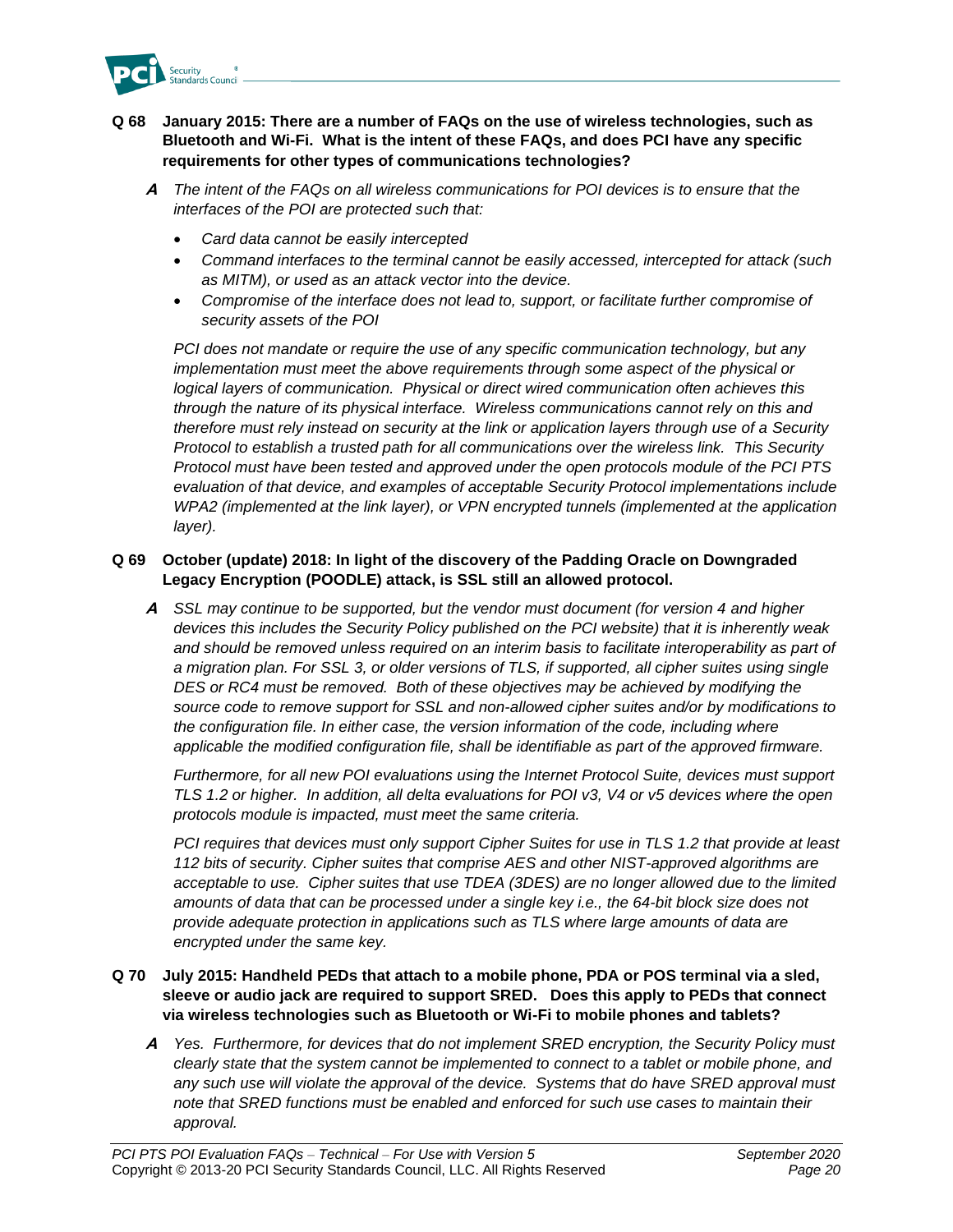**Q 68 January 2015: There are a number of FAQs on the use of wireless technologies, such as Bluetooth and Wi-Fi. What is the intent of these FAQs, and does PCI have any specific requirements for other types of communications technologies?**

***A*** *The intent of the FAQs on all wireless communications for POI devices is to ensure that the interfaces of the POI are protected such that:*

- *Card data cannot be easily intercepted*
- *Command interfaces to the terminal cannot be easily accessed, intercepted for attack (such as MITM), or used as an attack vector into the device.*
- *Compromise of the interface does not lead to, support, or facilitate further compromise of security assets of the POI*

*PCI does not mandate or require the use of any specific communication technology, but any implementation must meet the above requirements through some aspect of the physical or logical layers of communication. Physical or direct wired communication often achieves this through the nature of its physical interface. Wireless communications cannot rely on this and therefore must rely instead on security at the link or application layers through use of a Security Protocol to establish a trusted path for all communications over the wireless link. This Security Protocol must have been tested and approved under the open protocols module of the PCI PTS evaluation of that device, and examples of acceptable Security Protocol implementations include WPA2 (implemented at the link layer), or VPN encrypted tunnels (implemented at the application layer).*

**Q 69 October (update) 2018: In light of the discovery of the Padding Oracle on Downgraded Legacy Encryption (POODLE) attack, is SSL still an allowed protocol.**

***A*** *SSL may continue to be supported, but the vendor must document (for version 4 and higher devices this includes the Security Policy published on the PCI website) that it is inherently weak and should be removed unless required on an interim basis to facilitate interoperability as part of a migration plan. For SSL 3, or older versions of TLS, if supported, all cipher suites using single DES or RC4 must be removed. Both of these objectives may be achieved by modifying the source code to remove support for SSL and non-allowed cipher suites and/or by modifications to the configuration file. In either case, the version information of the code, including where applicable the modified configuration file, shall be identifiable as part of the approved firmware.*

*Furthermore, for all new POI evaluations using the Internet Protocol Suite, devices must support TLS 1.2 or higher. In addition, all delta evaluations for POI v3, V4 or v5 devices where the open protocols module is impacted, must meet the same criteria.*

*PCI requires that devices must only support Cipher Suites for use in TLS 1.2 that provide at least 112 bits of security. Cipher suites that comprise AES and other NIST-approved algorithms are acceptable to use. Cipher suites that use TDEA (3DES) are no longer allowed due to the limited amounts of data that can be processed under a single key i.e., the 64-bit block size does not provide adequate protection in applications such as TLS where large amounts of data are encrypted under the same key.*

**Q 70 July 2015: Handheld PEDs that attach to a mobile phone, PDA or POS terminal via a sled, sleeve or audio jack are required to support SRED. Does this apply to PEDs that connect via wireless technologies such as Bluetooth or Wi-Fi to mobile phones and tablets?**

***A*** *Yes. Furthermore, for devices that do not implement SRED encryption, the Security Policy must clearly state that the system cannot be implemented to connect to a tablet or mobile phone, and any such use will violate the approval of the device. Systems that do have SRED approval must note that SRED functions must be enabled and enforced for such use cases to maintain their approval.*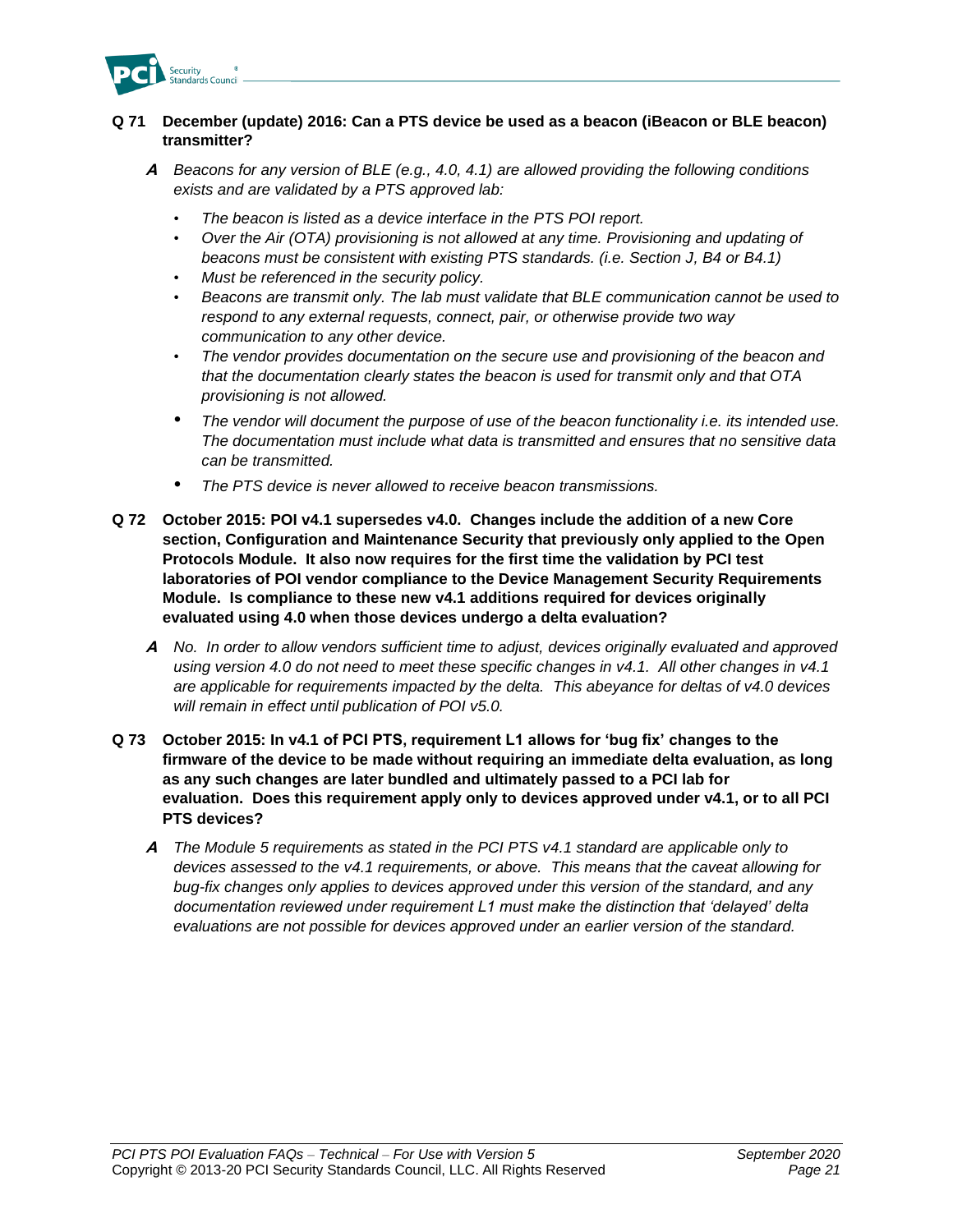**Q 71 December (update) 2016: Can a PTS device be used as a beacon (iBeacon or BLE beacon) transmitter?**

***A*** *Beacons for any version of BLE (e.g., 4.0, 4.1) are allowed providing the following conditions exists and are validated by a PTS approved lab:*

- *The beacon is listed as a device interface in the PTS POI report.*
- *Over the Air (OTA) provisioning is not allowed at any time. Provisioning and updating of beacons must be consistent with existing PTS standards. (i.e. Section J, B4 or B4.1)*
- *Must be referenced in the security policy.*
- *Beacons are transmit only. The lab must validate that BLE communication cannot be used to respond to any external requests, connect, pair, or otherwise provide two way communication to any other device.*
- *The vendor provides documentation on the secure use and provisioning of the beacon and that the documentation clearly states the beacon is used for transmit only and that OTA provisioning is not allowed.*
- *The vendor will document the purpose of use of the beacon functionality i.e. its intended use. The documentation must include what data is transmitted and ensures that no sensitive data can be transmitted.*
- *The PTS device is never allowed to receive beacon transmissions.*

**Q 72 October 2015: POI v4.1 supersedes v4.0. Changes include the addition of a new Core section, Configuration and Maintenance Security that previously only applied to the Open Protocols Module. It also now requires for the first time the validation by PCI test laboratories of POI vendor compliance to the Device Management Security Requirements Module. Is compliance to these new v4.1 additions required for devices originally evaluated using 4.0 when those devices undergo a delta evaluation?**

***A*** *No. In order to allow vendors sufficient time to adjust, devices originally evaluated and approved using version 4.0 do not need to meet these specific changes in v4.1. All other changes in v4.1 are applicable for requirements impacted by the delta. This abeyance for deltas of v4.0 devices will remain in effect until publication of POI v5.0.*

**Q 73 October 2015: In v4.1 of PCI PTS, requirement L1 allows for 'bug fix' changes to the firmware of the device to be made without requiring an immediate delta evaluation, as long as any such changes are later bundled and ultimately passed to a PCI lab for evaluation. Does this requirement apply only to devices approved under v4.1, or to all PCI PTS devices?**

***A*** *The Module 5 requirements as stated in the PCI PTS v4.1 standard are applicable only to devices assessed to the v4.1 requirements, or above. This means that the caveat allowing for bug-fix changes only applies to devices approved under this version of the standard, and any documentation reviewed under requirement L1 must make the distinction that 'delayed' delta evaluations are not possible for devices approved under an earlier version of the standard.*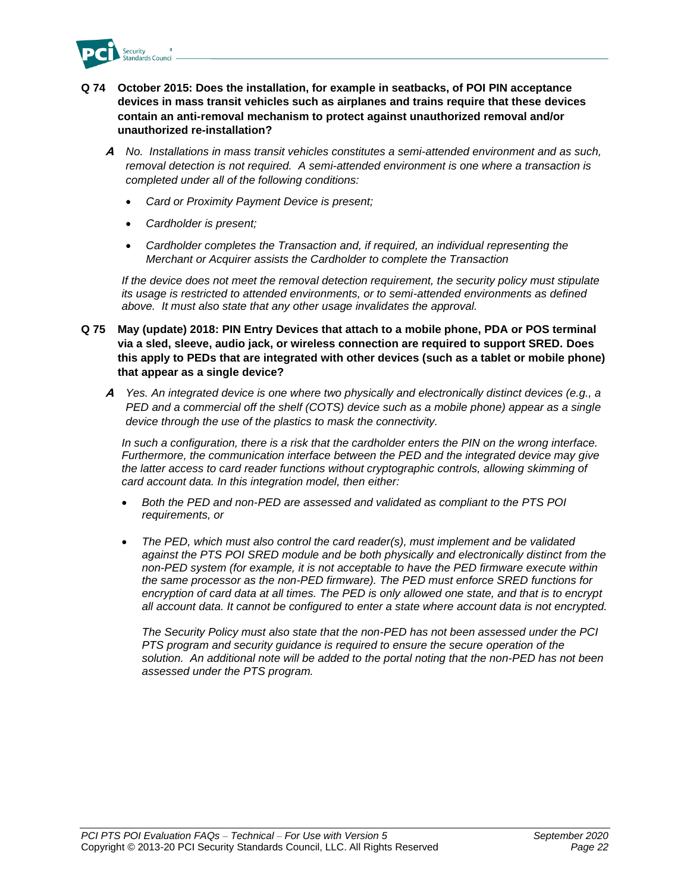**Q 74 October 2015: Does the installation, for example in seatbacks, of POI PIN acceptance devices in mass transit vehicles such as airplanes and trains require that these devices contain an anti-removal mechanism to protect against unauthorized removal and/or unauthorized re-installation?**

***A*** *No. Installations in mass transit vehicles constitutes a semi-attended environment and as such, removal detection is not required. A semi-attended environment is one where a transaction is completed under all of the following conditions:*

- *Card or Proximity Payment Device is present;*
- *Cardholder is present;*
- *Cardholder completes the Transaction and, if required, an individual representing the Merchant or Acquirer assists the Cardholder to complete the Transaction*

*If the device does not meet the removal detection requirement, the security policy must stipulate its usage is restricted to attended environments, or to semi-attended environments as defined above. It must also state that any other usage invalidates the approval.*

**Q 75 May (update) 2018: PIN Entry Devices that attach to a mobile phone, PDA or POS terminal via a sled, sleeve, audio jack, or wireless connection are required to support SRED. Does this apply to PEDs that are integrated with other devices (such as a tablet or mobile phone) that appear as a single device?**

***A*** *Yes. An integrated device is one where two physically and electronically distinct devices (e.g., a PED and a commercial off the shelf (COTS) device such as a mobile phone) appear as a single device through the use of the plastics to mask the connectivity.*

*In such a configuration, there is a risk that the cardholder enters the PIN on the wrong interface. Furthermore, the communication interface between the PED and the integrated device may give the latter access to card reader functions without cryptographic controls, allowing skimming of card account data. In this integration model, then either:*

- *Both the PED and non-PED are assessed and validated as compliant to the PTS POI requirements, or*
- *The PED, which must also control the card reader(s), must implement and be validated against the PTS POI SRED module and be both physically and electronically distinct from the non-PED system (for example, it is not acceptable to have the PED firmware execute within the same processor as the non-PED firmware). The PED must enforce SRED functions for encryption of card data at all times. The PED is only allowed one state, and that is to encrypt all account data. It cannot be configured to enter a state where account data is not encrypted.*

  *The Security Policy must also state that the non-PED has not been assessed under the PCI PTS program and security guidance is required to ensure the secure operation of the solution. An additional note will be added to the portal noting that the non-PED has not been assessed under the PTS program.*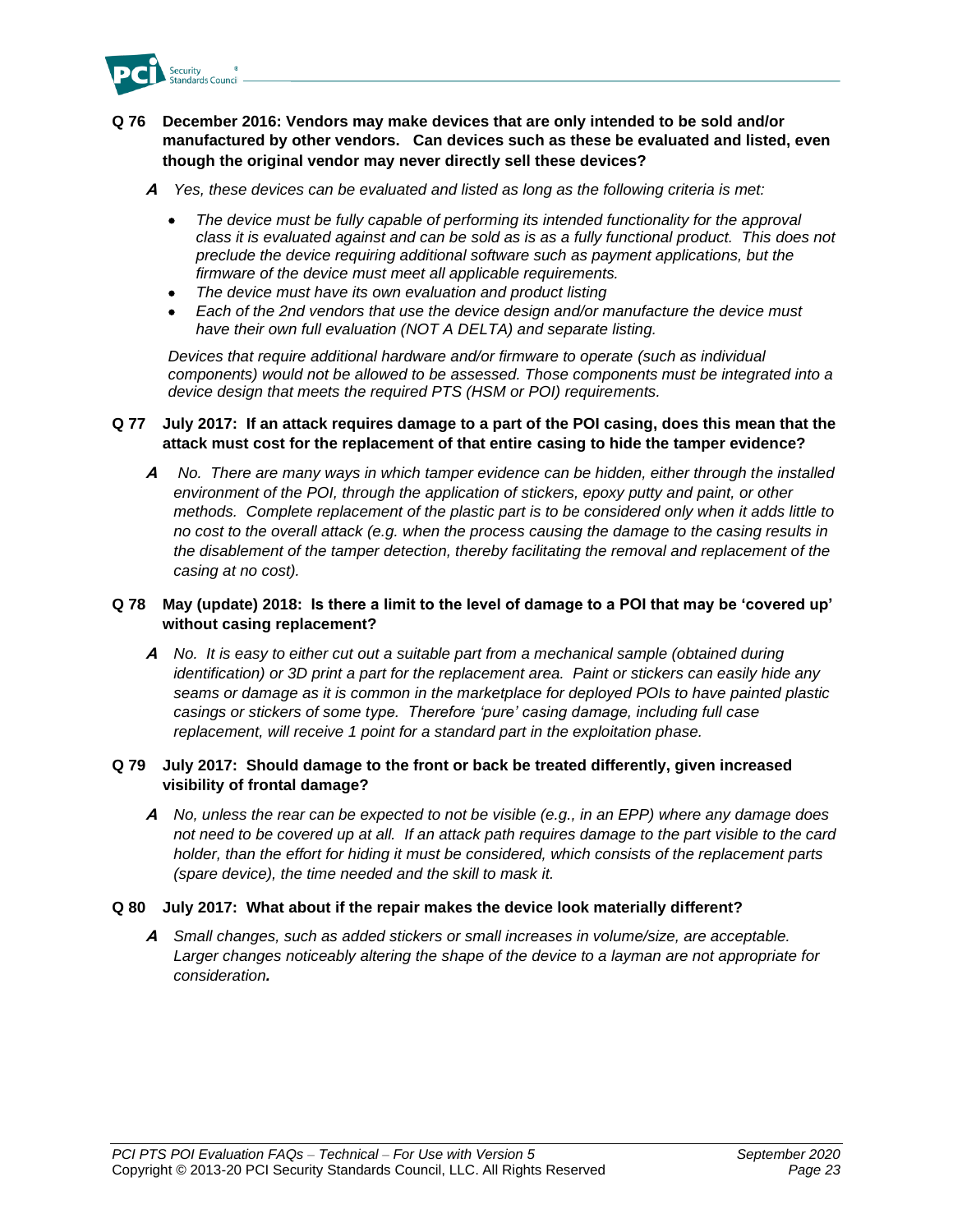**Q 76 December 2016: Vendors may make devices that are only intended to be sold and/or manufactured by other vendors. Can devices such as these be evaluated and listed, even though the original vendor may never directly sell these devices?**

***A*** *Yes, these devices can be evaluated and listed as long as the following criteria is met:*

- *The device must be fully capable of performing its intended functionality for the approval class it is evaluated against and can be sold as is as a fully functional product. This does not preclude the device requiring additional software such as payment applications, but the firmware of the device must meet all applicable requirements.*
- *The device must have its own evaluation and product listing*
- *Each of the 2nd vendors that use the device design and/or manufacture the device must have their own full evaluation (NOT A DELTA) and separate listing.*

*Devices that require additional hardware and/or firmware to operate (such as individual components) would not be allowed to be assessed. Those components must be integrated into a device design that meets the required PTS (HSM or POI) requirements.*

**Q 77 July 2017: If an attack requires damage to a part of the POI casing, does this mean that the attack must cost for the replacement of that entire casing to hide the tamper evidence?**

***A*** *No. There are many ways in which tamper evidence can be hidden, either through the installed environment of the POI, through the application of stickers, epoxy putty and paint, or other methods. Complete replacement of the plastic part is to be considered only when it adds little to no cost to the overall attack (e.g. when the process causing the damage to the casing results in the disablement of the tamper detection, thereby facilitating the removal and replacement of the casing at no cost).*

**Q 78 May (update) 2018: Is there a limit to the level of damage to a POI that may be 'covered up' without casing replacement?**

***A*** *No. It is easy to either cut out a suitable part from a mechanical sample (obtained during identification) or 3D print a part for the replacement area. Paint or stickers can easily hide any seams or damage as it is common in the marketplace for deployed POIs to have painted plastic casings or stickers of some type. Therefore 'pure' casing damage, including full case replacement, will receive 1 point for a standard part in the exploitation phase.*

**Q 79 July 2017: Should damage to the front or back be treated differently, given increased visibility of frontal damage?**

***A*** *No, unless the rear can be expected to not be visible (e.g., in an EPP) where any damage does not need to be covered up at all. If an attack path requires damage to the part visible to the card holder, than the effort for hiding it must be considered, which consists of the replacement parts (spare device), the time needed and the skill to mask it.*

**Q 80 July 2017: What about if the repair makes the device look materially different?**

***A*** *Small changes, such as added stickers or small increases in volume/size, are acceptable. Larger changes noticeably altering the shape of the device to a layman are not appropriate for consideration.*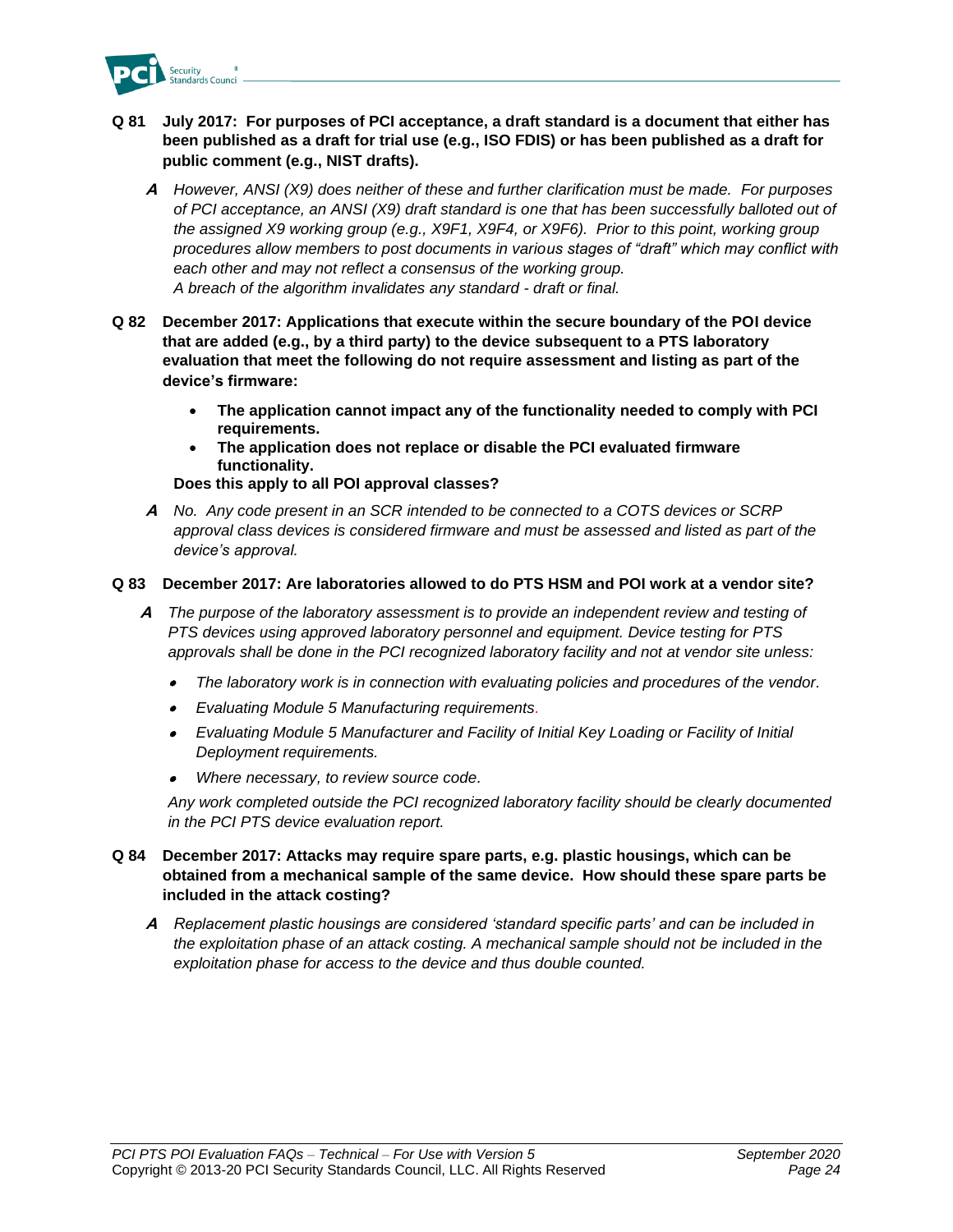**Q 81 July 2017: For purposes of PCI acceptance, a draft standard is a document that either has been published as a draft for trial use (e.g., ISO FDIS) or has been published as a draft for public comment (e.g., NIST drafts).**

**A** *However, ANSI (X9) does neither of these and further clarification must be made. For purposes of PCI acceptance, an ANSI (X9) draft standard is one that has been successfully balloted out of the assigned X9 working group (e.g., X9F1, X9F4, or X9F6). Prior to this point, working group procedures allow members to post documents in various stages of "draft" which may conflict with each other and may not reflect a consensus of the working group.*
*A breach of the algorithm invalidates any standard - draft or final.*

**Q 82 December 2017: Applications that execute within the secure boundary of the POI device that are added (e.g., by a third party) to the device subsequent to a PTS laboratory evaluation that meet the following do not require assessment and listing as part of the device's firmware:**

- **The application cannot impact any of the functionality needed to comply with PCI requirements.**
- **The application does not replace or disable the PCI evaluated firmware functionality.**

**Does this apply to all POI approval classes?**

**A** *No. Any code present in an SCR intended to be connected to a COTS devices or SCRP approval class devices is considered firmware and must be assessed and listed as part of the device's approval.*

**Q 83 December 2017: Are laboratories allowed to do PTS HSM and POI work at a vendor site?**

**A** *The purpose of the laboratory assessment is to provide an independent review and testing of PTS devices using approved laboratory personnel and equipment. Device testing for PTS approvals shall be done in the PCI recognized laboratory facility and not at vendor site unless:*

- *The laboratory work is in connection with evaluating policies and procedures of the vendor.*
- *Evaluating Module 5 Manufacturing requirements.*
- *Evaluating Module 5 Manufacturer and Facility of Initial Key Loading or Facility of Initial Deployment requirements.*
- *Where necessary, to review source code.*

*Any work completed outside the PCI recognized laboratory facility should be clearly documented in the PCI PTS device evaluation report.*

**Q 84 December 2017: Attacks may require spare parts, e.g. plastic housings, which can be obtained from a mechanical sample of the same device. How should these spare parts be included in the attack costing?**

**A** *Replacement plastic housings are considered 'standard specific parts' and can be included in the exploitation phase of an attack costing. A mechanical sample should not be included in the exploitation phase for access to the device and thus double counted.*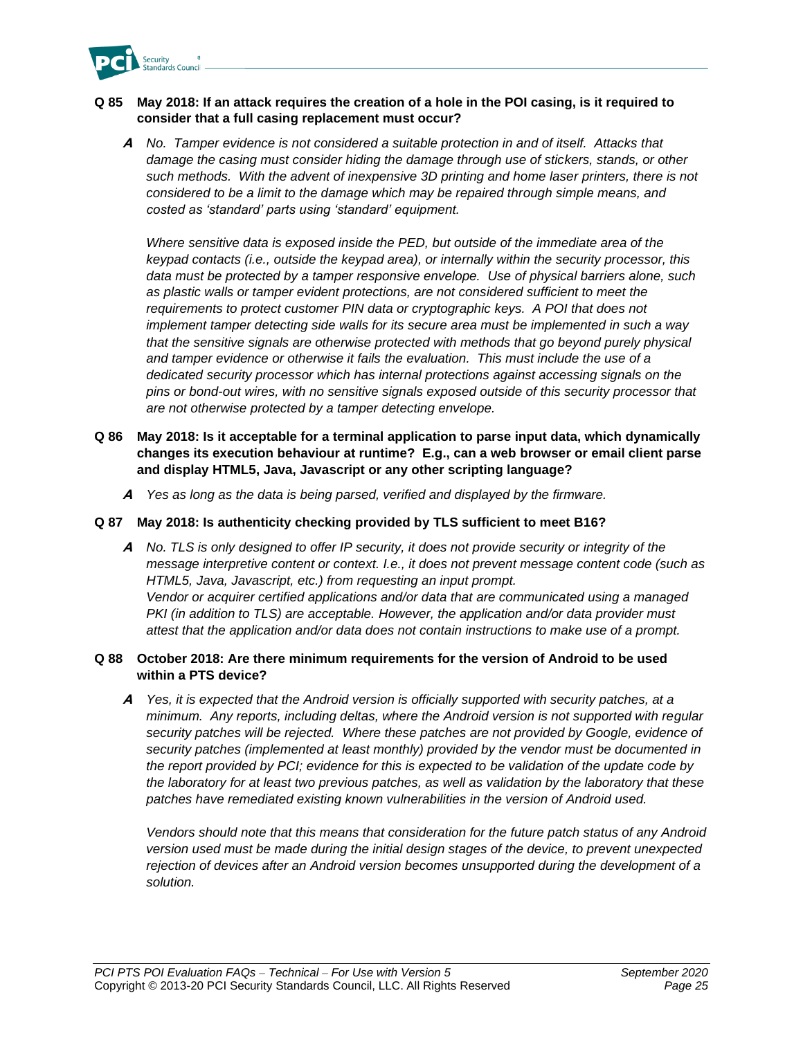**Q 85 May 2018: If an attack requires the creation of a hole in the POI casing, is it required to consider that a full casing replacement must occur?**

***A*** *No. Tamper evidence is not considered a suitable protection in and of itself. Attacks that damage the casing must consider hiding the damage through use of stickers, stands, or other such methods. With the advent of inexpensive 3D printing and home laser printers, there is not considered to be a limit to the damage which may be repaired through simple means, and costed as 'standard' parts using 'standard' equipment.*

*Where sensitive data is exposed inside the PED, but outside of the immediate area of the keypad contacts (i.e., outside the keypad area), or internally within the security processor, this data must be protected by a tamper responsive envelope. Use of physical barriers alone, such as plastic walls or tamper evident protections, are not considered sufficient to meet the requirements to protect customer PIN data or cryptographic keys. A POI that does not implement tamper detecting side walls for its secure area must be implemented in such a way that the sensitive signals are otherwise protected with methods that go beyond purely physical and tamper evidence or otherwise it fails the evaluation. This must include the use of a dedicated security processor which has internal protections against accessing signals on the pins or bond-out wires, with no sensitive signals exposed outside of this security processor that are not otherwise protected by a tamper detecting envelope.*

**Q 86 May 2018: Is it acceptable for a terminal application to parse input data, which dynamically changes its execution behaviour at runtime? E.g., can a web browser or email client parse and display HTML5, Java, Javascript or any other scripting language?**

***A*** *Yes as long as the data is being parsed, verified and displayed by the firmware.*

**Q 87 May 2018: Is authenticity checking provided by TLS sufficient to meet B16?**

***A*** *No. TLS is only designed to offer IP security, it does not provide security or integrity of the message interpretive content or context. I.e., it does not prevent message content code (such as HTML5, Java, Javascript, etc.) from requesting an input prompt.*
*Vendor or acquirer certified applications and/or data that are communicated using a managed PKI (in addition to TLS) are acceptable. However, the application and/or data provider must attest that the application and/or data does not contain instructions to make use of a prompt.*

**Q 88 October 2018: Are there minimum requirements for the version of Android to be used within a PTS device?**

***A*** *Yes, it is expected that the Android version is officially supported with security patches, at a minimum. Any reports, including deltas, where the Android version is not supported with regular security patches will be rejected. Where these patches are not provided by Google, evidence of security patches (implemented at least monthly) provided by the vendor must be documented in the report provided by PCI; evidence for this is expected to be validation of the update code by the laboratory for at least two previous patches, as well as validation by the laboratory that these patches have remediated existing known vulnerabilities in the version of Android used.*

*Vendors should note that this means that consideration for the future patch status of any Android version used must be made during the initial design stages of the device, to prevent unexpected rejection of devices after an Android version becomes unsupported during the development of a solution.*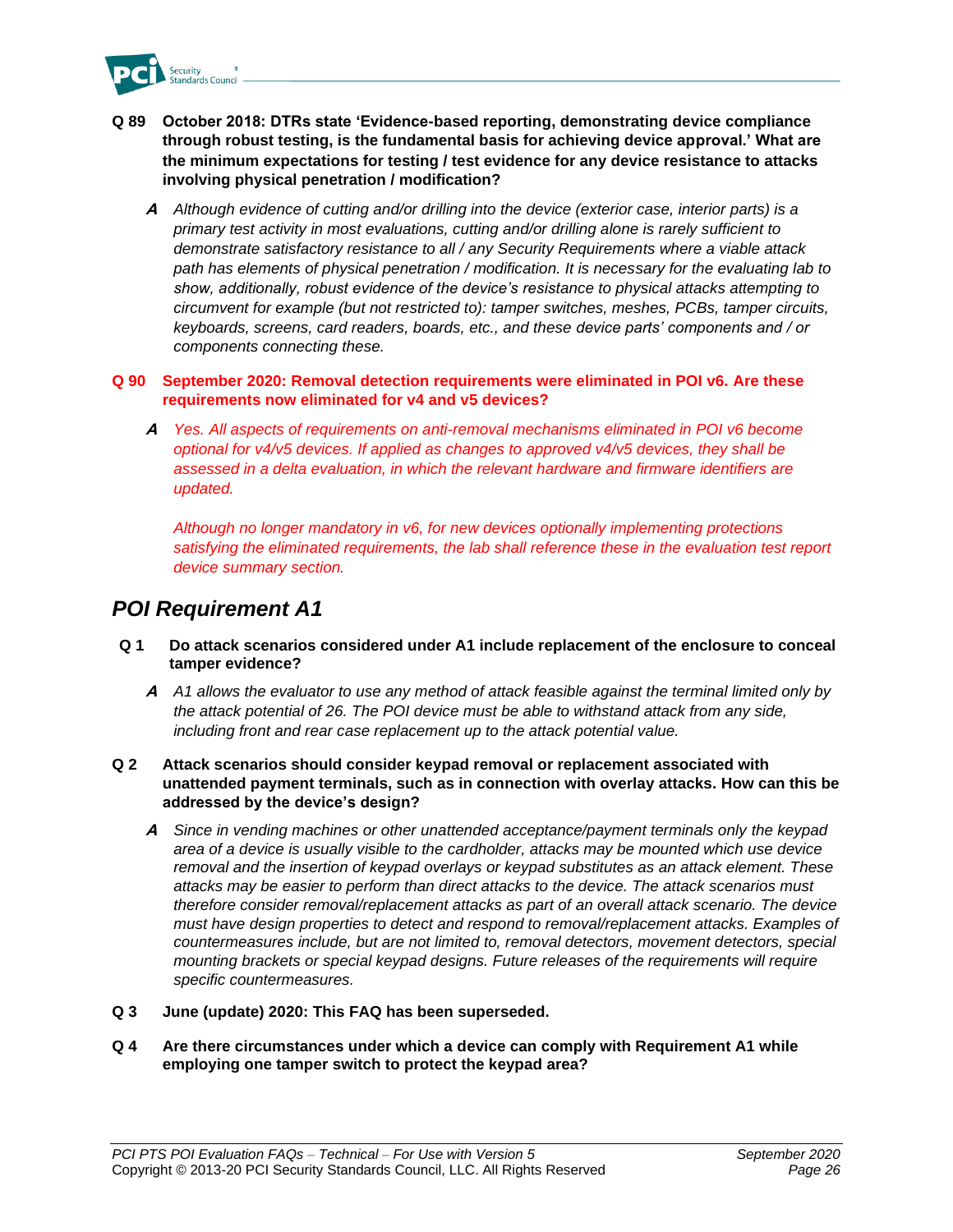**Q 89 October 2018: DTRs state 'Evidence-based reporting, demonstrating device compliance through robust testing, is the fundamental basis for achieving device approval.' What are the minimum expectations for testing / test evidence for any device resistance to attacks involving physical penetration / modification?**

**A** *Although evidence of cutting and/or drilling into the device (exterior case, interior parts) is a primary test activity in most evaluations, cutting and/or drilling alone is rarely sufficient to demonstrate satisfactory resistance to all / any Security Requirements where a viable attack path has elements of physical penetration / modification. It is necessary for the evaluating lab to show, additionally, robust evidence of the device's resistance to physical attacks attempting to circumvent for example (but not restricted to): tamper switches, meshes, PCBs, tamper circuits, keyboards, screens, card readers, boards, etc., and these device parts' components and / or components connecting these.*

**Q 90 September 2020: Removal detection requirements were eliminated in POI v6. Are these requirements now eliminated for v4 and v5 devices?**

**A** *Yes. All aspects of requirements on anti-removal mechanisms eliminated in POI v6 become optional for v4/v5 devices. If applied as changes to approved v4/v5 devices, they shall be assessed in a delta evaluation, in which the relevant hardware and firmware identifiers are updated.*

*Although no longer mandatory in v6, for new devices optionally implementing protections satisfying the eliminated requirements, the lab shall reference these in the evaluation test report device summary section.*

## POI Requirement A1

**Q 1 Do attack scenarios considered under A1 include replacement of the enclosure to conceal tamper evidence?**

**A** *A1 allows the evaluator to use any method of attack feasible against the terminal limited only by the attack potential of 26. The POI device must be able to withstand attack from any side, including front and rear case replacement up to the attack potential value.*

**Q 2 Attack scenarios should consider keypad removal or replacement associated with unattended payment terminals, such as in connection with overlay attacks. How can this be addressed by the device's design?**

**A** *Since in vending machines or other unattended acceptance/payment terminals only the keypad area of a device is usually visible to the cardholder, attacks may be mounted which use device removal and the insertion of keypad overlays or keypad substitutes as an attack element. These attacks may be easier to perform than direct attacks to the device. The attack scenarios must therefore consider removal/replacement attacks as part of an overall attack scenario. The device must have design properties to detect and respond to removal/replacement attacks. Examples of countermeasures include, but are not limited to, removal detectors, movement detectors, special mounting brackets or special keypad designs. Future releases of the requirements will require specific countermeasures.*

**Q 3 June (update) 2020: This FAQ has been superseded.**

**Q 4 Are there circumstances under which a device can comply with Requirement A1 while employing one tamper switch to protect the keypad area?**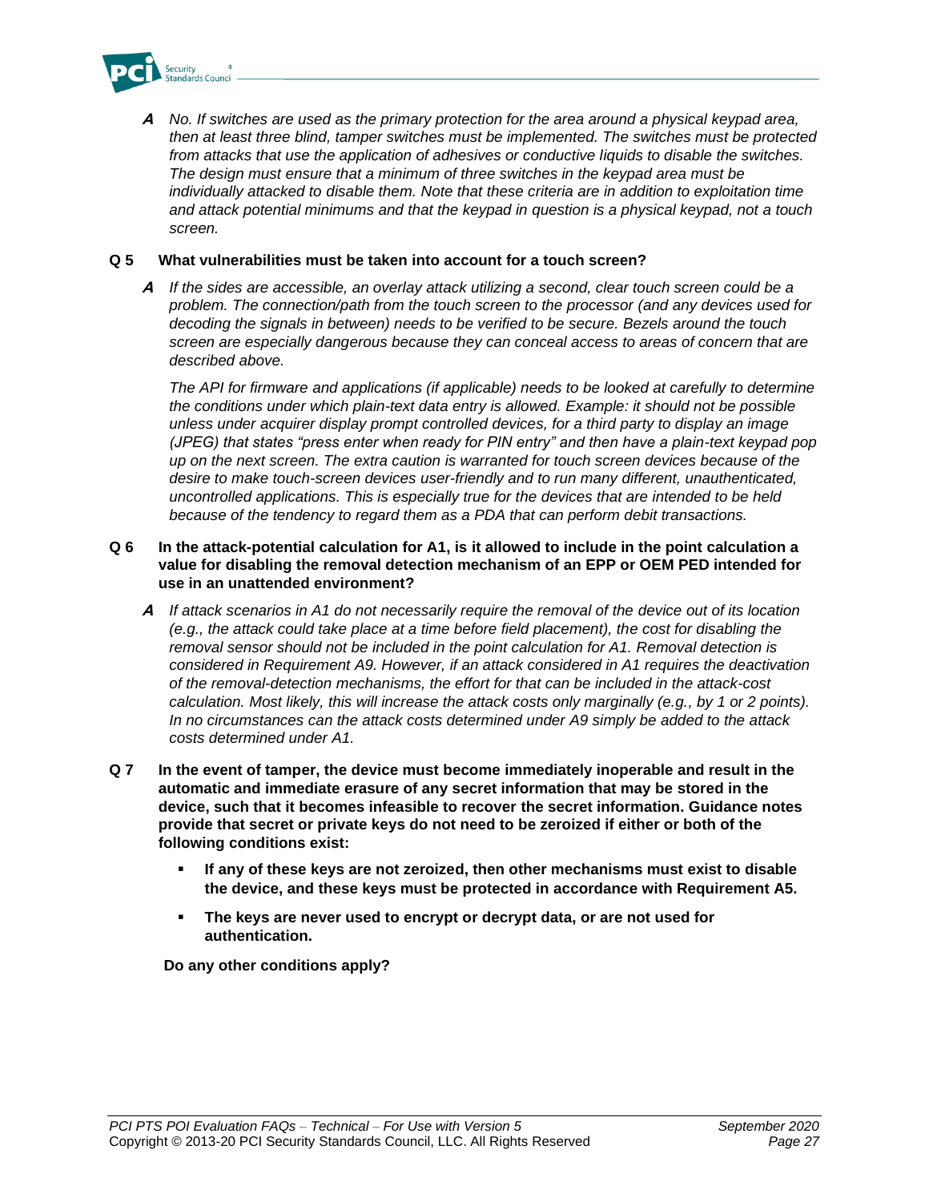***A*** *No. If switches are used as the primary protection for the area around a physical keypad area, then at least three blind, tamper switches must be implemented. The switches must be protected from attacks that use the application of adhesives or conductive liquids to disable the switches. The design must ensure that a minimum of three switches in the keypad area must be individually attacked to disable them. Note that these criteria are in addition to exploitation time and attack potential minimums and that the keypad in question is a physical keypad, not a touch screen.*

**Q 5 What vulnerabilities must be taken into account for a touch screen?**

***A*** *If the sides are accessible, an overlay attack utilizing a second, clear touch screen could be a problem. The connection/path from the touch screen to the processor (and any devices used for decoding the signals in between) needs to be verified to be secure. Bezels around the touch screen are especially dangerous because they can conceal access to areas of concern that are described above.*

*The API for firmware and applications (if applicable) needs to be looked at carefully to determine the conditions under which plain-text data entry is allowed. Example: it should not be possible unless under acquirer display prompt controlled devices, for a third party to display an image (JPEG) that states "press enter when ready for PIN entry" and then have a plain-text keypad pop up on the next screen. The extra caution is warranted for touch screen devices because of the desire to make touch-screen devices user-friendly and to run many different, unauthenticated, uncontrolled applications. This is especially true for the devices that are intended to be held because of the tendency to regard them as a PDA that can perform debit transactions.*

**Q 6 In the attack-potential calculation for A1, is it allowed to include in the point calculation a value for disabling the removal detection mechanism of an EPP or OEM PED intended for use in an unattended environment?**

***A*** *If attack scenarios in A1 do not necessarily require the removal of the device out of its location (e.g., the attack could take place at a time before field placement), the cost for disabling the removal sensor should not be included in the point calculation for A1. Removal detection is considered in Requirement A9. However, if an attack considered in A1 requires the deactivation of the removal-detection mechanisms, the effort for that can be included in the attack-cost calculation. Most likely, this will increase the attack costs only marginally (e.g., by 1 or 2 points). In no circumstances can the attack costs determined under A9 simply be added to the attack costs determined under A1.*

**Q 7 In the event of tamper, the device must become immediately inoperable and result in the automatic and immediate erasure of any secret information that may be stored in the device, such that it becomes infeasible to recover the secret information. Guidance notes provide that secret or private keys do not need to be zeroized if either or both of the following conditions exist:**

- **If any of these keys are not zeroized, then other mechanisms must exist to disable the device, and these keys must be protected in accordance with Requirement A5.**
- **The keys are never used to encrypt or decrypt data, or are not used for authentication.**

**Do any other conditions apply?**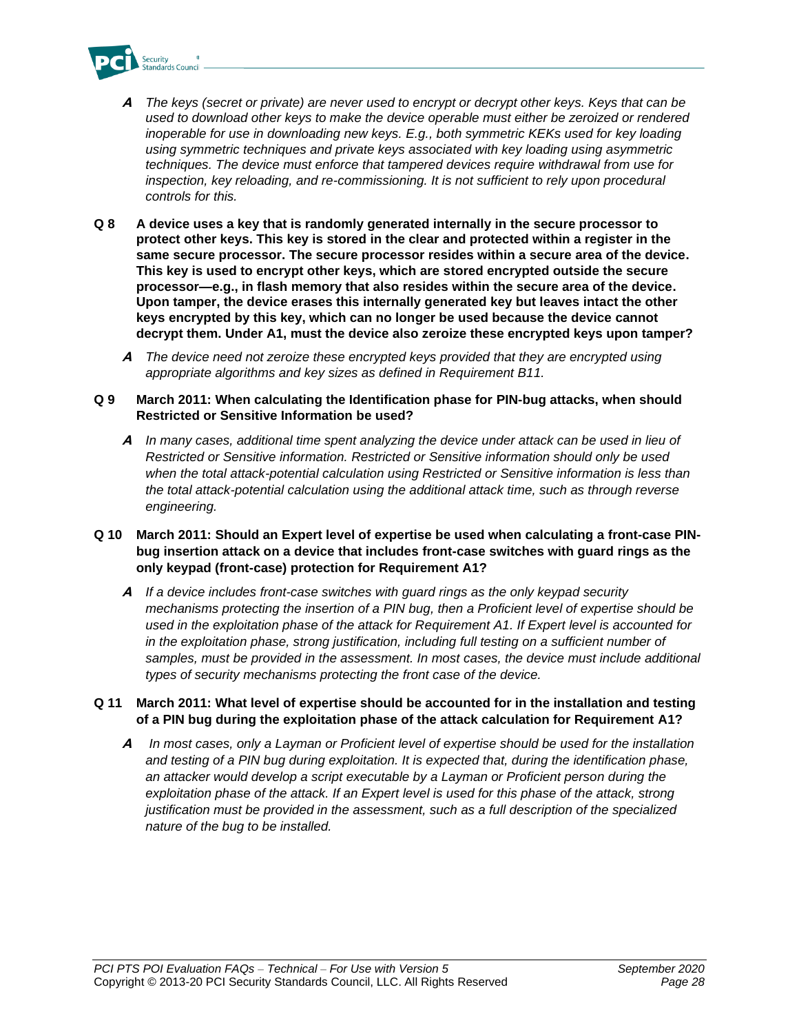***A*** *The keys (secret or private) are never used to encrypt or decrypt other keys. Keys that can be used to download other keys to make the device operable must either be zeroized or rendered inoperable for use in downloading new keys. E.g., both symmetric KEKs used for key loading using symmetric techniques and private keys associated with key loading using asymmetric techniques. The device must enforce that tampered devices require withdrawal from use for inspection, key reloading, and re-commissioning. It is not sufficient to rely upon procedural controls for this.*

**Q 8 A device uses a key that is randomly generated internally in the secure processor to protect other keys. This key is stored in the clear and protected within a register in the same secure processor. The secure processor resides within a secure area of the device. This key is used to encrypt other keys, which are stored encrypted outside the secure processor—e.g., in flash memory that also resides within the secure area of the device. Upon tamper, the device erases this internally generated key but leaves intact the other keys encrypted by this key, which can no longer be used because the device cannot decrypt them. Under A1, must the device also zeroize these encrypted keys upon tamper?**

***A*** *The device need not zeroize these encrypted keys provided that they are encrypted using appropriate algorithms and key sizes as defined in Requirement B11.*

**Q 9 March 2011: When calculating the Identification phase for PIN-bug attacks, when should Restricted or Sensitive Information be used?**

***A*** *In many cases, additional time spent analyzing the device under attack can be used in lieu of Restricted or Sensitive information. Restricted or Sensitive information should only be used when the total attack-potential calculation using Restricted or Sensitive information is less than the total attack-potential calculation using the additional attack time, such as through reverse engineering.*

**Q 10 March 2011: Should an Expert level of expertise be used when calculating a front-case PIN-bug insertion attack on a device that includes front-case switches with guard rings as the only keypad (front-case) protection for Requirement A1?**

***A*** *If a device includes front-case switches with guard rings as the only keypad security mechanisms protecting the insertion of a PIN bug, then a Proficient level of expertise should be used in the exploitation phase of the attack for Requirement A1. If Expert level is accounted for in the exploitation phase, strong justification, including full testing on a sufficient number of samples, must be provided in the assessment. In most cases, the device must include additional types of security mechanisms protecting the front case of the device.*

**Q 11 March 2011: What level of expertise should be accounted for in the installation and testing of a PIN bug during the exploitation phase of the attack calculation for Requirement A1?**

***A*** *In most cases, only a Layman or Proficient level of expertise should be used for the installation and testing of a PIN bug during exploitation. It is expected that, during the identification phase, an attacker would develop a script executable by a Layman or Proficient person during the exploitation phase of the attack. If an Expert level is used for this phase of the attack, strong justification must be provided in the assessment, such as a full description of the specialized nature of the bug to be installed.*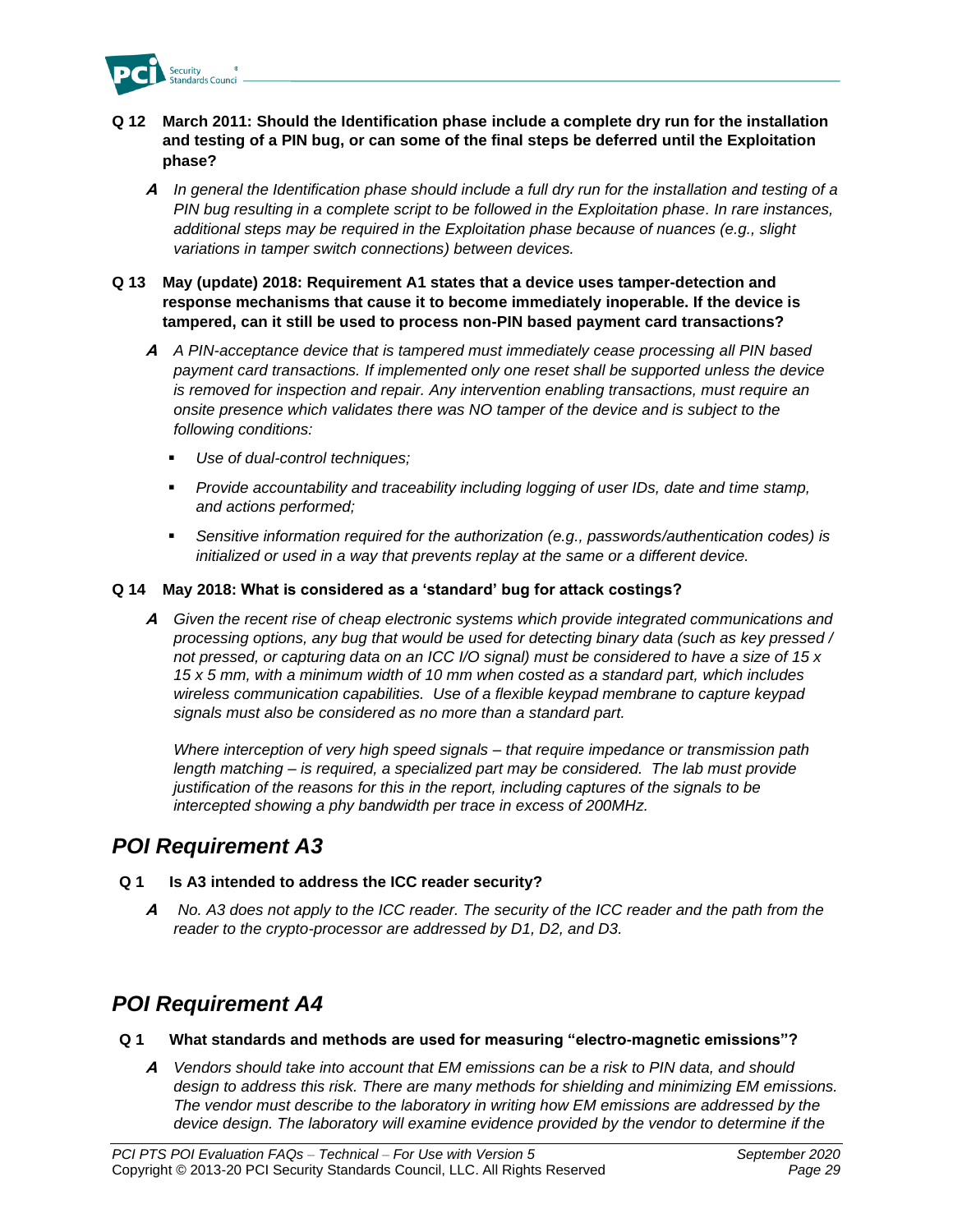**Q 12 March 2011: Should the Identification phase include a complete dry run for the installation and testing of a PIN bug, or can some of the final steps be deferred until the Exploitation phase?**

**A** *In general the Identification phase should include a full dry run for the installation and testing of a PIN bug resulting in a complete script to be followed in the Exploitation phase. In rare instances, additional steps may be required in the Exploitation phase because of nuances (e.g., slight variations in tamper switch connections) between devices.*

**Q 13 May (update) 2018: Requirement A1 states that a device uses tamper-detection and response mechanisms that cause it to become immediately inoperable. If the device is tampered, can it still be used to process non-PIN based payment card transactions?**

**A** *A PIN-acceptance device that is tampered must immediately cease processing all PIN based payment card transactions. If implemented only one reset shall be supported unless the device is removed for inspection and repair. Any intervention enabling transactions, must require an onsite presence which validates there was NO tamper of the device and is subject to the following conditions:*

- *Use of dual-control techniques;*
- *Provide accountability and traceability including logging of user IDs, date and time stamp, and actions performed;*
- *Sensitive information required for the authorization (e.g., passwords/authentication codes) is initialized or used in a way that prevents replay at the same or a different device.*

**Q 14 May 2018: What is considered as a 'standard' bug for attack costings?**

**A** *Given the recent rise of cheap electronic systems which provide integrated communications and processing options, any bug that would be used for detecting binary data (such as key pressed / not pressed, or capturing data on an ICC I/O signal) must be considered to have a size of 15 x 15 x 5 mm, with a minimum width of 10 mm when costed as a standard part, which includes wireless communication capabilities. Use of a flexible keypad membrane to capture keypad signals must also be considered as no more than a standard part.*

*Where interception of very high speed signals – that require impedance or transmission path length matching – is required, a specialized part may be considered. The lab must provide justification of the reasons for this in the report, including captures of the signals to be intercepted showing a phy bandwidth per trace in excess of 200MHz.*

## *POI Requirement A3*

**Q 1 Is A3 intended to address the ICC reader security?**

**A** *No. A3 does not apply to the ICC reader. The security of the ICC reader and the path from the reader to the crypto-processor are addressed by D1, D2, and D3.*

## *POI Requirement A4*

**Q 1 What standards and methods are used for measuring "electro-magnetic emissions"?**

**A** *Vendors should take into account that EM emissions can be a risk to PIN data, and should design to address this risk. There are many methods for shielding and minimizing EM emissions. The vendor must describe to the laboratory in writing how EM emissions are addressed by the device design. The laboratory will examine evidence provided by the vendor to determine if the*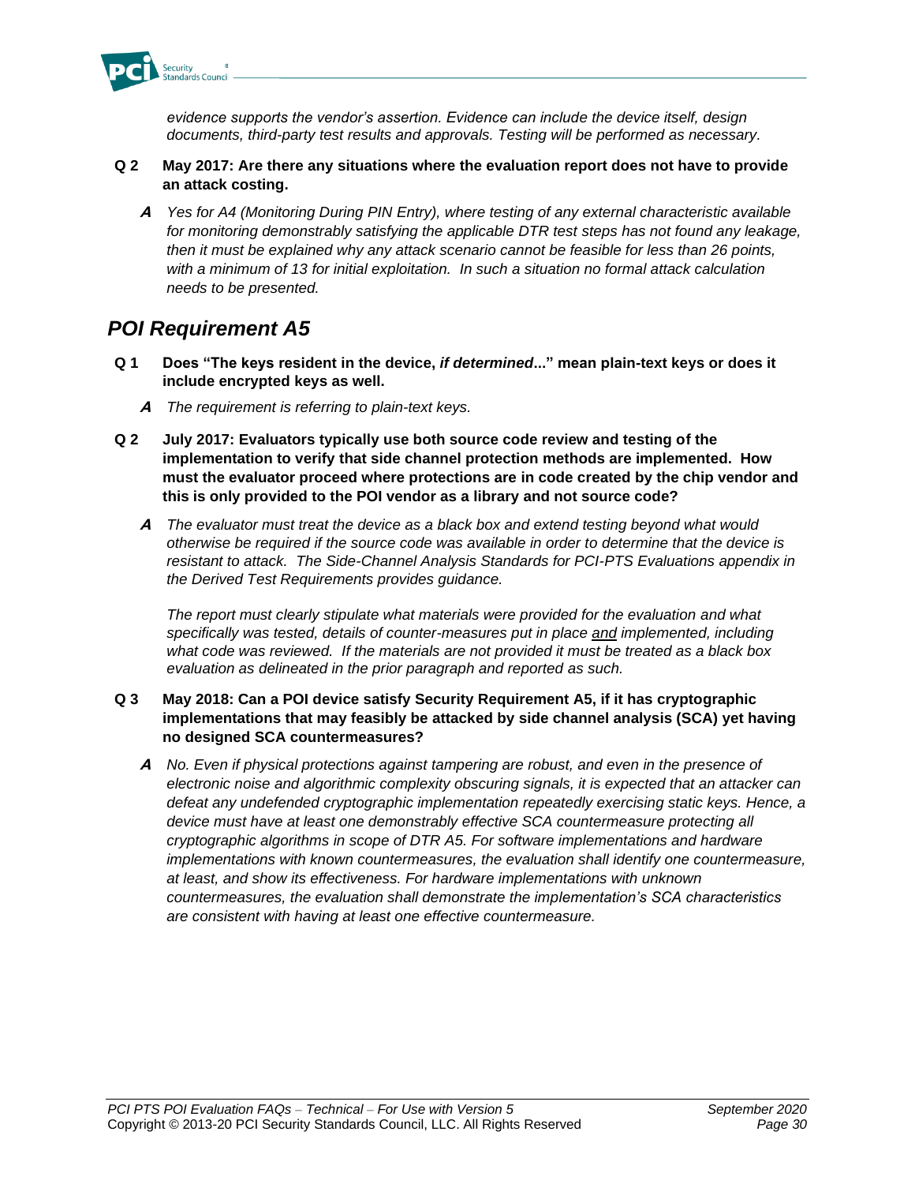*evidence supports the vendor's assertion. Evidence can include the device itself, design documents, third-party test results and approvals. Testing will be performed as necessary.*

**Q 2 May 2017: Are there any situations where the evaluation report does not have to provide an attack costing.**

***A*** *Yes for A4 (Monitoring During PIN Entry), where testing of any external characteristic available for monitoring demonstrably satisfying the applicable DTR test steps has not found any leakage, then it must be explained why any attack scenario cannot be feasible for less than 26 points, with a minimum of 13 for initial exploitation. In such a situation no formal attack calculation needs to be presented.*

## *POI Requirement A5*

**Q 1 Does "The keys resident in the device, *if determined*..." mean plain-text keys or does it include encrypted keys as well.**

***A*** *The requirement is referring to plain-text keys.*

**Q 2 July 2017: Evaluators typically use both source code review and testing of the implementation to verify that side channel protection methods are implemented. How must the evaluator proceed where protections are in code created by the chip vendor and this is only provided to the POI vendor as a library and not source code?**

***A*** *The evaluator must treat the device as a black box and extend testing beyond what would otherwise be required if the source code was available in order to determine that the device is resistant to attack. The Side-Channel Analysis Standards for PCI-PTS Evaluations appendix in the Derived Test Requirements provides guidance.*

*The report must clearly stipulate what materials were provided for the evaluation and what specifically was tested, details of counter-measures put in place <u>and</u> implemented, including what code was reviewed. If the materials are not provided it must be treated as a black box evaluation as delineated in the prior paragraph and reported as such.*

**Q 3 May 2018: Can a POI device satisfy Security Requirement A5, if it has cryptographic implementations that may feasibly be attacked by side channel analysis (SCA) yet having no designed SCA countermeasures?**

***A*** *No. Even if physical protections against tampering are robust, and even in the presence of electronic noise and algorithmic complexity obscuring signals, it is expected that an attacker can defeat any undefended cryptographic implementation repeatedly exercising static keys. Hence, a device must have at least one demonstrably effective SCA countermeasure protecting all cryptographic algorithms in scope of DTR A5. For software implementations and hardware implementations with known countermeasures, the evaluation shall identify one countermeasure, at least, and show its effectiveness. For hardware implementations with unknown countermeasures, the evaluation shall demonstrate the implementation's SCA characteristics are consistent with having at least one effective countermeasure.*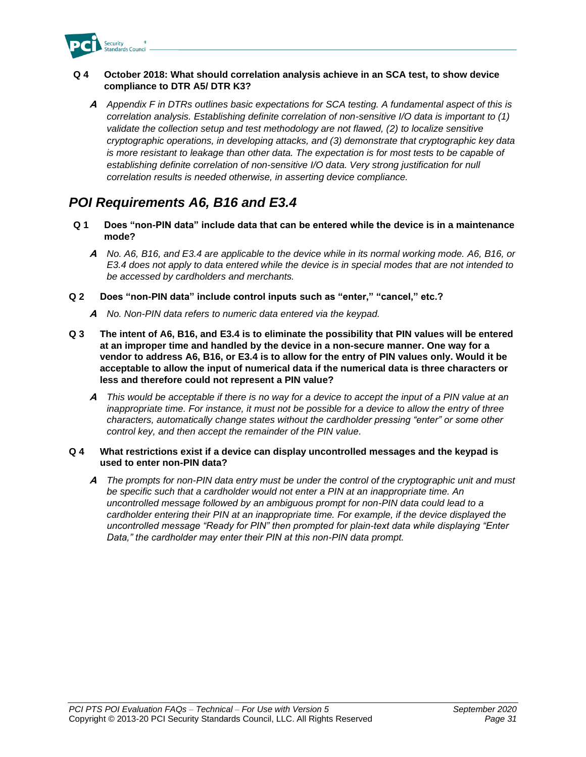**Q 4 October 2018: What should correlation analysis achieve in an SCA test, to show device compliance to DTR A5/ DTR K3?**

***A*** *Appendix F in DTRs outlines basic expectations for SCA testing. A fundamental aspect of this is correlation analysis. Establishing definite correlation of non-sensitive I/O data is important to (1) validate the collection setup and test methodology are not flawed, (2) to localize sensitive cryptographic operations, in developing attacks, and (3) demonstrate that cryptographic key data is more resistant to leakage than other data. The expectation is for most tests to be capable of establishing definite correlation of non-sensitive I/O data. Very strong justification for null correlation results is needed otherwise, in asserting device compliance.*

## *POI Requirements A6, B16 and E3.4*

**Q 1 Does "non-PIN data" include data that can be entered while the device is in a maintenance mode?**

***A*** *No. A6, B16, and E3.4 are applicable to the device while in its normal working mode. A6, B16, or E3.4 does not apply to data entered while the device is in special modes that are not intended to be accessed by cardholders and merchants.*

**Q 2 Does "non-PIN data" include control inputs such as "enter," "cancel," etc.?**

***A*** *No. Non-PIN data refers to numeric data entered via the keypad.*

**Q 3 The intent of A6, B16, and E3.4 is to eliminate the possibility that PIN values will be entered at an improper time and handled by the device in a non-secure manner. One way for a vendor to address A6, B16, or E3.4 is to allow for the entry of PIN values only. Would it be acceptable to allow the input of numerical data if the numerical data is three characters or less and therefore could not represent a PIN value?**

***A*** *This would be acceptable if there is no way for a device to accept the input of a PIN value at an inappropriate time. For instance, it must not be possible for a device to allow the entry of three characters, automatically change states without the cardholder pressing "enter" or some other control key, and then accept the remainder of the PIN value.*

**Q 4 What restrictions exist if a device can display uncontrolled messages and the keypad is used to enter non-PIN data?**

***A*** *The prompts for non-PIN data entry must be under the control of the cryptographic unit and must be specific such that a cardholder would not enter a PIN at an inappropriate time. An uncontrolled message followed by an ambiguous prompt for non-PIN data could lead to a cardholder entering their PIN at an inappropriate time. For example, if the device displayed the uncontrolled message "Ready for PIN" then prompted for plain-text data while displaying "Enter Data," the cardholder may enter their PIN at this non-PIN data prompt.*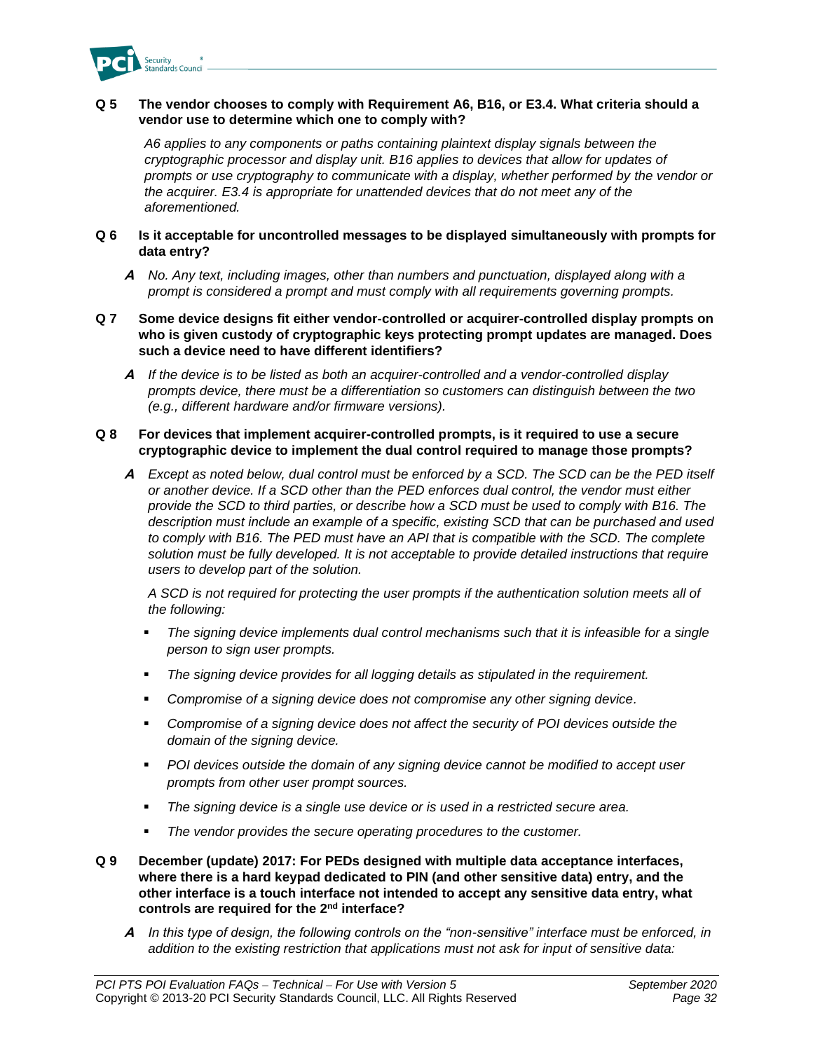**Q 5 The vendor chooses to comply with Requirement A6, B16, or E3.4. What criteria should a vendor use to determine which one to comply with?**

*A6 applies to any components or paths containing plaintext display signals between the cryptographic processor and display unit. B16 applies to devices that allow for updates of prompts or use cryptography to communicate with a display, whether performed by the vendor or the acquirer. E3.4 is appropriate for unattended devices that do not meet any of the aforementioned.*

**Q 6 Is it acceptable for uncontrolled messages to be displayed simultaneously with prompts for data entry?**

***A*** *No. Any text, including images, other than numbers and punctuation, displayed along with a prompt is considered a prompt and must comply with all requirements governing prompts.*

**Q 7 Some device designs fit either vendor-controlled or acquirer-controlled display prompts on who is given custody of cryptographic keys protecting prompt updates are managed. Does such a device need to have different identifiers?**

***A*** *If the device is to be listed as both an acquirer-controlled and a vendor-controlled display prompts device, there must be a differentiation so customers can distinguish between the two (e.g., different hardware and/or firmware versions).*

**Q 8 For devices that implement acquirer-controlled prompts, is it required to use a secure cryptographic device to implement the dual control required to manage those prompts?**

***A*** *Except as noted below, dual control must be enforced by a SCD. The SCD can be the PED itself or another device. If a SCD other than the PED enforces dual control, the vendor must either provide the SCD to third parties, or describe how a SCD must be used to comply with B16. The description must include an example of a specific, existing SCD that can be purchased and used to comply with B16. The PED must have an API that is compatible with the SCD. The complete solution must be fully developed. It is not acceptable to provide detailed instructions that require users to develop part of the solution.*

*A SCD is not required for protecting the user prompts if the authentication solution meets all of the following:*

- *The signing device implements dual control mechanisms such that it is infeasible for a single person to sign user prompts.*
- *The signing device provides for all logging details as stipulated in the requirement.*
- *Compromise of a signing device does not compromise any other signing device.*
- *Compromise of a signing device does not affect the security of POI devices outside the domain of the signing device.*
- *POI devices outside the domain of any signing device cannot be modified to accept user prompts from other user prompt sources.*
- *The signing device is a single use device or is used in a restricted secure area.*
- *The vendor provides the secure operating procedures to the customer.*

**Q 9 December (update) 2017: For PEDs designed with multiple data acceptance interfaces, where there is a hard keypad dedicated to PIN (and other sensitive data) entry, and the other interface is a touch interface not intended to accept any sensitive data entry, what controls are required for the 2nd interface?**

***A*** *In this type of design, the following controls on the "non-sensitive" interface must be enforced, in addition to the existing restriction that applications must not ask for input of sensitive data:*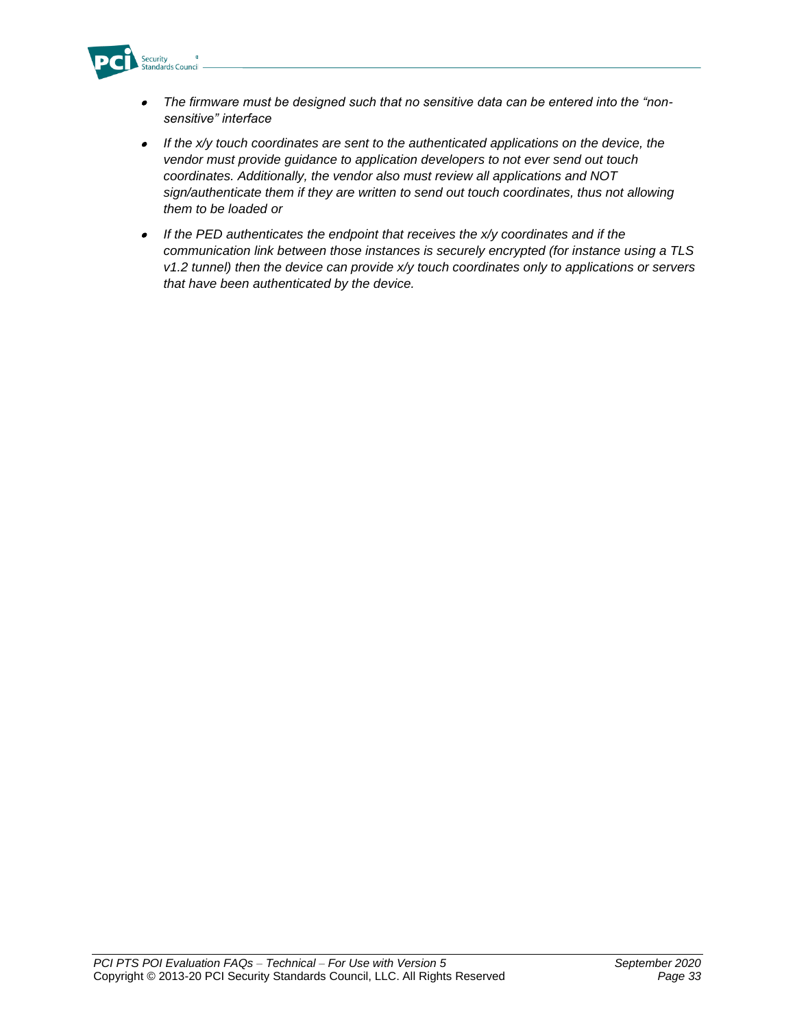- *The firmware must be designed such that no sensitive data can be entered into the "non-sensitive" interface*
- *If the x/y touch coordinates are sent to the authenticated applications on the device, the vendor must provide guidance to application developers to not ever send out touch coordinates. Additionally, the vendor also must review all applications and NOT sign/authenticate them if they are written to send out touch coordinates, thus not allowing them to be loaded or*
- *If the PED authenticates the endpoint that receives the x/y coordinates and if the communication link between those instances is securely encrypted (for instance using a TLS v1.2 tunnel) then the device can provide x/y touch coordinates only to applications or servers that have been authenticated by the device.*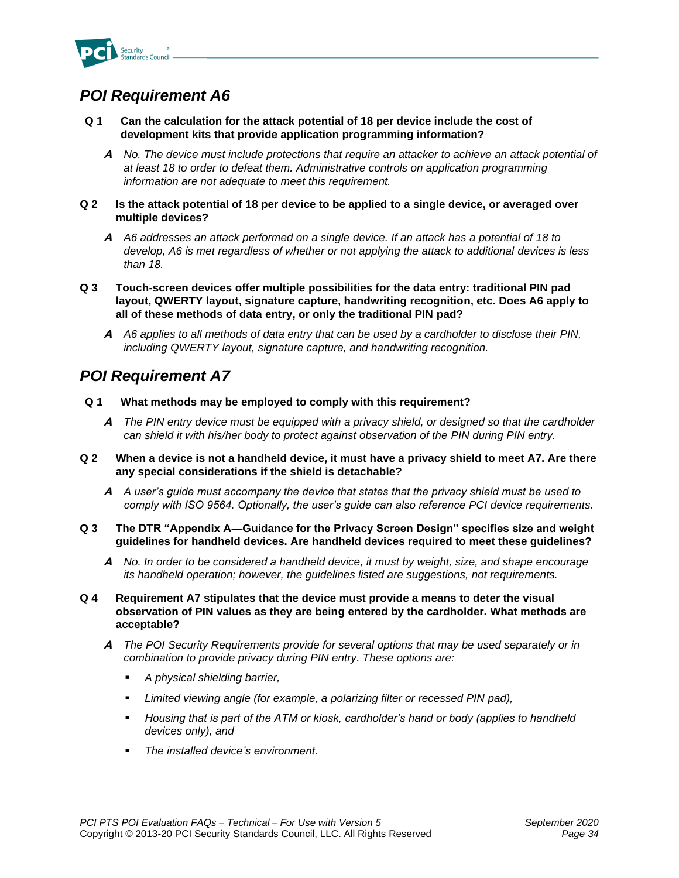## POI Requirement A6

**Q 1 Can the calculation for the attack potential of 18 per device include the cost of development kits that provide application programming information?**

***A*** *No. The device must include protections that require an attacker to achieve an attack potential of at least 18 to order to defeat them. Administrative controls on application programming information are not adequate to meet this requirement.*

**Q 2 Is the attack potential of 18 per device to be applied to a single device, or averaged over multiple devices?**

***A*** *A6 addresses an attack performed on a single device. If an attack has a potential of 18 to develop, A6 is met regardless of whether or not applying the attack to additional devices is less than 18.*

**Q 3 Touch-screen devices offer multiple possibilities for the data entry: traditional PIN pad layout, QWERTY layout, signature capture, handwriting recognition, etc. Does A6 apply to all of these methods of data entry, or only the traditional PIN pad?**

***A*** *A6 applies to all methods of data entry that can be used by a cardholder to disclose their PIN, including QWERTY layout, signature capture, and handwriting recognition.*

## POI Requirement A7

**Q 1 What methods may be employed to comply with this requirement?**

***A*** *The PIN entry device must be equipped with a privacy shield, or designed so that the cardholder can shield it with his/her body to protect against observation of the PIN during PIN entry.*

**Q 2 When a device is not a handheld device, it must have a privacy shield to meet A7. Are there any special considerations if the shield is detachable?**

***A*** *A user's guide must accompany the device that states that the privacy shield must be used to comply with ISO 9564. Optionally, the user's guide can also reference PCI device requirements.*

**Q 3 The DTR "Appendix A—Guidance for the Privacy Screen Design" specifies size and weight guidelines for handheld devices. Are handheld devices required to meet these guidelines?**

***A*** *No. In order to be considered a handheld device, it must by weight, size, and shape encourage its handheld operation; however, the guidelines listed are suggestions, not requirements.*

**Q 4 Requirement A7 stipulates that the device must provide a means to deter the visual observation of PIN values as they are being entered by the cardholder. What methods are acceptable?**

***A*** *The POI Security Requirements provide for several options that may be used separately or in combination to provide privacy during PIN entry. These options are:*

- *A physical shielding barrier,*
- *Limited viewing angle (for example, a polarizing filter or recessed PIN pad),*
- *Housing that is part of the ATM or kiosk, cardholder's hand or body (applies to handheld devices only), and*
- *The installed device's environment.*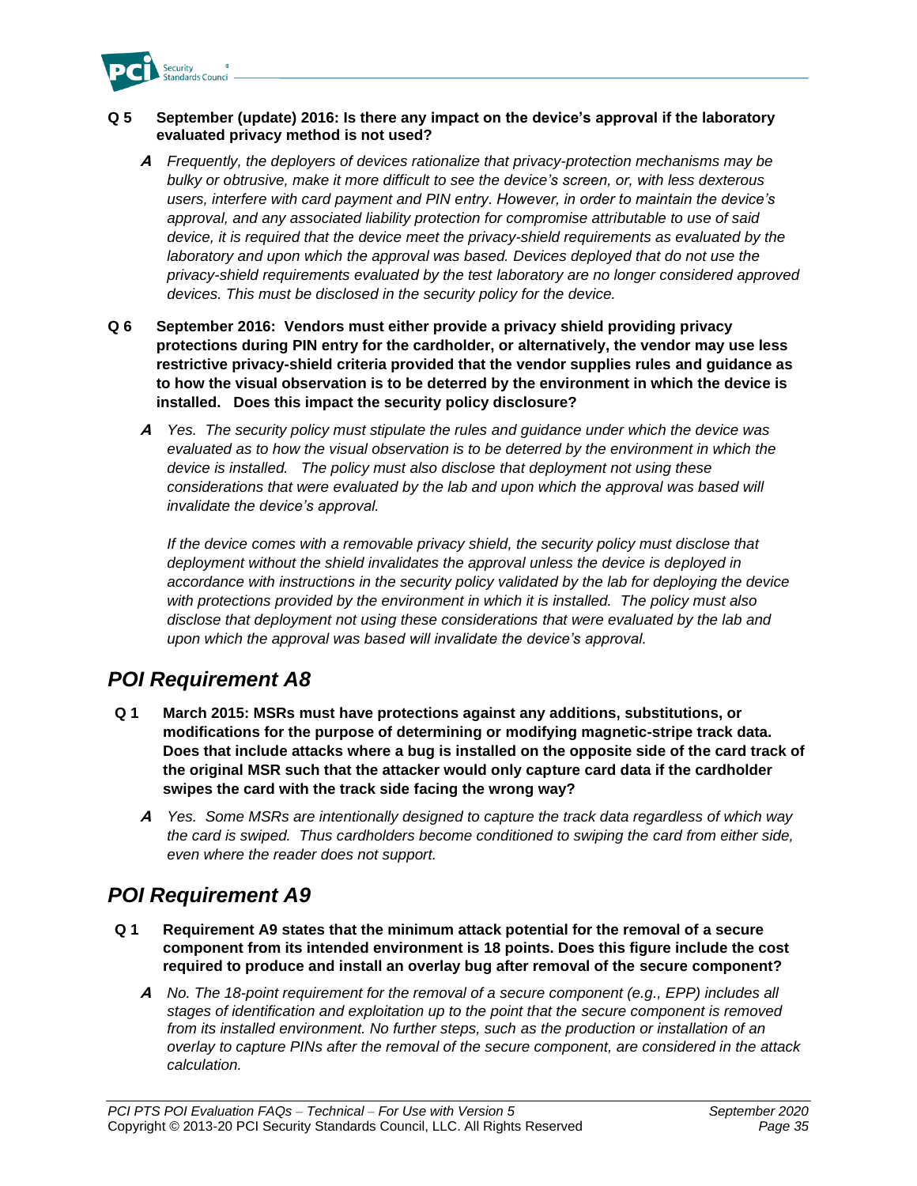**Q 5 September (update) 2016: Is there any impact on the device's approval if the laboratory evaluated privacy method is not used?**

**A** *Frequently, the deployers of devices rationalize that privacy-protection mechanisms may be bulky or obtrusive, make it more difficult to see the device's screen, or, with less dexterous users, interfere with card payment and PIN entry. However, in order to maintain the device's approval, and any associated liability protection for compromise attributable to use of said device, it is required that the device meet the privacy-shield requirements as evaluated by the laboratory and upon which the approval was based. Devices deployed that do not use the privacy-shield requirements evaluated by the test laboratory are no longer considered approved devices. This must be disclosed in the security policy for the device.*

**Q 6 September 2016: Vendors must either provide a privacy shield providing privacy protections during PIN entry for the cardholder, or alternatively, the vendor may use less restrictive privacy-shield criteria provided that the vendor supplies rules and guidance as to how the visual observation is to be deterred by the environment in which the device is installed. Does this impact the security policy disclosure?**

**A** *Yes. The security policy must stipulate the rules and guidance under which the device was evaluated as to how the visual observation is to be deterred by the environment in which the device is installed. The policy must also disclose that deployment not using these considerations that were evaluated by the lab and upon which the approval was based will invalidate the device's approval.*

*If the device comes with a removable privacy shield, the security policy must disclose that deployment without the shield invalidates the approval unless the device is deployed in accordance with instructions in the security policy validated by the lab for deploying the device with protections provided by the environment in which it is installed. The policy must also disclose that deployment not using these considerations that were evaluated by the lab and upon which the approval was based will invalidate the device's approval.*

## *POI Requirement A8*

**Q 1 March 2015: MSRs must have protections against any additions, substitutions, or modifications for the purpose of determining or modifying magnetic-stripe track data. Does that include attacks where a bug is installed on the opposite side of the card track of the original MSR such that the attacker would only capture card data if the cardholder swipes the card with the track side facing the wrong way?**

**A** *Yes. Some MSRs are intentionally designed to capture the track data regardless of which way the card is swiped. Thus cardholders become conditioned to swiping the card from either side, even where the reader does not support.*

## *POI Requirement A9*

**Q 1 Requirement A9 states that the minimum attack potential for the removal of a secure component from its intended environment is 18 points. Does this figure include the cost required to produce and install an overlay bug after removal of the secure component?**

**A** *No. The 18-point requirement for the removal of a secure component (e.g., EPP) includes all stages of identification and exploitation up to the point that the secure component is removed from its installed environment. No further steps, such as the production or installation of an overlay to capture PINs after the removal of the secure component, are considered in the attack calculation.*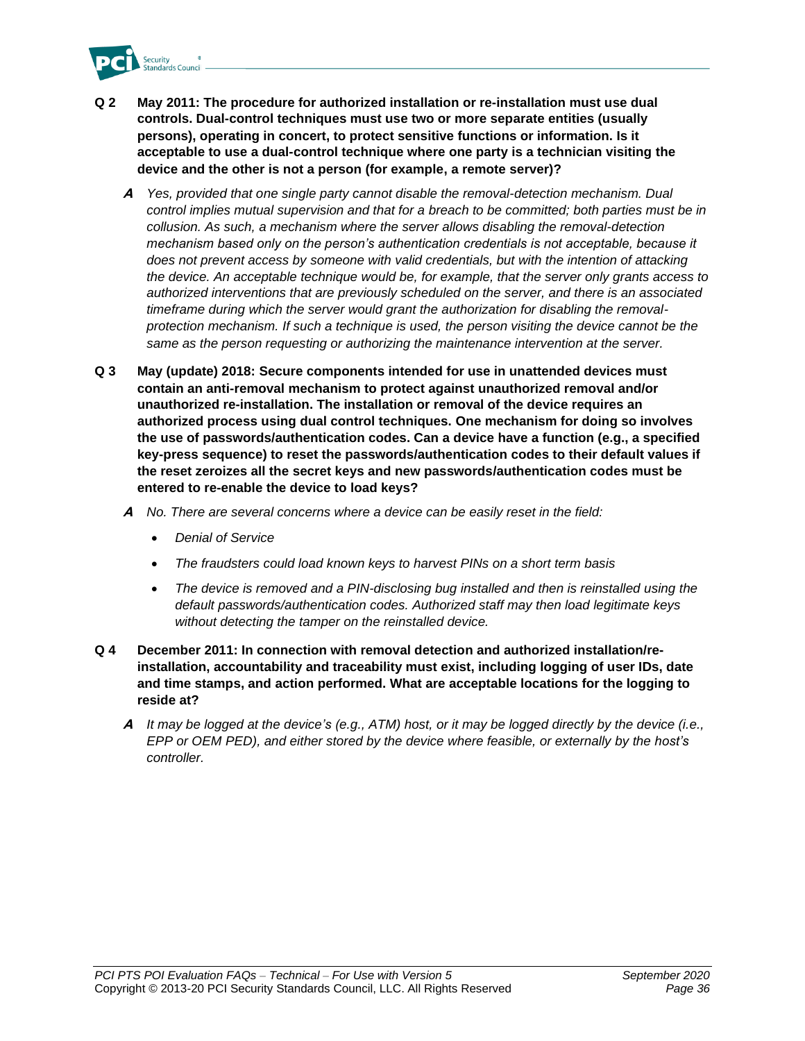**Q 2** **May 2011: The procedure for authorized installation or re-installation must use dual controls. Dual-control techniques must use two or more separate entities (usually persons), operating in concert, to protect sensitive functions or information. Is it acceptable to use a dual-control technique where one party is a technician visiting the device and the other is not a person (for example, a remote server)?**

***A*** *Yes, provided that one single party cannot disable the removal-detection mechanism. Dual control implies mutual supervision and that for a breach to be committed; both parties must be in collusion. As such, a mechanism where the server allows disabling the removal-detection mechanism based only on the person's authentication credentials is not acceptable, because it does not prevent access by someone with valid credentials, but with the intention of attacking the device. An acceptable technique would be, for example, that the server only grants access to authorized interventions that are previously scheduled on the server, and there is an associated timeframe during which the server would grant the authorization for disabling the removal-protection mechanism. If such a technique is used, the person visiting the device cannot be the same as the person requesting or authorizing the maintenance intervention at the server.*

**Q 3** **May (update) 2018: Secure components intended for use in unattended devices must contain an anti-removal mechanism to protect against unauthorized removal and/or unauthorized re-installation. The installation or removal of the device requires an authorized process using dual control techniques. One mechanism for doing so involves the use of passwords/authentication codes. Can a device have a function (e.g., a specified key-press sequence) to reset the passwords/authentication codes to their default values if the reset zeroizes all the secret keys and new passwords/authentication codes must be entered to re-enable the device to load keys?**

***A*** *No. There are several concerns where a device can be easily reset in the field:*

- *Denial of Service*
- *The fraudsters could load known keys to harvest PINs on a short term basis*
- *The device is removed and a PIN-disclosing bug installed and then is reinstalled using the default passwords/authentication codes. Authorized staff may then load legitimate keys without detecting the tamper on the reinstalled device.*

**Q 4** **December 2011: In connection with removal detection and authorized installation/re-installation, accountability and traceability must exist, including logging of user IDs, date and time stamps, and action performed. What are acceptable locations for the logging to reside at?**

***A*** *It may be logged at the device's (e.g., ATM) host, or it may be logged directly by the device (i.e., EPP or OEM PED), and either stored by the device where feasible, or externally by the host's controller.*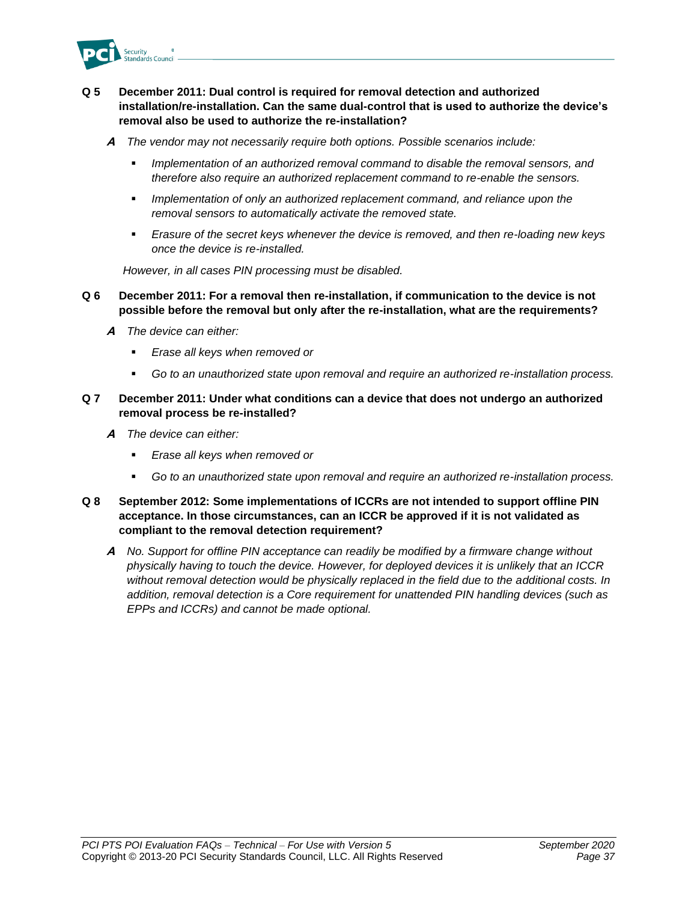**Q 5 December 2011: Dual control is required for removal detection and authorized installation/re-installation. Can the same dual-control that is used to authorize the device's removal also be used to authorize the re-installation?**

***A*** *The vendor may not necessarily require both options. Possible scenarios include:*

- *Implementation of an authorized removal command to disable the removal sensors, and therefore also require an authorized replacement command to re-enable the sensors.*
- *Implementation of only an authorized replacement command, and reliance upon the removal sensors to automatically activate the removed state.*
- *Erasure of the secret keys whenever the device is removed, and then re-loading new keys once the device is re-installed.*

*However, in all cases PIN processing must be disabled.*

**Q 6 December 2011: For a removal then re-installation, if communication to the device is not possible before the removal but only after the re-installation, what are the requirements?**

***A*** *The device can either:*

- *Erase all keys when removed or*
- *Go to an unauthorized state upon removal and require an authorized re-installation process.*

**Q 7 December 2011: Under what conditions can a device that does not undergo an authorized removal process be re-installed?**

***A*** *The device can either:*

- *Erase all keys when removed or*
- *Go to an unauthorized state upon removal and require an authorized re-installation process.*

**Q 8 September 2012: Some implementations of ICCRs are not intended to support offline PIN acceptance. In those circumstances, can an ICCR be approved if it is not validated as compliant to the removal detection requirement?**

***A*** *No. Support for offline PIN acceptance can readily be modified by a firmware change without physically having to touch the device. However, for deployed devices it is unlikely that an ICCR without removal detection would be physically replaced in the field due to the additional costs. In addition, removal detection is a Core requirement for unattended PIN handling devices (such as EPPs and ICCRs) and cannot be made optional.*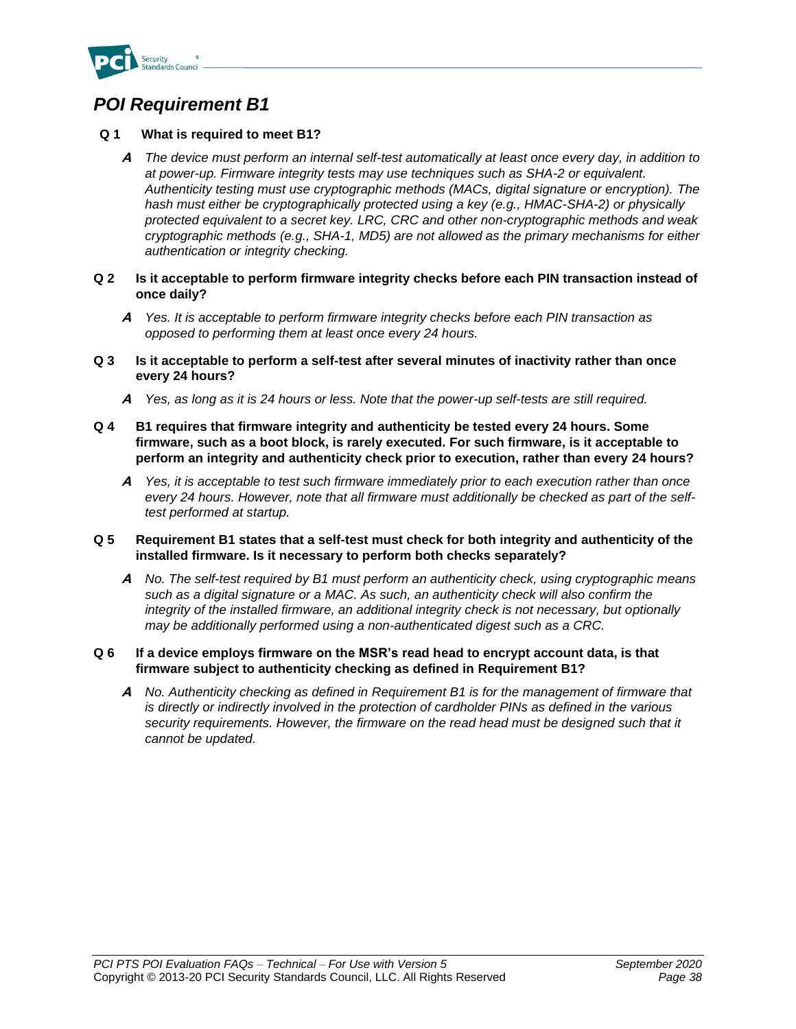## *POI Requirement B1*

**Q 1 What is required to meet B1?**

***A*** *The device must perform an internal self-test automatically at least once every day, in addition to at power-up. Firmware integrity tests may use techniques such as SHA-2 or equivalent. Authenticity testing must use cryptographic methods (MACs, digital signature or encryption). The hash must either be cryptographically protected using a key (e.g., HMAC-SHA-2) or physically protected equivalent to a secret key. LRC, CRC and other non-cryptographic methods and weak cryptographic methods (e.g., SHA-1, MD5) are not allowed as the primary mechanisms for either authentication or integrity checking.*

**Q 2 Is it acceptable to perform firmware integrity checks before each PIN transaction instead of once daily?**

***A*** *Yes. It is acceptable to perform firmware integrity checks before each PIN transaction as opposed to performing them at least once every 24 hours.*

**Q 3 Is it acceptable to perform a self-test after several minutes of inactivity rather than once every 24 hours?**

***A*** *Yes, as long as it is 24 hours or less. Note that the power-up self-tests are still required.*

**Q 4 B1 requires that firmware integrity and authenticity be tested every 24 hours. Some firmware, such as a boot block, is rarely executed. For such firmware, is it acceptable to perform an integrity and authenticity check prior to execution, rather than every 24 hours?**

***A*** *Yes, it is acceptable to test such firmware immediately prior to each execution rather than once every 24 hours. However, note that all firmware must additionally be checked as part of the self-test performed at startup.*

**Q 5 Requirement B1 states that a self-test must check for both integrity and authenticity of the installed firmware. Is it necessary to perform both checks separately?**

***A*** *No. The self-test required by B1 must perform an authenticity check, using cryptographic means such as a digital signature or a MAC. As such, an authenticity check will also confirm the integrity of the installed firmware, an additional integrity check is not necessary, but optionally may be additionally performed using a non-authenticated digest such as a CRC.*

**Q 6 If a device employs firmware on the MSR's read head to encrypt account data, is that firmware subject to authenticity checking as defined in Requirement B1?**

***A*** *No. Authenticity checking as defined in Requirement B1 is for the management of firmware that is directly or indirectly involved in the protection of cardholder PINs as defined in the various security requirements. However, the firmware on the read head must be designed such that it cannot be updated.*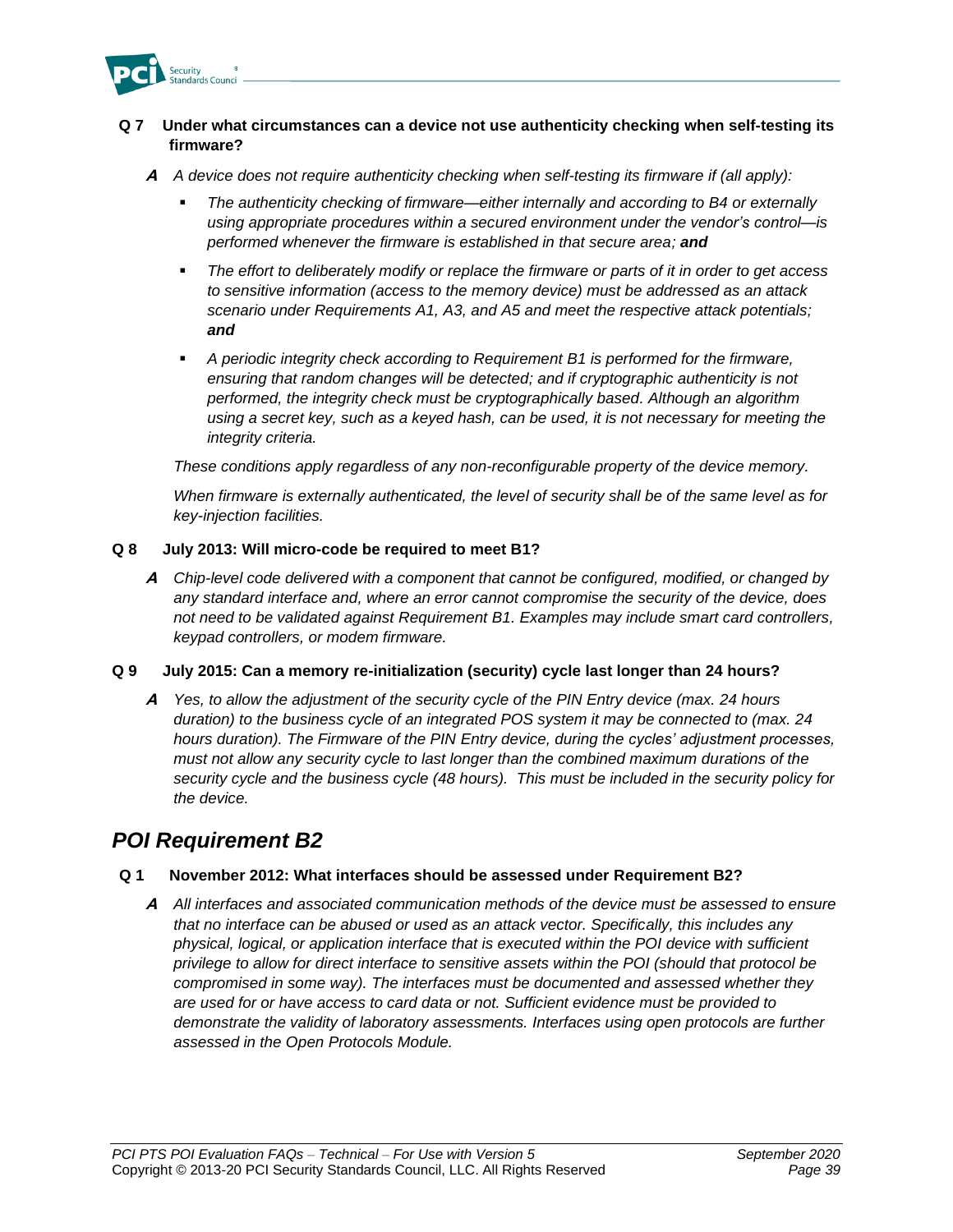**Q 7 Under what circumstances can a device not use authenticity checking when self-testing its firmware?**

***A*** *A device does not require authenticity checking when self-testing its firmware if (all apply):*

- *The authenticity checking of firmware—either internally and according to B4 or externally using appropriate procedures within a secured environment under the vendor's control—is performed whenever the firmware is established in that secure area;* ***and***
- *The effort to deliberately modify or replace the firmware or parts of it in order to get access to sensitive information (access to the memory device) must be addressed as an attack scenario under Requirements A1, A3, and A5 and meet the respective attack potentials;* ***and***
- *A periodic integrity check according to Requirement B1 is performed for the firmware, ensuring that random changes will be detected; and if cryptographic authenticity is not performed, the integrity check must be cryptographically based. Although an algorithm using a secret key, such as a keyed hash, can be used, it is not necessary for meeting the integrity criteria.*

*These conditions apply regardless of any non-reconfigurable property of the device memory.*

*When firmware is externally authenticated, the level of security shall be of the same level as for key-injection facilities.*

**Q 8 July 2013: Will micro-code be required to meet B1?**

***A*** *Chip-level code delivered with a component that cannot be configured, modified, or changed by any standard interface and, where an error cannot compromise the security of the device, does not need to be validated against Requirement B1. Examples may include smart card controllers, keypad controllers, or modem firmware.*

**Q 9 July 2015: Can a memory re-initialization (security) cycle last longer than 24 hours?**

***A*** *Yes, to allow the adjustment of the security cycle of the PIN Entry device (max. 24 hours duration) to the business cycle of an integrated POS system it may be connected to (max. 24 hours duration). The Firmware of the PIN Entry device, during the cycles' adjustment processes, must not allow any security cycle to last longer than the combined maximum durations of the security cycle and the business cycle (48 hours). This must be included in the security policy for the device.*

## *POI Requirement B2*

**Q 1 November 2012: What interfaces should be assessed under Requirement B2?**

***A*** *All interfaces and associated communication methods of the device must be assessed to ensure that no interface can be abused or used as an attack vector. Specifically, this includes any physical, logical, or application interface that is executed within the POI device with sufficient privilege to allow for direct interface to sensitive assets within the POI (should that protocol be compromised in some way). The interfaces must be documented and assessed whether they are used for or have access to card data or not. Sufficient evidence must be provided to demonstrate the validity of laboratory assessments. Interfaces using open protocols are further assessed in the Open Protocols Module.*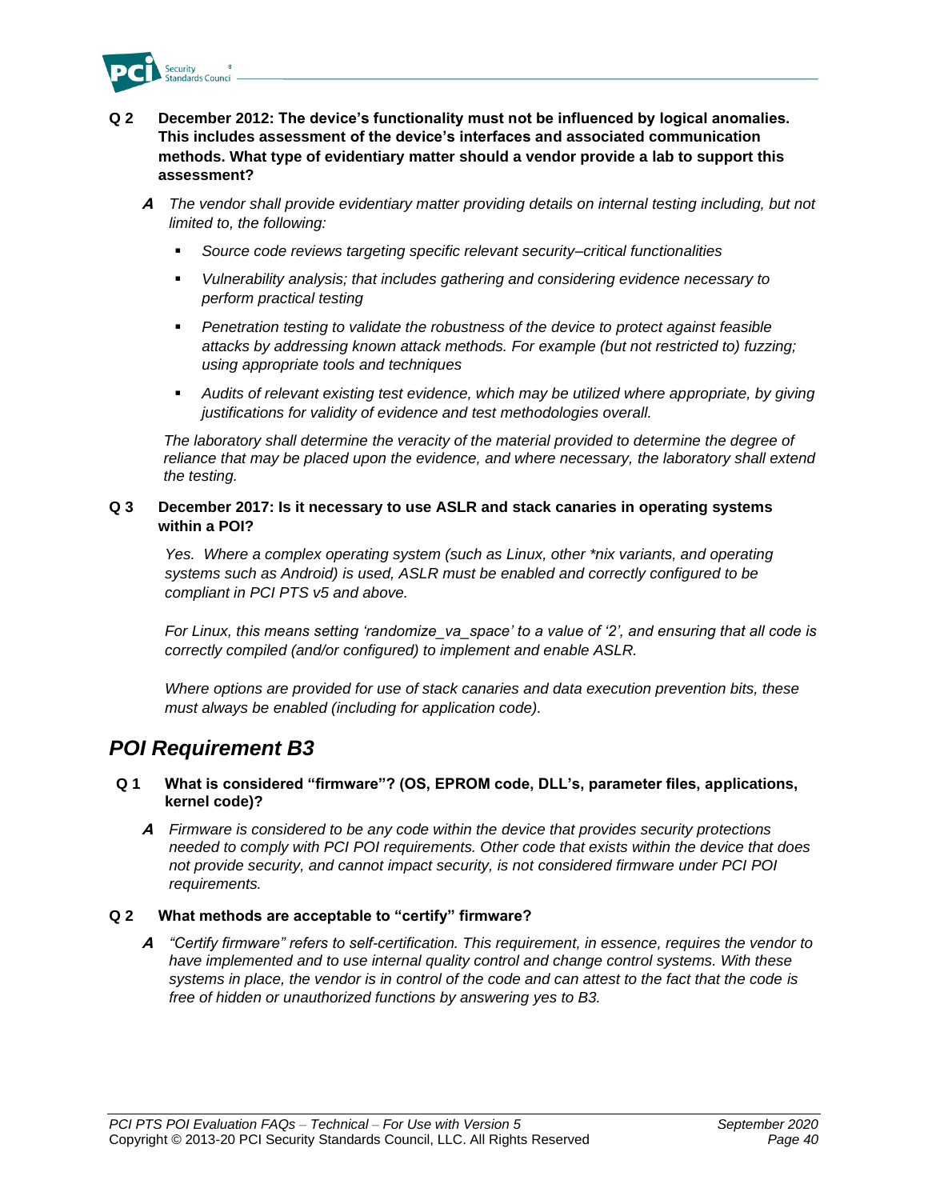**Q 2 December 2012: The device's functionality must not be influenced by logical anomalies. This includes assessment of the device's interfaces and associated communication methods. What type of evidentiary matter should a vendor provide a lab to support this assessment?**

***A*** *The vendor shall provide evidentiary matter providing details on internal testing including, but not limited to, the following:*

- *Source code reviews targeting specific relevant security–critical functionalities*
- *Vulnerability analysis; that includes gathering and considering evidence necessary to perform practical testing*
- *Penetration testing to validate the robustness of the device to protect against feasible attacks by addressing known attack methods. For example (but not restricted to) fuzzing; using appropriate tools and techniques*
- *Audits of relevant existing test evidence, which may be utilized where appropriate, by giving justifications for validity of evidence and test methodologies overall.*

*The laboratory shall determine the veracity of the material provided to determine the degree of reliance that may be placed upon the evidence, and where necessary, the laboratory shall extend the testing.*

**Q 3 December 2017: Is it necessary to use ASLR and stack canaries in operating systems within a POI?**

*Yes. Where a complex operating system (such as Linux, other *nix variants, and operating systems such as Android) is used, ASLR must be enabled and correctly configured to be compliant in PCI PTS v5 and above.*

*For Linux, this means setting 'randomize_va_space' to a value of '2', and ensuring that all code is correctly compiled (and/or configured) to implement and enable ASLR.*

*Where options are provided for use of stack canaries and data execution prevention bits, these must always be enabled (including for application code).*

## *POI Requirement B3*

**Q 1 What is considered "firmware"? (OS, EPROM code, DLL's, parameter files, applications, kernel code)?**

***A*** *Firmware is considered to be any code within the device that provides security protections needed to comply with PCI POI requirements. Other code that exists within the device that does not provide security, and cannot impact security, is not considered firmware under PCI POI requirements.*

**Q 2 What methods are acceptable to "certify" firmware?**

***A*** *"Certify firmware" refers to self-certification. This requirement, in essence, requires the vendor to have implemented and to use internal quality control and change control systems. With these systems in place, the vendor is in control of the code and can attest to the fact that the code is free of hidden or unauthorized functions by answering yes to B3.*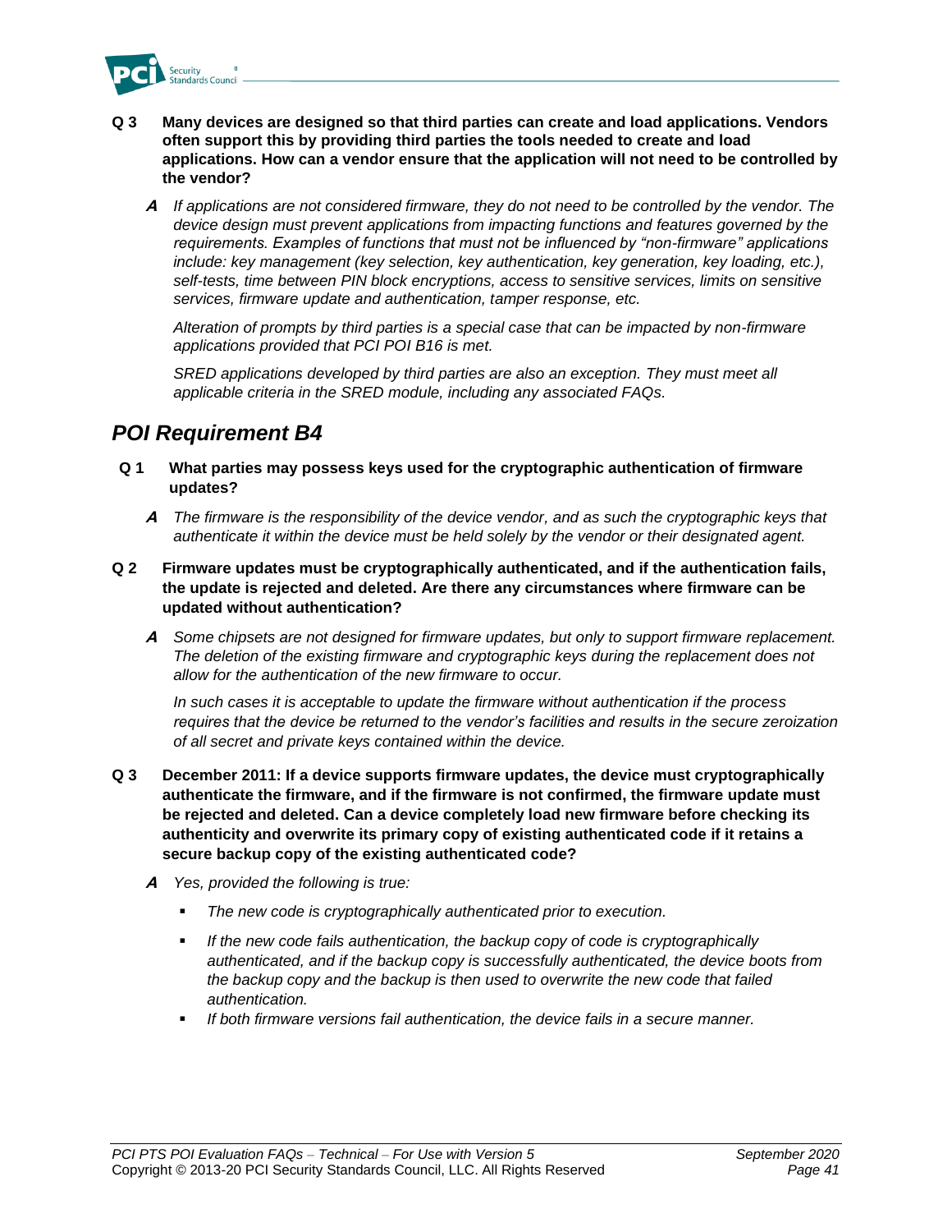**Q 3 Many devices are designed so that third parties can create and load applications. Vendors often support this by providing third parties the tools needed to create and load applications. How can a vendor ensure that the application will not need to be controlled by the vendor?**

***A*** *If applications are not considered firmware, they do not need to be controlled by the vendor. The device design must prevent applications from impacting functions and features governed by the requirements. Examples of functions that must not be influenced by "non-firmware" applications include: key management (key selection, key authentication, key generation, key loading, etc.), self-tests, time between PIN block encryptions, access to sensitive services, limits on sensitive services, firmware update and authentication, tamper response, etc.*

*Alteration of prompts by third parties is a special case that can be impacted by non-firmware applications provided that PCI POI B16 is met.*

*SRED applications developed by third parties are also an exception. They must meet all applicable criteria in the SRED module, including any associated FAQs.*

## *POI Requirement B4*

**Q 1 What parties may possess keys used for the cryptographic authentication of firmware updates?**

***A*** *The firmware is the responsibility of the device vendor, and as such the cryptographic keys that authenticate it within the device must be held solely by the vendor or their designated agent.*

**Q 2 Firmware updates must be cryptographically authenticated, and if the authentication fails, the update is rejected and deleted. Are there any circumstances where firmware can be updated without authentication?**

***A*** *Some chipsets are not designed for firmware updates, but only to support firmware replacement. The deletion of the existing firmware and cryptographic keys during the replacement does not allow for the authentication of the new firmware to occur.*

*In such cases it is acceptable to update the firmware without authentication if the process requires that the device be returned to the vendor's facilities and results in the secure zeroization of all secret and private keys contained within the device.*

**Q 3 December 2011: If a device supports firmware updates, the device must cryptographically authenticate the firmware, and if the firmware is not confirmed, the firmware update must be rejected and deleted. Can a device completely load new firmware before checking its authenticity and overwrite its primary copy of existing authenticated code if it retains a secure backup copy of the existing authenticated code?**

***A*** *Yes, provided the following is true:*

- *The new code is cryptographically authenticated prior to execution.*
- *If the new code fails authentication, the backup copy of code is cryptographically authenticated, and if the backup copy is successfully authenticated, the device boots from the backup copy and the backup is then used to overwrite the new code that failed authentication.*
- *If both firmware versions fail authentication, the device fails in a secure manner.*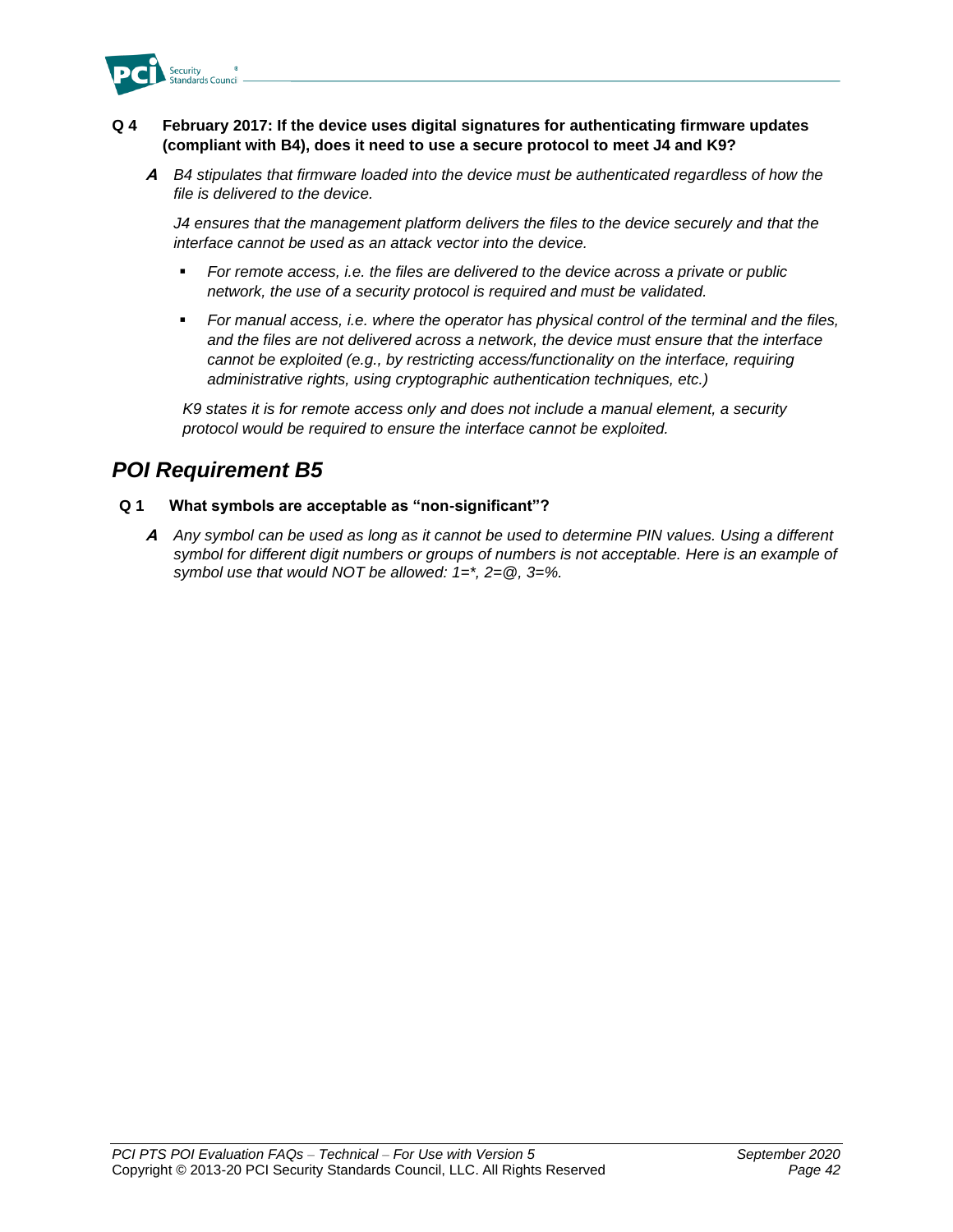**Q 4 February 2017: If the device uses digital signatures for authenticating firmware updates (compliant with B4), does it need to use a secure protocol to meet J4 and K9?**

***A*** *B4 stipulates that firmware loaded into the device must be authenticated regardless of how the file is delivered to the device.*

*J4 ensures that the management platform delivers the files to the device securely and that the interface cannot be used as an attack vector into the device.*

- *For remote access, i.e. the files are delivered to the device across a private or public network, the use of a security protocol is required and must be validated.*
- *For manual access, i.e. where the operator has physical control of the terminal and the files, and the files are not delivered across a network, the device must ensure that the interface cannot be exploited (e.g., by restricting access/functionality on the interface, requiring administrative rights, using cryptographic authentication techniques, etc.)*

*K9 states it is for remote access only and does not include a manual element, a security protocol would be required to ensure the interface cannot be exploited.*

## *POI Requirement B5*

**Q 1 What symbols are acceptable as "non-significant"?**

***A*** *Any symbol can be used as long as it cannot be used to determine PIN values. Using a different symbol for different digit numbers or groups of numbers is not acceptable. Here is an example of symbol use that would NOT be allowed: 1=*, 2=@, 3=%.*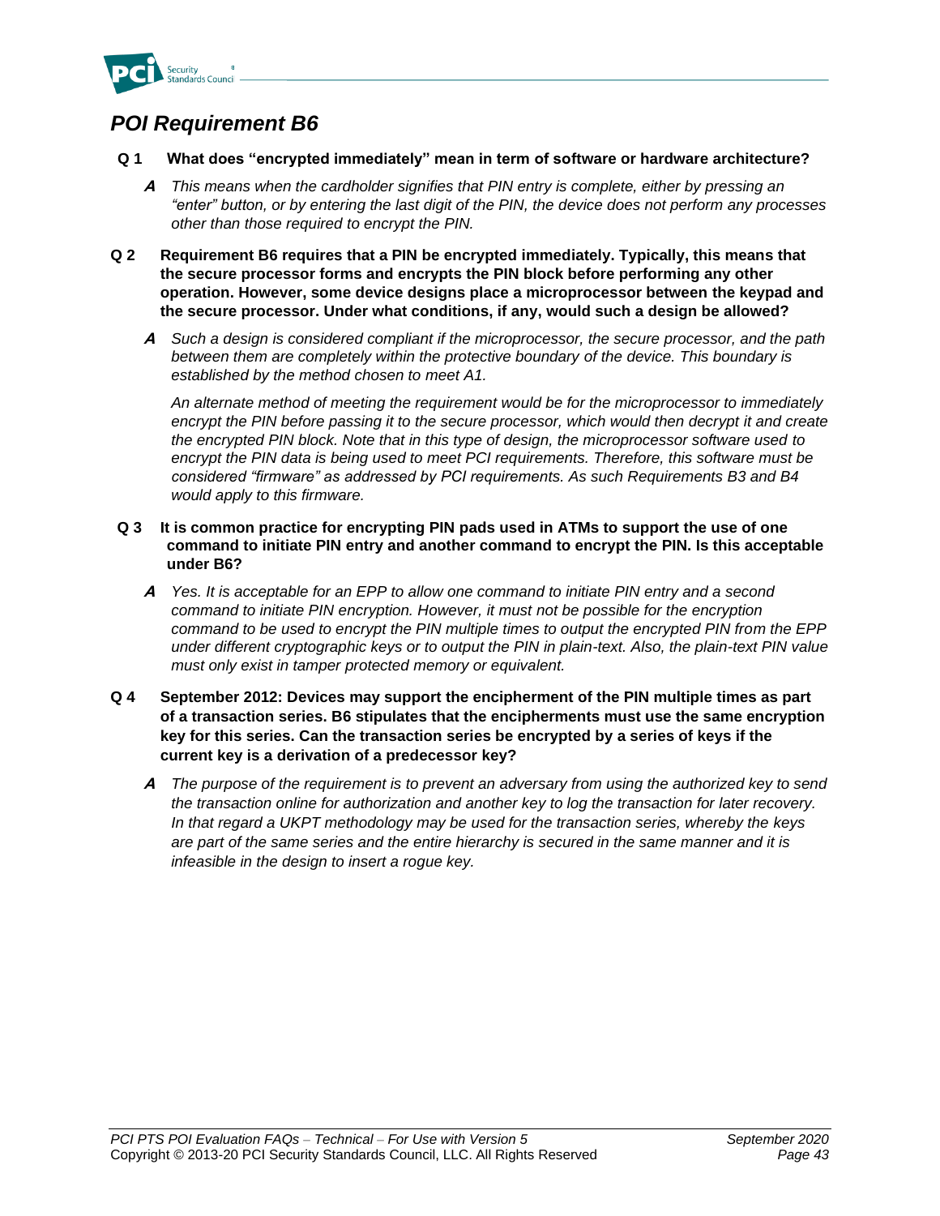## *POI Requirement B6*

**Q 1 What does "encrypted immediately" mean in term of software or hardware architecture?**

***A*** *This means when the cardholder signifies that PIN entry is complete, either by pressing an "enter" button, or by entering the last digit of the PIN, the device does not perform any processes other than those required to encrypt the PIN.*

**Q 2 Requirement B6 requires that a PIN be encrypted immediately. Typically, this means that the secure processor forms and encrypts the PIN block before performing any other operation. However, some device designs place a microprocessor between the keypad and the secure processor. Under what conditions, if any, would such a design be allowed?**

***A*** *Such a design is considered compliant if the microprocessor, the secure processor, and the path between them are completely within the protective boundary of the device. This boundary is established by the method chosen to meet A1.*

*An alternate method of meeting the requirement would be for the microprocessor to immediately encrypt the PIN before passing it to the secure processor, which would then decrypt it and create the encrypted PIN block. Note that in this type of design, the microprocessor software used to encrypt the PIN data is being used to meet PCI requirements. Therefore, this software must be considered "firmware" as addressed by PCI requirements. As such Requirements B3 and B4 would apply to this firmware.*

**Q 3 It is common practice for encrypting PIN pads used in ATMs to support the use of one command to initiate PIN entry and another command to encrypt the PIN. Is this acceptable under B6?**

***A*** *Yes. It is acceptable for an EPP to allow one command to initiate PIN entry and a second command to initiate PIN encryption. However, it must not be possible for the encryption command to be used to encrypt the PIN multiple times to output the encrypted PIN from the EPP under different cryptographic keys or to output the PIN in plain-text. Also, the plain-text PIN value must only exist in tamper protected memory or equivalent.*

**Q 4 September 2012: Devices may support the encipherment of the PIN multiple times as part of a transaction series. B6 stipulates that the encipherments must use the same encryption key for this series. Can the transaction series be encrypted by a series of keys if the current key is a derivation of a predecessor key?**

***A*** *The purpose of the requirement is to prevent an adversary from using the authorized key to send the transaction online for authorization and another key to log the transaction for later recovery. In that regard a UKPT methodology may be used for the transaction series, whereby the keys are part of the same series and the entire hierarchy is secured in the same manner and it is infeasible in the design to insert a rogue key.*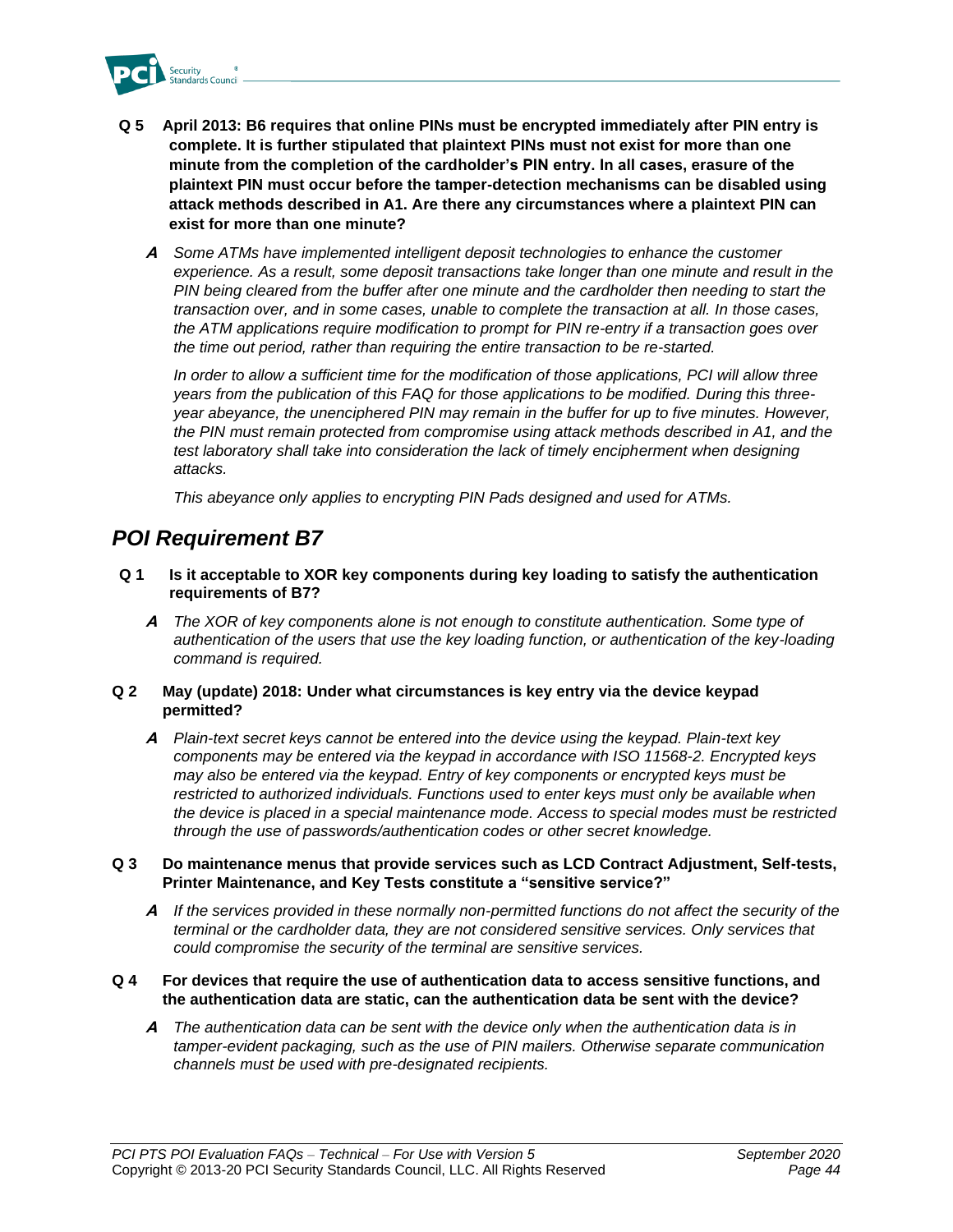**Q 5 April 2013: B6 requires that online PINs must be encrypted immediately after PIN entry is complete. It is further stipulated that plaintext PINs must not exist for more than one minute from the completion of the cardholder's PIN entry. In all cases, erasure of the plaintext PIN must occur before the tamper-detection mechanisms can be disabled using attack methods described in A1. Are there any circumstances where a plaintext PIN can exist for more than one minute?**

***A*** *Some ATMs have implemented intelligent deposit technologies to enhance the customer experience. As a result, some deposit transactions take longer than one minute and result in the PIN being cleared from the buffer after one minute and the cardholder then needing to start the transaction over, and in some cases, unable to complete the transaction at all. In those cases, the ATM applications require modification to prompt for PIN re-entry if a transaction goes over the time out period, rather than requiring the entire transaction to be re-started.*

*In order to allow a sufficient time for the modification of those applications, PCI will allow three years from the publication of this FAQ for those applications to be modified. During this three-year abeyance, the unenciphered PIN may remain in the buffer for up to five minutes. However, the PIN must remain protected from compromise using attack methods described in A1, and the test laboratory shall take into consideration the lack of timely encipherment when designing attacks.*

*This abeyance only applies to encrypting PIN Pads designed and used for ATMs.*

## *POI Requirement B7*

**Q 1 Is it acceptable to XOR key components during key loading to satisfy the authentication requirements of B7?**

***A*** *The XOR of key components alone is not enough to constitute authentication. Some type of authentication of the users that use the key loading function, or authentication of the key-loading command is required.*

**Q 2 May (update) 2018: Under what circumstances is key entry via the device keypad permitted?**

***A*** *Plain-text secret keys cannot be entered into the device using the keypad. Plain-text key components may be entered via the keypad in accordance with ISO 11568-2. Encrypted keys may also be entered via the keypad. Entry of key components or encrypted keys must be restricted to authorized individuals. Functions used to enter keys must only be available when the device is placed in a special maintenance mode. Access to special modes must be restricted through the use of passwords/authentication codes or other secret knowledge.*

**Q 3 Do maintenance menus that provide services such as LCD Contract Adjustment, Self-tests, Printer Maintenance, and Key Tests constitute a "sensitive service?"**

***A*** *If the services provided in these normally non-permitted functions do not affect the security of the terminal or the cardholder data, they are not considered sensitive services. Only services that could compromise the security of the terminal are sensitive services.*

**Q 4 For devices that require the use of authentication data to access sensitive functions, and the authentication data are static, can the authentication data be sent with the device?**

***A*** *The authentication data can be sent with the device only when the authentication data is in tamper-evident packaging, such as the use of PIN mailers. Otherwise separate communication channels must be used with pre-designated recipients.*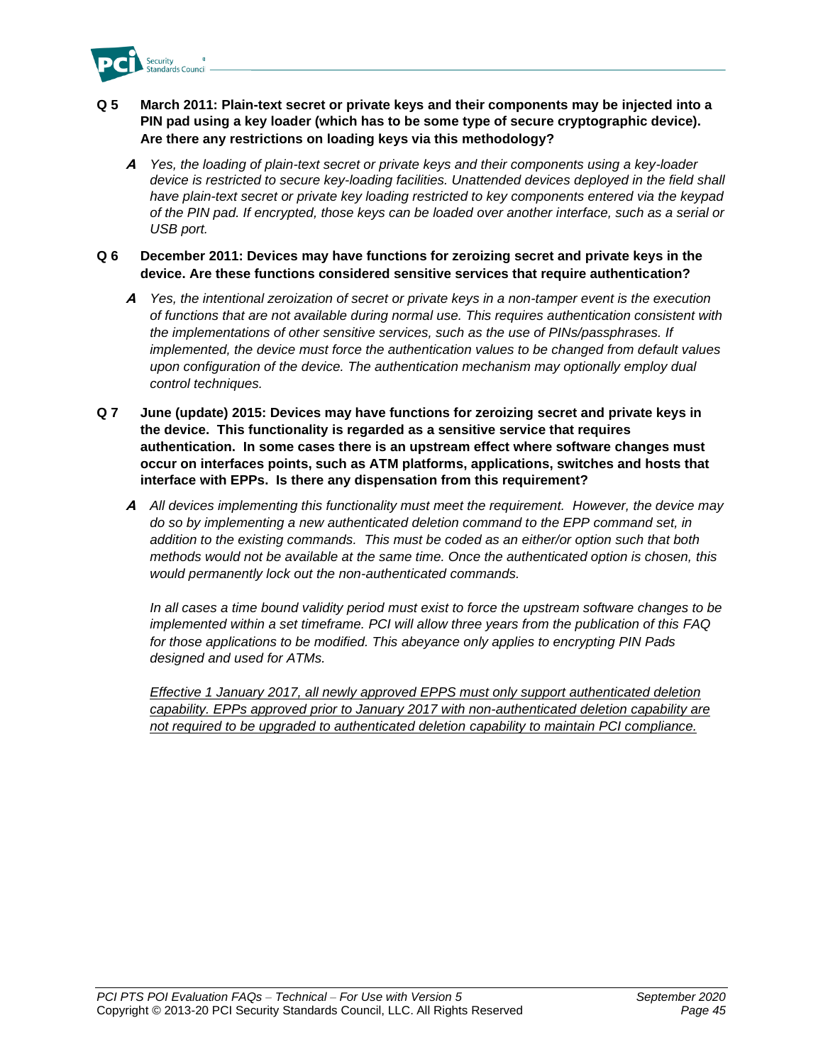**Q 5 March 2011: Plain-text secret or private keys and their components may be injected into a PIN pad using a key loader (which has to be some type of secure cryptographic device). Are there any restrictions on loading keys via this methodology?**

***A*** *Yes, the loading of plain-text secret or private keys and their components using a key-loader device is restricted to secure key-loading facilities. Unattended devices deployed in the field shall have plain-text secret or private key loading restricted to key components entered via the keypad of the PIN pad. If encrypted, those keys can be loaded over another interface, such as a serial or USB port.*

**Q 6 December 2011: Devices may have functions for zeroizing secret and private keys in the device. Are these functions considered sensitive services that require authentication?**

***A*** *Yes, the intentional zeroization of secret or private keys in a non-tamper event is the execution of functions that are not available during normal use. This requires authentication consistent with the implementations of other sensitive services, such as the use of PINs/passphrases. If implemented, the device must force the authentication values to be changed from default values upon configuration of the device. The authentication mechanism may optionally employ dual control techniques.*

**Q 7 June (update) 2015: Devices may have functions for zeroizing secret and private keys in the device. This functionality is regarded as a sensitive service that requires authentication. In some cases there is an upstream effect where software changes must occur on interfaces points, such as ATM platforms, applications, switches and hosts that interface with EPPs. Is there any dispensation from this requirement?**

***A*** *All devices implementing this functionality must meet the requirement. However, the device may do so by implementing a new authenticated deletion command to the EPP command set, in addition to the existing commands. This must be coded as an either/or option such that both methods would not be available at the same time. Once the authenticated option is chosen, this would permanently lock out the non-authenticated commands.*

*In all cases a time bound validity period must exist to force the upstream software changes to be implemented within a set timeframe. PCI will allow three years from the publication of this FAQ for those applications to be modified. This abeyance only applies to encrypting PIN Pads designed and used for ATMs.*

<u>*Effective 1 January 2017, all newly approved EPPS must only support authenticated deletion capability. EPPs approved prior to January 2017 with non-authenticated deletion capability are not required to be upgraded to authenticated deletion capability to maintain PCI compliance.*</u>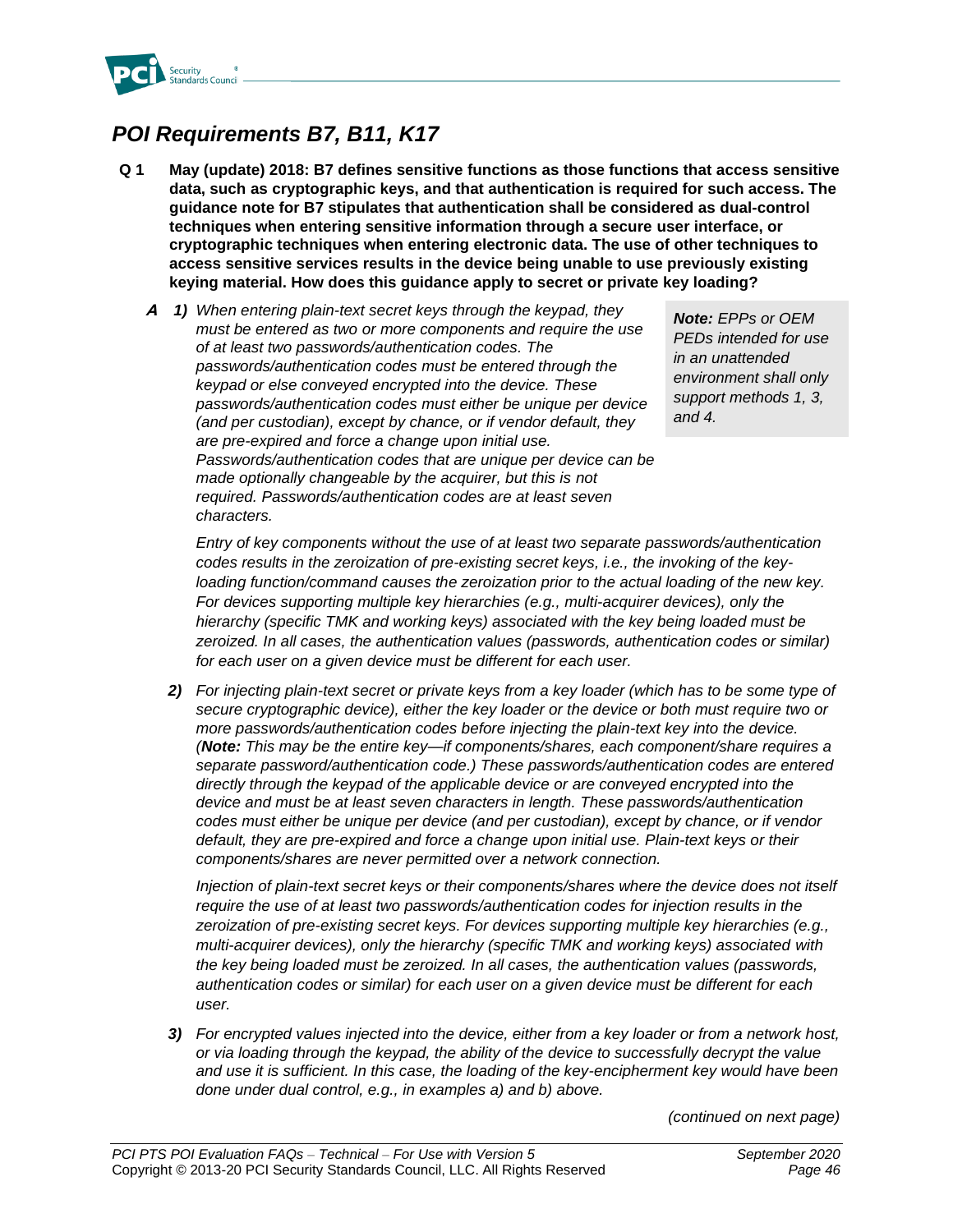## POI Requirements B7, B11, K17

**Q 1 May (update) 2018: B7 defines sensitive functions as those functions that access sensitive data, such as cryptographic keys, and that authentication is required for such access. The guidance note for B7 stipulates that authentication shall be considered as dual-control techniques when entering sensitive information through a secure user interface, or cryptographic techniques when entering electronic data. The use of other techniques to access sensitive services results in the device being unable to use previously existing keying material. How does this guidance apply to secret or private key loading?**

***A*** ***1)*** *When entering plain-text secret keys through the keypad, they must be entered as two or more components and require the use of at least two passwords/authentication codes. The passwords/authentication codes must be entered through the keypad or else conveyed encrypted into the device. These passwords/authentication codes must either be unique per device (and per custodian), except by chance, or if vendor default, they are pre-expired and force a change upon initial use. Passwords/authentication codes that are unique per device can be made optionally changeable by the acquirer, but this is not required. Passwords/authentication codes are at least seven characters.*

> ***Note:*** *EPPs or OEM PEDs intended for use in an unattended environment shall only support methods 1, 3, and 4.*

*Entry of key components without the use of at least two separate passwords/authentication codes results in the zeroization of pre-existing secret keys, i.e., the invoking of the key-loading function/command causes the zeroization prior to the actual loading of the new key. For devices supporting multiple key hierarchies (e.g., multi-acquirer devices), only the hierarchy (specific TMK and working keys) associated with the key being loaded must be zeroized. In all cases, the authentication values (passwords, authentication codes or similar) for each user on a given device must be different for each user.*

***2)*** *For injecting plain-text secret or private keys from a key loader (which has to be some type of secure cryptographic device), either the key loader or the device or both must require two or more passwords/authentication codes before injecting the plain-text key into the device. (**Note:** This may be the entire key—if components/shares, each component/share requires a separate password/authentication code.) These passwords/authentication codes are entered directly through the keypad of the applicable device or are conveyed encrypted into the device and must be at least seven characters in length. These passwords/authentication codes must either be unique per device (and per custodian), except by chance, or if vendor default, they are pre-expired and force a change upon initial use. Plain-text keys or their components/shares are never permitted over a network connection.*

*Injection of plain-text secret keys or their components/shares where the device does not itself require the use of at least two passwords/authentication codes for injection results in the zeroization of pre-existing secret keys. For devices supporting multiple key hierarchies (e.g., multi-acquirer devices), only the hierarchy (specific TMK and working keys) associated with the key being loaded must be zeroized. In all cases, the authentication values (passwords, authentication codes or similar) for each user on a given device must be different for each user.*

***3)*** *For encrypted values injected into the device, either from a key loader or from a network host, or via loading through the keypad, the ability of the device to successfully decrypt the value and use it is sufficient. In this case, the loading of the key-encipherment key would have been done under dual control, e.g., in examples a) and b) above.*

*(continued on next page)*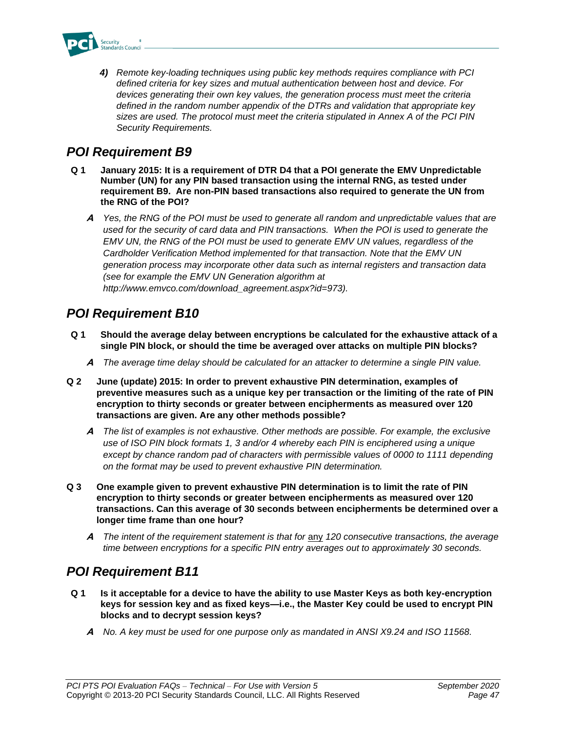4) *Remote key-loading techniques using public key methods requires compliance with PCI defined criteria for key sizes and mutual authentication between host and device. For devices generating their own key values, the generation process must meet the criteria defined in the random number appendix of the DTRs and validation that appropriate key sizes are used. The protocol must meet the criteria stipulated in Annex A of the PCI PIN Security Requirements.*

## POI Requirement B9

**Q 1 January 2015: It is a requirement of DTR D4 that a POI generate the EMV Unpredictable Number (UN) for any PIN based transaction using the internal RNG, as tested under requirement B9. Are non-PIN based transactions also required to generate the UN from the RNG of the POI?**

***A*** *Yes, the RNG of the POI must be used to generate all random and unpredictable values that are used for the security of card data and PIN transactions. When the POI is used to generate the EMV UN, the RNG of the POI must be used to generate EMV UN values, regardless of the Cardholder Verification Method implemented for that transaction. Note that the EMV UN generation process may incorporate other data such as internal registers and transaction data (see for example the EMV UN Generation algorithm at http://www.emvco.com/download_agreement.aspx?id=973).*

## POI Requirement B10

**Q 1 Should the average delay between encryptions be calculated for the exhaustive attack of a single PIN block, or should the time be averaged over attacks on multiple PIN blocks?**

***A*** *The average time delay should be calculated for an attacker to determine a single PIN value.*

**Q 2 June (update) 2015: In order to prevent exhaustive PIN determination, examples of preventive measures such as a unique key per transaction or the limiting of the rate of PIN encryption to thirty seconds or greater between encipherments as measured over 120 transactions are given. Are any other methods possible?**

***A*** *The list of examples is not exhaustive. Other methods are possible. For example, the exclusive use of ISO PIN block formats 1, 3 and/or 4 whereby each PIN is enciphered using a unique except by chance random pad of characters with permissible values of 0000 to 1111 depending on the format may be used to prevent exhaustive PIN determination.*

**Q 3 One example given to prevent exhaustive PIN determination is to limit the rate of PIN encryption to thirty seconds or greater between encipherments as measured over 120 transactions. Can this average of 30 seconds between encipherments be determined over a longer time frame than one hour?**

***A*** *The intent of the requirement statement is that for* <u>any</u> *120 consecutive transactions, the average time between encryptions for a specific PIN entry averages out to approximately 30 seconds.*

## POI Requirement B11

**Q 1 Is it acceptable for a device to have the ability to use Master Keys as both key-encryption keys for session key and as fixed keys—i.e., the Master Key could be used to encrypt PIN blocks and to decrypt session keys?**

***A*** *No. A key must be used for one purpose only as mandated in ANSI X9.24 and ISO 11568.*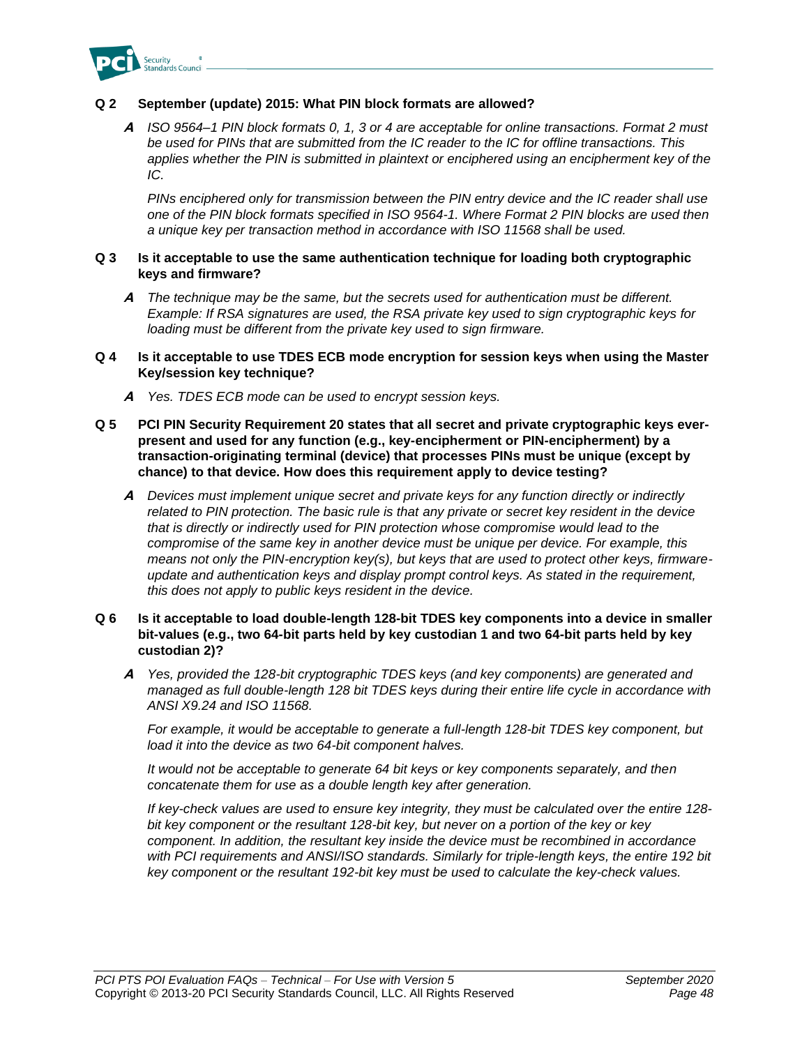**Q 2 September (update) 2015: What PIN block formats are allowed?**

***A*** *ISO 9564–1 PIN block formats 0, 1, 3 or 4 are acceptable for online transactions. Format 2 must be used for PINs that are submitted from the IC reader to the IC for offline transactions. This applies whether the PIN is submitted in plaintext or enciphered using an encipherment key of the IC.*

*PINs enciphered only for transmission between the PIN entry device and the IC reader shall use one of the PIN block formats specified in ISO 9564-1. Where Format 2 PIN blocks are used then a unique key per transaction method in accordance with ISO 11568 shall be used.*

**Q 3 Is it acceptable to use the same authentication technique for loading both cryptographic keys and firmware?**

***A*** *The technique may be the same, but the secrets used for authentication must be different. Example: If RSA signatures are used, the RSA private key used to sign cryptographic keys for loading must be different from the private key used to sign firmware.*

**Q 4 Is it acceptable to use TDES ECB mode encryption for session keys when using the Master Key/session key technique?**

***A*** *Yes. TDES ECB mode can be used to encrypt session keys.*

**Q 5 PCI PIN Security Requirement 20 states that all secret and private cryptographic keys ever-present and used for any function (e.g., key-encipherment or PIN-encipherment) by a transaction-originating terminal (device) that processes PINs must be unique (except by chance) to that device. How does this requirement apply to device testing?**

***A*** *Devices must implement unique secret and private keys for any function directly or indirectly related to PIN protection. The basic rule is that any private or secret key resident in the device that is directly or indirectly used for PIN protection whose compromise would lead to the compromise of the same key in another device must be unique per device. For example, this means not only the PIN-encryption key(s), but keys that are used to protect other keys, firmware-update and authentication keys and display prompt control keys. As stated in the requirement, this does not apply to public keys resident in the device.*

**Q 6 Is it acceptable to load double-length 128-bit TDES key components into a device in smaller bit-values (e.g., two 64-bit parts held by key custodian 1 and two 64-bit parts held by key custodian 2)?**

***A*** *Yes, provided the 128-bit cryptographic TDES keys (and key components) are generated and managed as full double-length 128 bit TDES keys during their entire life cycle in accordance with ANSI X9.24 and ISO 11568.*

*For example, it would be acceptable to generate a full-length 128-bit TDES key component, but load it into the device as two 64-bit component halves.*

*It would not be acceptable to generate 64 bit keys or key components separately, and then concatenate them for use as a double length key after generation.*

*If key-check values are used to ensure key integrity, they must be calculated over the entire 128-bit key component or the resultant 128-bit key, but never on a portion of the key or key component. In addition, the resultant key inside the device must be recombined in accordance with PCI requirements and ANSI/ISO standards. Similarly for triple-length keys, the entire 192 bit key component or the resultant 192-bit key must be used to calculate the key-check values.*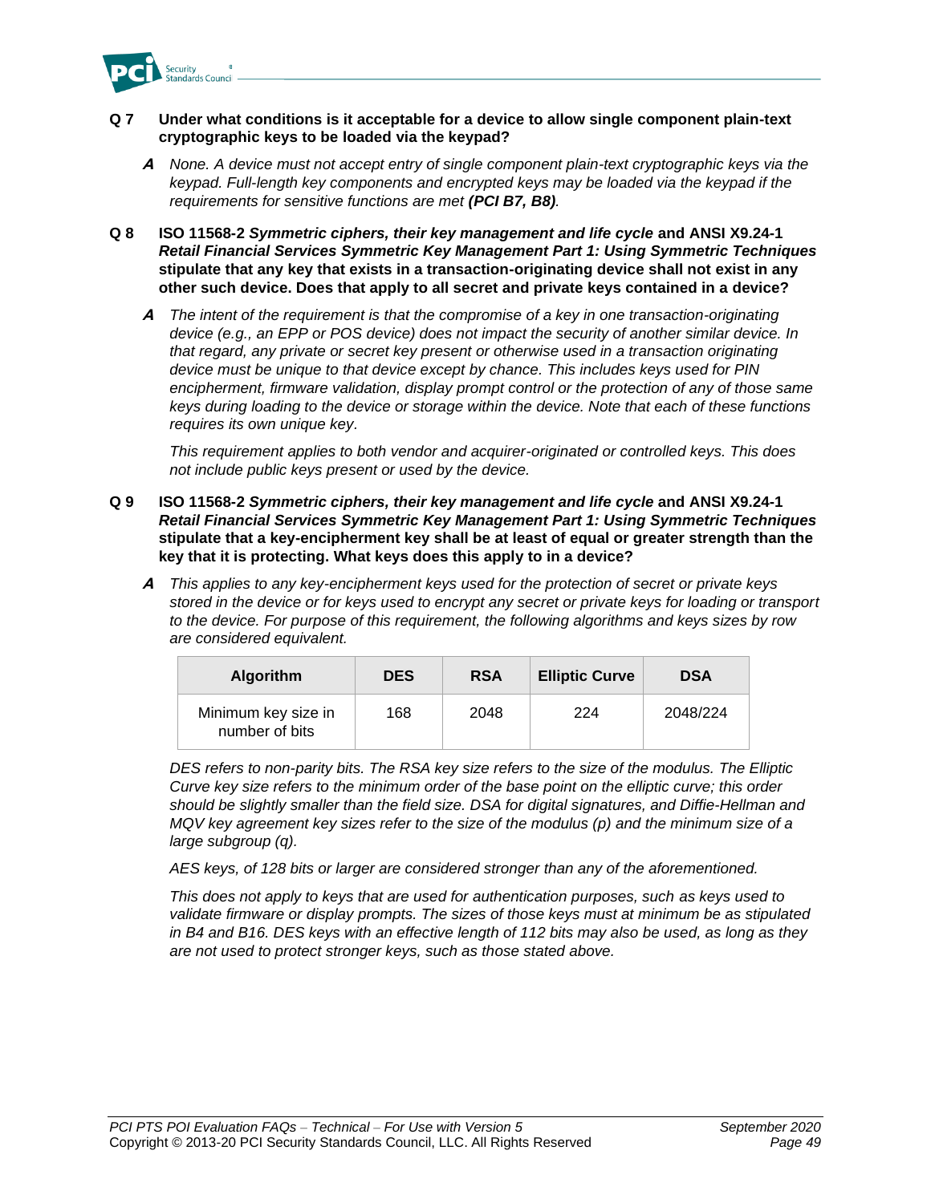**Q 7 Under what conditions is it acceptable for a device to allow single component plain-text cryptographic keys to be loaded via the keypad?**

> ***A*** *None. A device must not accept entry of single component plain-text cryptographic keys via the keypad. Full-length key components and encrypted keys may be loaded via the keypad if the requirements for sensitive functions are met **(PCI B7, B8)**.*

**Q 8 ISO 11568-2 *Symmetric ciphers, their key management and life cycle* and ANSI X9.24-1 *Retail Financial Services Symmetric Key Management Part 1: Using Symmetric Techniques* stipulate that any key that exists in a transaction-originating device shall not exist in any other such device. Does that apply to all secret and private keys contained in a device?**

> ***A*** *The intent of the requirement is that the compromise of a key in one transaction-originating device (e.g., an EPP or POS device) does not impact the security of another similar device. In that regard, any private or secret key present or otherwise used in a transaction originating device must be unique to that device except by chance. This includes keys used for PIN encipherment, firmware validation, display prompt control or the protection of any of those same keys during loading to the device or storage within the device. Note that each of these functions requires its own unique key.*
>
> *This requirement applies to both vendor and acquirer-originated or controlled keys. This does not include public keys present or used by the device.*

**Q 9 ISO 11568-2 *Symmetric ciphers, their key management and life cycle* and ANSI X9.24-1 *Retail Financial Services Symmetric Key Management Part 1: Using Symmetric Techniques* stipulate that a key-encipherment key shall be at least of equal or greater strength than the key that it is protecting. What keys does this apply to in a device?**

> ***A*** *This applies to any key-encipherment keys used for the protection of secret or private keys stored in the device or for keys used to encrypt any secret or private keys for loading or transport to the device. For purpose of this requirement, the following algorithms and keys sizes by row are considered equivalent.*

| Algorithm | DES | RSA | Elliptic Curve | DSA |
|---|---|---|---|---|
| Minimum key size in number of bits | 168 | 2048 | 224 | 2048/224 |

> *DES refers to non-parity bits. The RSA key size refers to the size of the modulus. The Elliptic Curve key size refers to the minimum order of the base point on the elliptic curve; this order should be slightly smaller than the field size. DSA for digital signatures, and Diffie-Hellman and MQV key agreement key sizes refer to the size of the modulus (p) and the minimum size of a large subgroup (q).*
>
> *AES keys, of 128 bits or larger are considered stronger than any of the aforementioned.*
>
> *This does not apply to keys that are used for authentication purposes, such as keys used to validate firmware or display prompts. The sizes of those keys must at minimum be as stipulated in B4 and B16. DES keys with an effective length of 112 bits may also be used, as long as they are not used to protect stronger keys, such as those stated above.*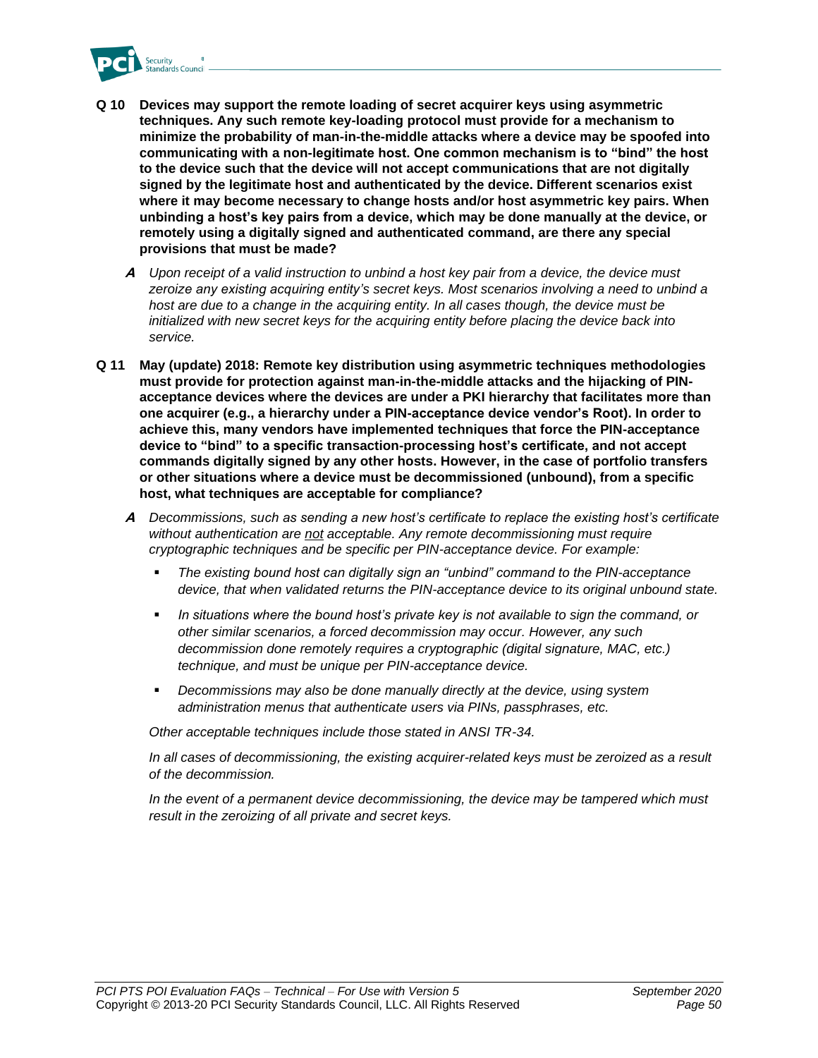**Q 10 Devices may support the remote loading of secret acquirer keys using asymmetric techniques. Any such remote key-loading protocol must provide for a mechanism to minimize the probability of man-in-the-middle attacks where a device may be spoofed into communicating with a non-legitimate host. One common mechanism is to "bind" the host to the device such that the device will not accept communications that are not digitally signed by the legitimate host and authenticated by the device. Different scenarios exist where it may become necessary to change hosts and/or host asymmetric key pairs. When unbinding a host's key pairs from a device, which may be done manually at the device, or remotely using a digitally signed and authenticated command, are there any special provisions that must be made?**

***A*** *Upon receipt of a valid instruction to unbind a host key pair from a device, the device must zeroize any existing acquiring entity's secret keys. Most scenarios involving a need to unbind a host are due to a change in the acquiring entity. In all cases though, the device must be initialized with new secret keys for the acquiring entity before placing the device back into service.*

**Q 11 May (update) 2018: Remote key distribution using asymmetric techniques methodologies must provide for protection against man-in-the-middle attacks and the hijacking of PIN-acceptance devices where the devices are under a PKI hierarchy that facilitates more than one acquirer (e.g., a hierarchy under a PIN-acceptance device vendor's Root). In order to achieve this, many vendors have implemented techniques that force the PIN-acceptance device to "bind" to a specific transaction-processing host's certificate, and not accept commands digitally signed by any other hosts. However, in the case of portfolio transfers or other situations where a device must be decommissioned (unbound), from a specific host, what techniques are acceptable for compliance?**

***A*** *Decommissions, such as sending a new host's certificate to replace the existing host's certificate without authentication are not acceptable. Any remote decommissioning must require cryptographic techniques and be specific per PIN-acceptance device. For example:*

- *The existing bound host can digitally sign an "unbind" command to the PIN-acceptance device, that when validated returns the PIN-acceptance device to its original unbound state.*
- *In situations where the bound host's private key is not available to sign the command, or other similar scenarios, a forced decommission may occur. However, any such decommission done remotely requires a cryptographic (digital signature, MAC, etc.) technique, and must be unique per PIN-acceptance device.*
- *Decommissions may also be done manually directly at the device, using system administration menus that authenticate users via PINs, passphrases, etc.*

*Other acceptable techniques include those stated in ANSI TR-34.*

*In all cases of decommissioning, the existing acquirer-related keys must be zeroized as a result of the decommission.*

*In the event of a permanent device decommissioning, the device may be tampered which must result in the zeroizing of all private and secret keys.*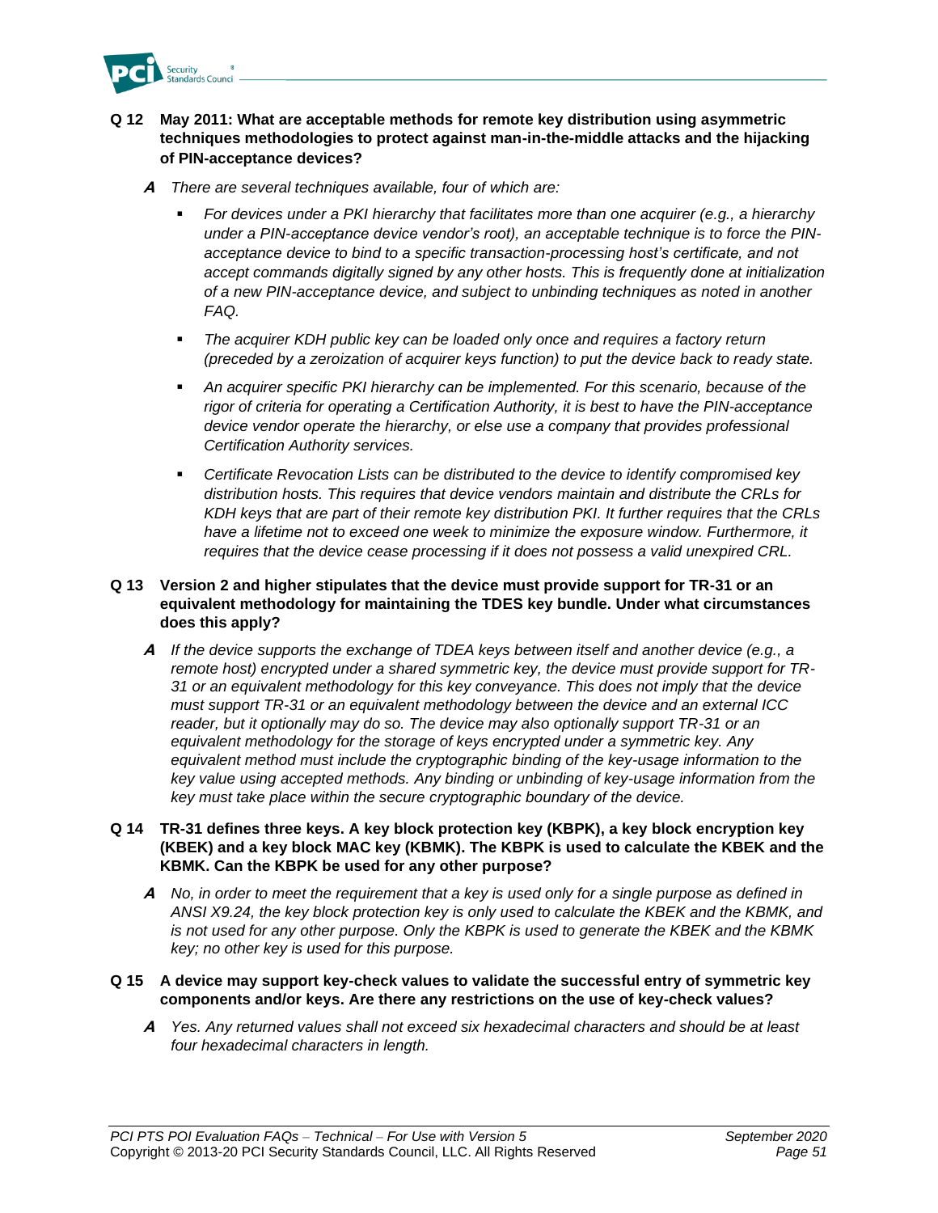**Q 12 May 2011: What are acceptable methods for remote key distribution using asymmetric techniques methodologies to protect against man-in-the-middle attacks and the hijacking of PIN-acceptance devices?**

***A*** *There are several techniques available, four of which are:*

- *For devices under a PKI hierarchy that facilitates more than one acquirer (e.g., a hierarchy under a PIN-acceptance device vendor's root), an acceptable technique is to force the PIN-acceptance device to bind to a specific transaction-processing host's certificate, and not accept commands digitally signed by any other hosts. This is frequently done at initialization of a new PIN-acceptance device, and subject to unbinding techniques as noted in another FAQ.*
- *The acquirer KDH public key can be loaded only once and requires a factory return (preceded by a zeroization of acquirer keys function) to put the device back to ready state.*
- *An acquirer specific PKI hierarchy can be implemented. For this scenario, because of the rigor of criteria for operating a Certification Authority, it is best to have the PIN-acceptance device vendor operate the hierarchy, or else use a company that provides professional Certification Authority services.*
- *Certificate Revocation Lists can be distributed to the device to identify compromised key distribution hosts. This requires that device vendors maintain and distribute the CRLs for KDH keys that are part of their remote key distribution PKI. It further requires that the CRLs have a lifetime not to exceed one week to minimize the exposure window. Furthermore, it requires that the device cease processing if it does not possess a valid unexpired CRL.*

**Q 13 Version 2 and higher stipulates that the device must provide support for TR-31 or an equivalent methodology for maintaining the TDES key bundle. Under what circumstances does this apply?**

***A*** *If the device supports the exchange of TDEA keys between itself and another device (e.g., a remote host) encrypted under a shared symmetric key, the device must provide support for TR-31 or an equivalent methodology for this key conveyance. This does not imply that the device must support TR-31 or an equivalent methodology between the device and an external ICC reader, but it optionally may do so. The device may also optionally support TR-31 or an equivalent methodology for the storage of keys encrypted under a symmetric key. Any equivalent method must include the cryptographic binding of the key-usage information to the key value using accepted methods. Any binding or unbinding of key-usage information from the key must take place within the secure cryptographic boundary of the device.*

**Q 14 TR-31 defines three keys. A key block protection key (KBPK), a key block encryption key (KBEK) and a key block MAC key (KBMK). The KBPK is used to calculate the KBEK and the KBMK. Can the KBPK be used for any other purpose?**

***A*** *No, in order to meet the requirement that a key is used only for a single purpose as defined in ANSI X9.24, the key block protection key is only used to calculate the KBEK and the KBMK, and is not used for any other purpose. Only the KBPK is used to generate the KBEK and the KBMK key; no other key is used for this purpose.*

**Q 15 A device may support key-check values to validate the successful entry of symmetric key components and/or keys. Are there any restrictions on the use of key-check values?**

***A*** *Yes. Any returned values shall not exceed six hexadecimal characters and should be at least four hexadecimal characters in length.*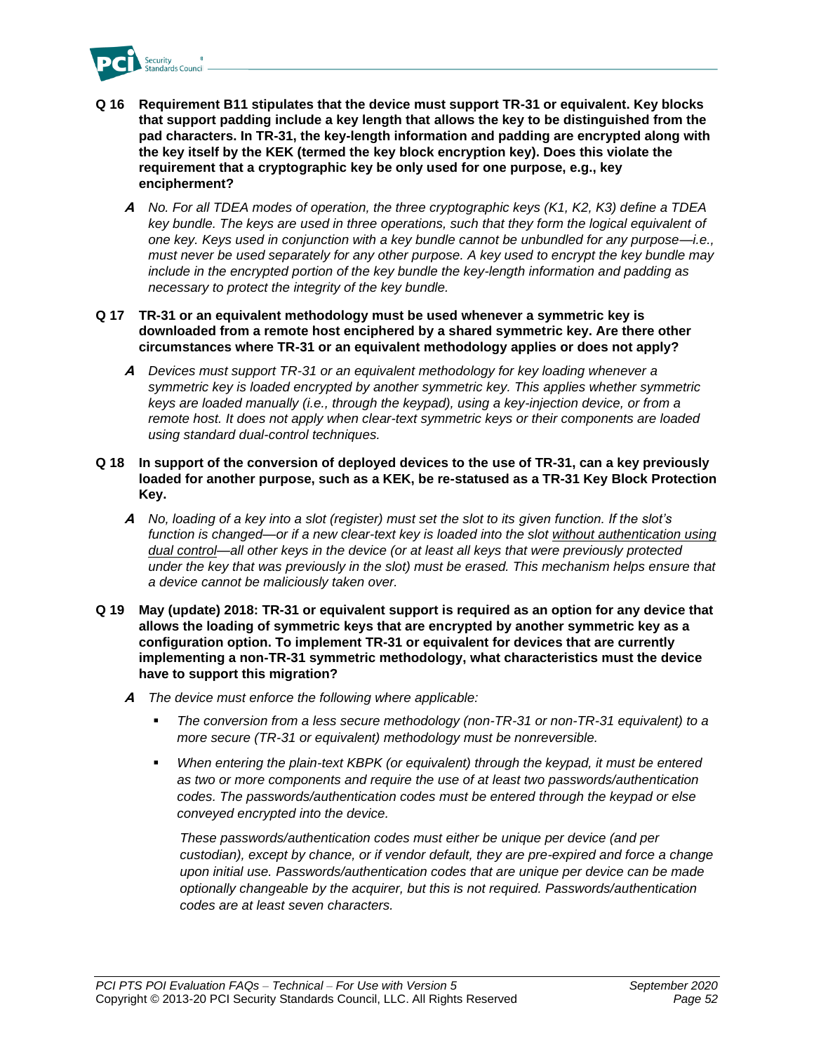**Q 16 Requirement B11 stipulates that the device must support TR-31 or equivalent. Key blocks that support padding include a key length that allows the key to be distinguished from the pad characters. In TR-31, the key-length information and padding are encrypted along with the key itself by the KEK (termed the key block encryption key). Does this violate the requirement that a cryptographic key be only used for one purpose, e.g., key encipherment?**

***A*** *No. For all TDEA modes of operation, the three cryptographic keys (K1, K2, K3) define a TDEA key bundle. The keys are used in three operations, such that they form the logical equivalent of one key. Keys used in conjunction with a key bundle cannot be unbundled for any purpose—i.e., must never be used separately for any other purpose. A key used to encrypt the key bundle may include in the encrypted portion of the key bundle the key-length information and padding as necessary to protect the integrity of the key bundle.*

**Q 17 TR-31 or an equivalent methodology must be used whenever a symmetric key is downloaded from a remote host enciphered by a shared symmetric key. Are there other circumstances where TR-31 or an equivalent methodology applies or does not apply?**

***A*** *Devices must support TR-31 or an equivalent methodology for key loading whenever a symmetric key is loaded encrypted by another symmetric key. This applies whether symmetric keys are loaded manually (i.e., through the keypad), using a key-injection device, or from a remote host. It does not apply when clear-text symmetric keys or their components are loaded using standard dual-control techniques.*

**Q 18 In support of the conversion of deployed devices to the use of TR-31, can a key previously loaded for another purpose, such as a KEK, be re-statused as a TR-31 Key Block Protection Key.**

***A*** *No, loading of a key into a slot (register) must set the slot to its given function. If the slot's function is changed—or if a new clear-text key is loaded into the slot <u>without authentication using dual control</u>—all other keys in the device (or at least all keys that were previously protected under the key that was previously in the slot) must be erased. This mechanism helps ensure that a device cannot be maliciously taken over.*

**Q 19 May (update) 2018: TR-31 or equivalent support is required as an option for any device that allows the loading of symmetric keys that are encrypted by another symmetric key as a configuration option. To implement TR-31 or equivalent for devices that are currently implementing a non-TR-31 symmetric methodology, what characteristics must the device have to support this migration?**

***A*** *The device must enforce the following where applicable:*

- *The conversion from a less secure methodology (non-TR-31 or non-TR-31 equivalent) to a more secure (TR-31 or equivalent) methodology must be nonreversible.*
- *When entering the plain-text KBPK (or equivalent) through the keypad, it must be entered as two or more components and require the use of at least two passwords/authentication codes. The passwords/authentication codes must be entered through the keypad or else conveyed encrypted into the device.*

  *These passwords/authentication codes must either be unique per device (and per custodian), except by chance, or if vendor default, they are pre-expired and force a change upon initial use. Passwords/authentication codes that are unique per device can be made optionally changeable by the acquirer, but this is not required. Passwords/authentication codes are at least seven characters.*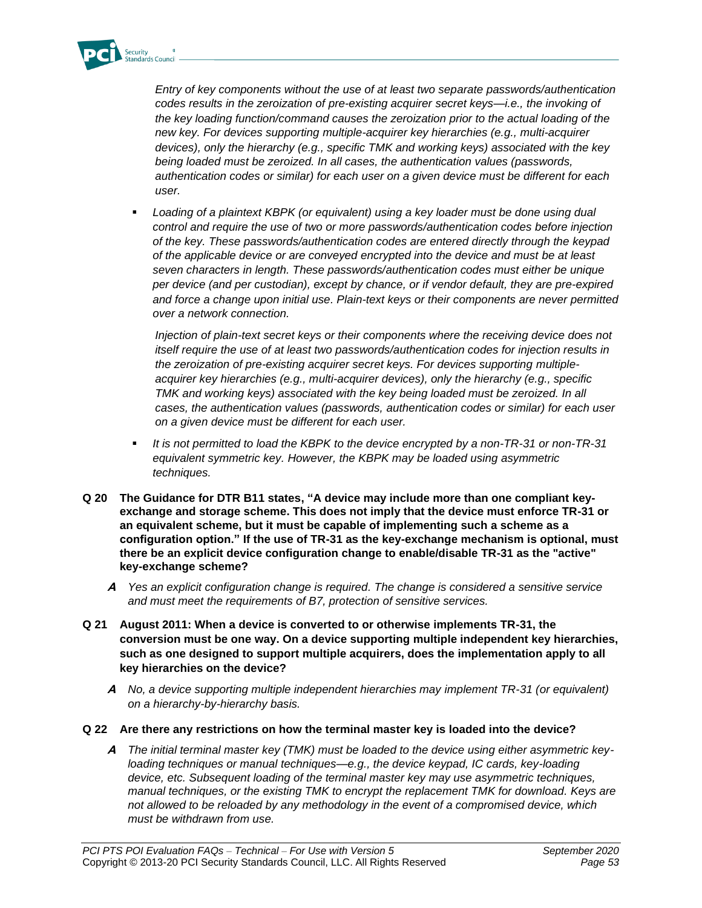*Entry of key components without the use of at least two separate passwords/authentication codes results in the zeroization of pre-existing acquirer secret keys—i.e., the invoking of the key loading function/command causes the zeroization prior to the actual loading of the new key. For devices supporting multiple-acquirer key hierarchies (e.g., multi-acquirer devices), only the hierarchy (e.g., specific TMK and working keys) associated with the key being loaded must be zeroized. In all cases, the authentication values (passwords, authentication codes or similar) for each user on a given device must be different for each user.*

- *Loading of a plaintext KBPK (or equivalent) using a key loader must be done using dual control and require the use of two or more passwords/authentication codes before injection of the key. These passwords/authentication codes are entered directly through the keypad of the applicable device or are conveyed encrypted into the device and must be at least seven characters in length. These passwords/authentication codes must either be unique per device (and per custodian), except by chance, or if vendor default, they are pre-expired and force a change upon initial use. Plain-text keys or their components are never permitted over a network connection.*

  *Injection of plain-text secret keys or their components where the receiving device does not itself require the use of at least two passwords/authentication codes for injection results in the zeroization of pre-existing acquirer secret keys. For devices supporting multiple-acquirer key hierarchies (e.g., multi-acquirer devices), only the hierarchy (e.g., specific TMK and working keys) associated with the key being loaded must be zeroized. In all cases, the authentication values (passwords, authentication codes or similar) for each user on a given device must be different for each user.*

- *It is not permitted to load the KBPK to the device encrypted by a non-TR-31 or non-TR-31 equivalent symmetric key. However, the KBPK may be loaded using asymmetric techniques.*

**Q 20 The Guidance for DTR B11 states, "A device may include more than one compliant key-exchange and storage scheme. This does not imply that the device must enforce TR-31 or an equivalent scheme, but it must be capable of implementing such a scheme as a configuration option." If the use of TR-31 as the key-exchange mechanism is optional, must there be an explicit device configuration change to enable/disable TR-31 as the "active" key-exchange scheme?**

***A*** *Yes an explicit configuration change is required. The change is considered a sensitive service and must meet the requirements of B7, protection of sensitive services.*

**Q 21 August 2011: When a device is converted to or otherwise implements TR-31, the conversion must be one way. On a device supporting multiple independent key hierarchies, such as one designed to support multiple acquirers, does the implementation apply to all key hierarchies on the device?**

***A*** *No, a device supporting multiple independent hierarchies may implement TR-31 (or equivalent) on a hierarchy-by-hierarchy basis.*

**Q 22 Are there any restrictions on how the terminal master key is loaded into the device?**

***A*** *The initial terminal master key (TMK) must be loaded to the device using either asymmetric key-loading techniques or manual techniques—e.g., the device keypad, IC cards, key-loading device, etc. Subsequent loading of the terminal master key may use asymmetric techniques, manual techniques, or the existing TMK to encrypt the replacement TMK for download. Keys are not allowed to be reloaded by any methodology in the event of a compromised device, which must be withdrawn from use.*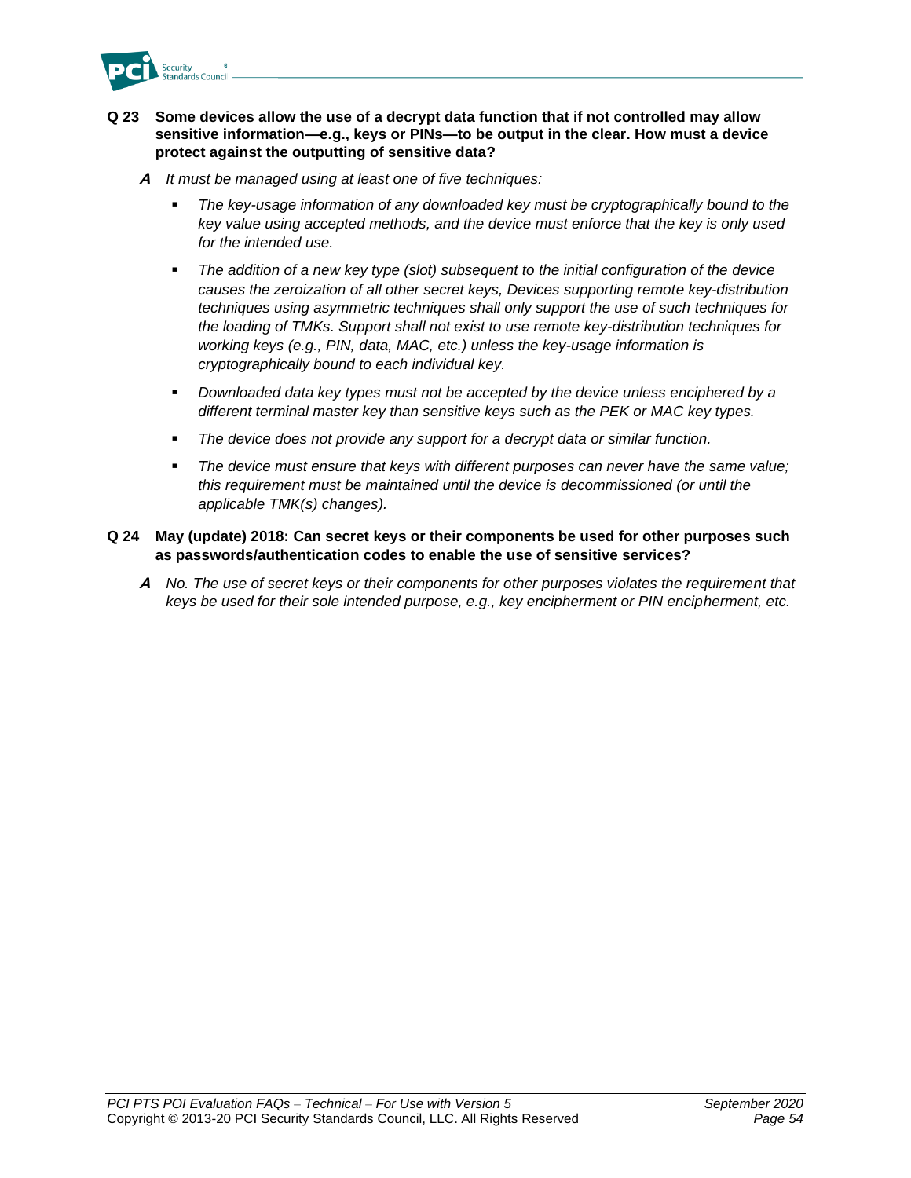**Q 23 Some devices allow the use of a decrypt data function that if not controlled may allow sensitive information—e.g., keys or PINs—to be output in the clear. How must a device protect against the outputting of sensitive data?**

***A*** *It must be managed using at least one of five techniques:*

- *The key-usage information of any downloaded key must be cryptographically bound to the key value using accepted methods, and the device must enforce that the key is only used for the intended use.*
- *The addition of a new key type (slot) subsequent to the initial configuration of the device causes the zeroization of all other secret keys, Devices supporting remote key-distribution techniques using asymmetric techniques shall only support the use of such techniques for the loading of TMKs. Support shall not exist to use remote key-distribution techniques for working keys (e.g., PIN, data, MAC, etc.) unless the key-usage information is cryptographically bound to each individual key.*
- *Downloaded data key types must not be accepted by the device unless enciphered by a different terminal master key than sensitive keys such as the PEK or MAC key types.*
- *The device does not provide any support for a decrypt data or similar function.*
- *The device must ensure that keys with different purposes can never have the same value; this requirement must be maintained until the device is decommissioned (or until the applicable TMK(s) changes).*

**Q 24 May (update) 2018: Can secret keys or their components be used for other purposes such as passwords/authentication codes to enable the use of sensitive services?**

***A*** *No. The use of secret keys or their components for other purposes violates the requirement that keys be used for their sole intended purpose, e.g., key encipherment or PIN encipherment, etc.*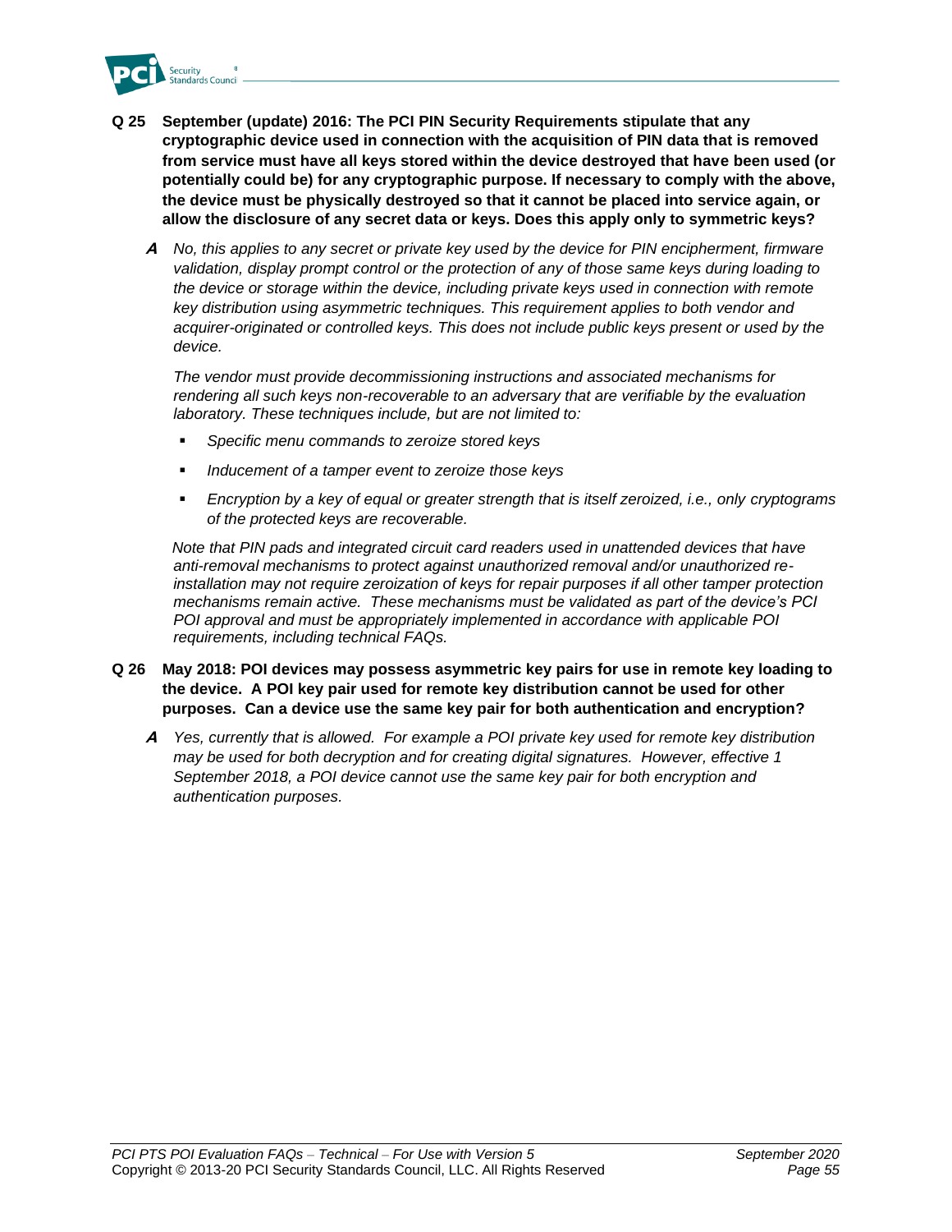**Q 25 September (update) 2016: The PCI PIN Security Requirements stipulate that any cryptographic device used in connection with the acquisition of PIN data that is removed from service must have all keys stored within the device destroyed that have been used (or potentially could be) for any cryptographic purpose. If necessary to comply with the above, the device must be physically destroyed so that it cannot be placed into service again, or allow the disclosure of any secret data or keys. Does this apply only to symmetric keys?**

**A** *No, this applies to any secret or private key used by the device for PIN encipherment, firmware validation, display prompt control or the protection of any of those same keys during loading to the device or storage within the device, including private keys used in connection with remote key distribution using asymmetric techniques. This requirement applies to both vendor and acquirer-originated or controlled keys. This does not include public keys present or used by the device.*

*The vendor must provide decommissioning instructions and associated mechanisms for rendering all such keys non-recoverable to an adversary that are verifiable by the evaluation laboratory. These techniques include, but are not limited to:*

- *Specific menu commands to zeroize stored keys*
- *Inducement of a tamper event to zeroize those keys*
- *Encryption by a key of equal or greater strength that is itself zeroized, i.e., only cryptograms of the protected keys are recoverable.*

*Note that PIN pads and integrated circuit card readers used in unattended devices that have anti-removal mechanisms to protect against unauthorized removal and/or unauthorized re-installation may not require zeroization of keys for repair purposes if all other tamper protection mechanisms remain active. These mechanisms must be validated as part of the device's PCI POI approval and must be appropriately implemented in accordance with applicable POI requirements, including technical FAQs.*

**Q 26 May 2018: POI devices may possess asymmetric key pairs for use in remote key loading to the device. A POI key pair used for remote key distribution cannot be used for other purposes. Can a device use the same key pair for both authentication and encryption?**

**A** *Yes, currently that is allowed. For example a POI private key used for remote key distribution may be used for both decryption and for creating digital signatures. However, effective 1 September 2018, a POI device cannot use the same key pair for both encryption and authentication purposes.*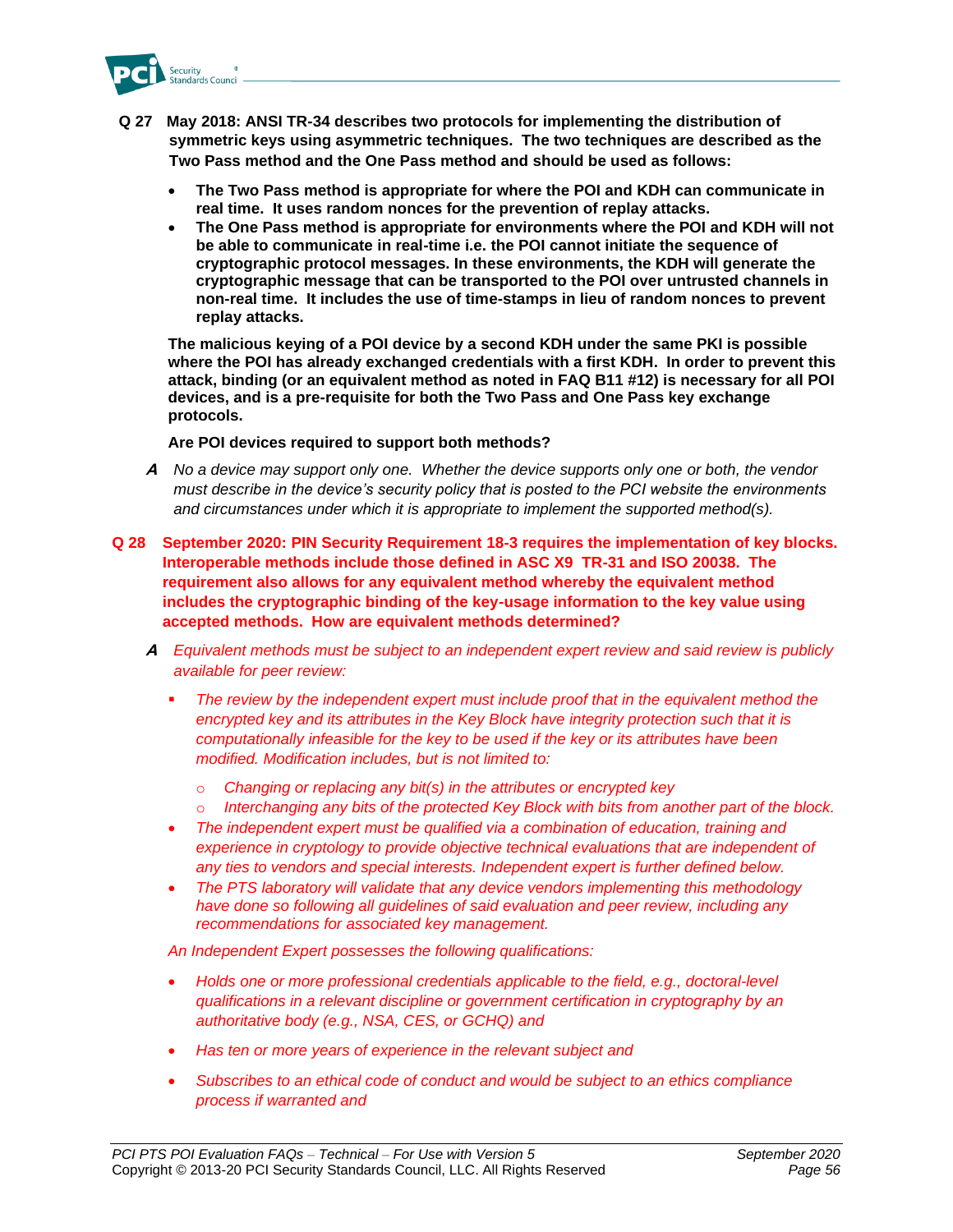**Q 27 May 2018: ANSI TR-34 describes two protocols for implementing the distribution of symmetric keys using asymmetric techniques. The two techniques are described as the Two Pass method and the One Pass method and should be used as follows:**

- **The Two Pass method is appropriate for where the POI and KDH can communicate in real time. It uses random nonces for the prevention of replay attacks.**
- **The One Pass method is appropriate for environments where the POI and KDH will not be able to communicate in real-time i.e. the POI cannot initiate the sequence of cryptographic protocol messages. In these environments, the KDH will generate the cryptographic message that can be transported to the POI over untrusted channels in non-real time. It includes the use of time-stamps in lieu of random nonces to prevent replay attacks.**

**The malicious keying of a POI device by a second KDH under the same PKI is possible where the POI has already exchanged credentials with a first KDH. In order to prevent this attack, binding (or an equivalent method as noted in FAQ B11 #12) is necessary for all POI devices, and is a pre-requisite for both the Two Pass and One Pass key exchange protocols.**

**Are POI devices required to support both methods?**

***A*** *No a device may support only one. Whether the device supports only one or both, the vendor must describe in the device's security policy that is posted to the PCI website the environments and circumstances under which it is appropriate to implement the supported method(s).*

**Q 28 September 2020: PIN Security Requirement 18-3 requires the implementation of key blocks. Interoperable methods include those defined in ASC X9 TR-31 and ISO 20038. The requirement also allows for any equivalent method whereby the equivalent method includes the cryptographic binding of the key-usage information to the key value using accepted methods. How are equivalent methods determined?**

***A*** *Equivalent methods must be subject to an independent expert review and said review is publicly available for peer review:*

- *The review by the independent expert must include proof that in the equivalent method the encrypted key and its attributes in the Key Block have integrity protection such that it is computationally infeasible for the key to be used if the key or its attributes have been modified. Modification includes, but is not limited to:*
  - *Changing or replacing any bit(s) in the attributes or encrypted key*
  - *Interchanging any bits of the protected Key Block with bits from another part of the block.*
- *The independent expert must be qualified via a combination of education, training and experience in cryptology to provide objective technical evaluations that are independent of any ties to vendors and special interests. Independent expert is further defined below.*
- *The PTS laboratory will validate that any device vendors implementing this methodology have done so following all guidelines of said evaluation and peer review, including any recommendations for associated key management.*

*An Independent Expert possesses the following qualifications:*

- *Holds one or more professional credentials applicable to the field, e.g., doctoral-level qualifications in a relevant discipline or government certification in cryptography by an authoritative body (e.g., NSA, CES, or GCHQ) and*
- *Has ten or more years of experience in the relevant subject and*
- *Subscribes to an ethical code of conduct and would be subject to an ethics compliance process if warranted and*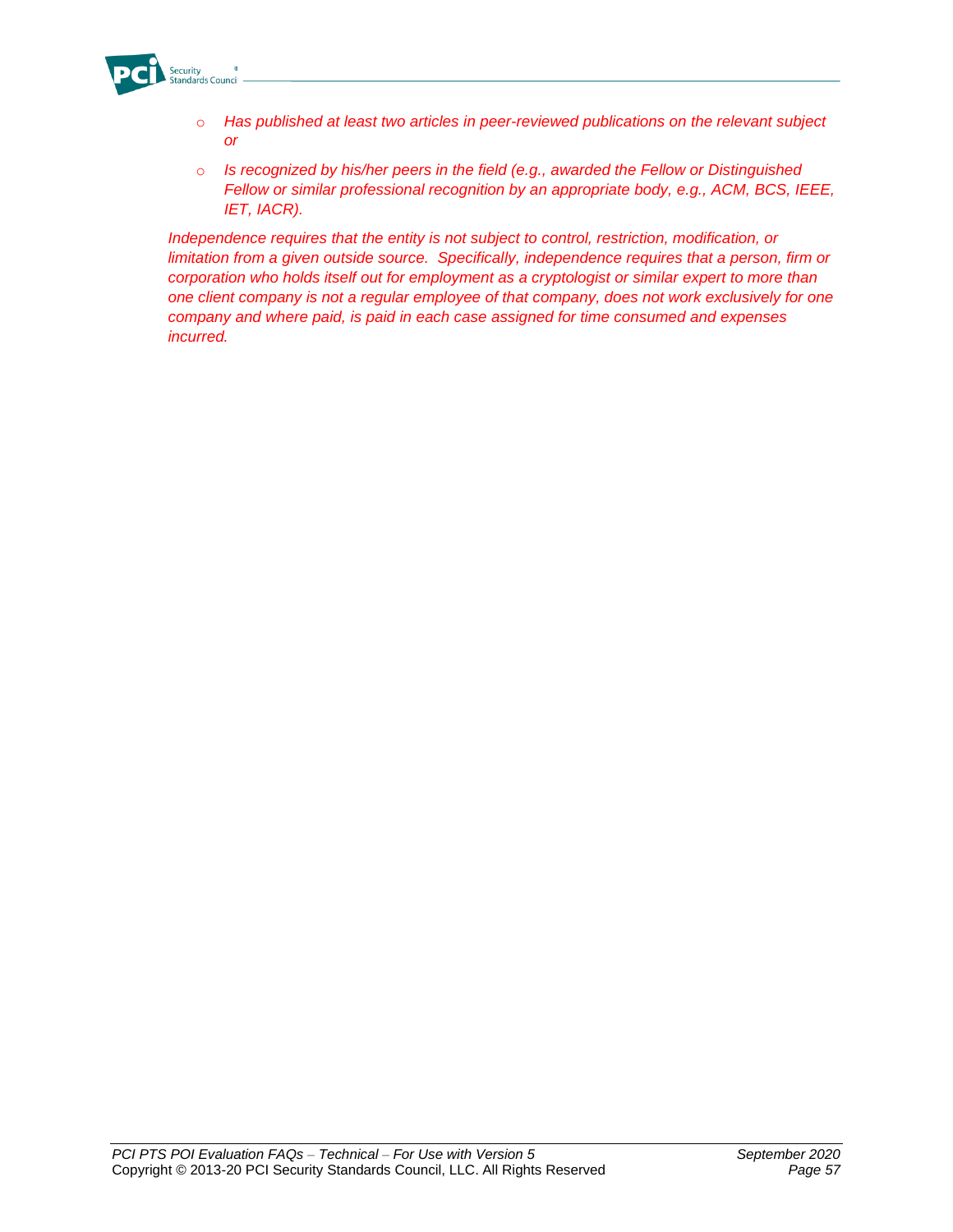- *Has published at least two articles in peer-reviewed publications on the relevant subject or*
- *Is recognized by his/her peers in the field (e.g., awarded the Fellow or Distinguished Fellow or similar professional recognition by an appropriate body, e.g., ACM, BCS, IEEE, IET, IACR).*

*Independence requires that the entity is not subject to control, restriction, modification, or limitation from a given outside source. Specifically, independence requires that a person, firm or corporation who holds itself out for employment as a cryptologist or similar expert to more than one client company is not a regular employee of that company, does not work exclusively for one company and where paid, is paid in each case assigned for time consumed and expenses incurred.*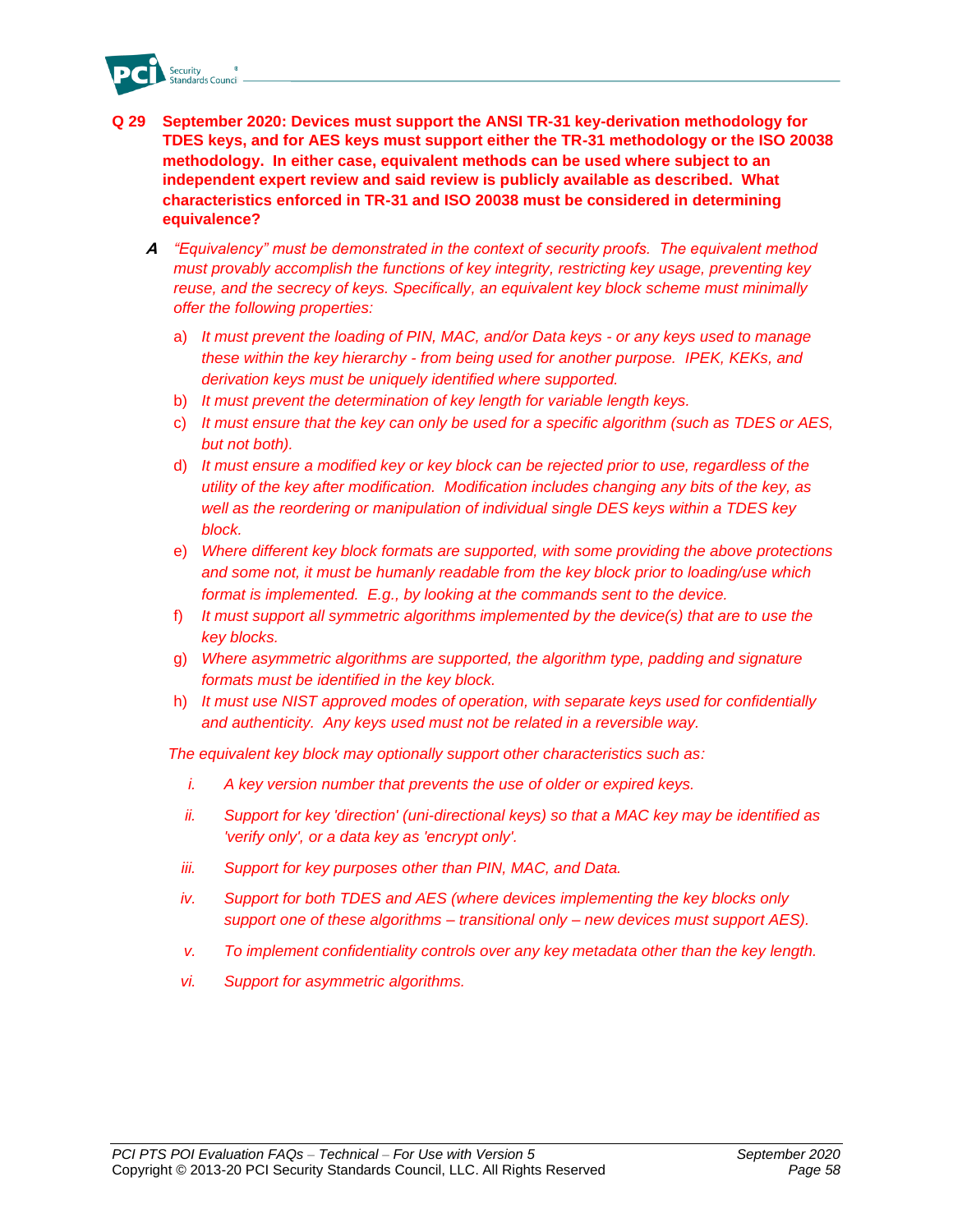**Q 29 September 2020: Devices must support the ANSI TR-31 key-derivation methodology for TDES keys, and for AES keys must support either the TR-31 methodology or the ISO 20038 methodology. In either case, equivalent methods can be used where subject to an independent expert review and said review is publicly available as described. What characteristics enforced in TR-31 and ISO 20038 must be considered in determining equivalence?**

***A*** *"Equivalency" must be demonstrated in the context of security proofs. The equivalent method must provably accomplish the functions of key integrity, restricting key usage, preventing key reuse, and the secrecy of keys. Specifically, an equivalent key block scheme must minimally offer the following properties:*

a) *It must prevent the loading of PIN, MAC, and/or Data keys - or any keys used to manage these within the key hierarchy - from being used for another purpose. IPEK, KEKs, and derivation keys must be uniquely identified where supported.*

b) *It must prevent the determination of key length for variable length keys.*

c) *It must ensure that the key can only be used for a specific algorithm (such as TDES or AES, but not both).*

d) *It must ensure a modified key or key block can be rejected prior to use, regardless of the utility of the key after modification. Modification includes changing any bits of the key, as well as the reordering or manipulation of individual single DES keys within a TDES key block.*

e) *Where different key block formats are supported, with some providing the above protections and some not, it must be humanly readable from the key block prior to loading/use which format is implemented. E.g., by looking at the commands sent to the device.*

f) *It must support all symmetric algorithms implemented by the device(s) that are to use the key blocks.*

g) *Where asymmetric algorithms are supported, the algorithm type, padding and signature formats must be identified in the key block.*

h) *It must use NIST approved modes of operation, with separate keys used for confidentially and authenticity. Any keys used must not be related in a reversible way.*

*The equivalent key block may optionally support other characteristics such as:*

i. *A key version number that prevents the use of older or expired keys.*

ii. *Support for key 'direction' (uni-directional keys) so that a MAC key may be identified as 'verify only', or a data key as 'encrypt only'.*

iii. *Support for key purposes other than PIN, MAC, and Data.*

iv. *Support for both TDES and AES (where devices implementing the key blocks only support one of these algorithms – transitional only – new devices must support AES).*

v. *To implement confidentiality controls over any key metadata other than the key length.*

vi. *Support for asymmetric algorithms.*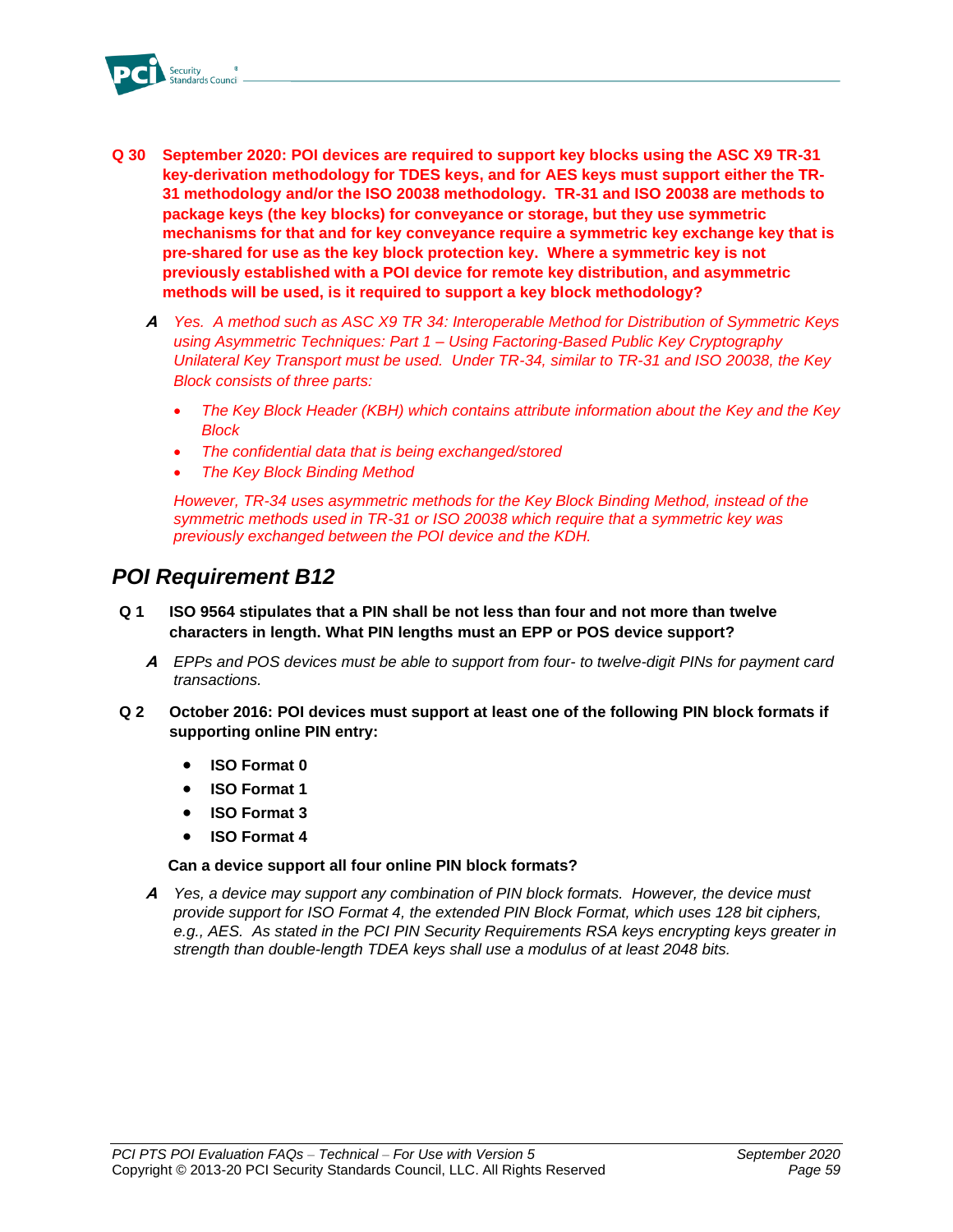**Q 30 September 2020: POI devices are required to support key blocks using the ASC X9 TR-31 key-derivation methodology for TDES keys, and for AES keys must support either the TR-31 methodology and/or the ISO 20038 methodology. TR-31 and ISO 20038 are methods to package keys (the key blocks) for conveyance or storage, but they use symmetric mechanisms for that and for key conveyance require a symmetric key exchange key that is pre-shared for use as the key block protection key. Where a symmetric key is not previously established with a POI device for remote key distribution, and asymmetric methods will be used, is it required to support a key block methodology?**

***A*** *Yes. A method such as ASC X9 TR 34: Interoperable Method for Distribution of Symmetric Keys using Asymmetric Techniques: Part 1 – Using Factoring-Based Public Key Cryptography Unilateral Key Transport must be used. Under TR-34, similar to TR-31 and ISO 20038, the Key Block consists of three parts:*

- *The Key Block Header (KBH) which contains attribute information about the Key and the Key Block*
- *The confidential data that is being exchanged/stored*
- *The Key Block Binding Method*

*However, TR-34 uses asymmetric methods for the Key Block Binding Method, instead of the symmetric methods used in TR-31 or ISO 20038 which require that a symmetric key was previously exchanged between the POI device and the KDH.*

## POI Requirement B12

**Q 1 ISO 9564 stipulates that a PIN shall be not less than four and not more than twelve characters in length. What PIN lengths must an EPP or POS device support?**

***A*** *EPPs and POS devices must be able to support from four- to twelve-digit PINs for payment card transactions.*

**Q 2 October 2016: POI devices must support at least one of the following PIN block formats if supporting online PIN entry:**

- **ISO Format 0**
- **ISO Format 1**
- **ISO Format 3**
- **ISO Format 4**

**Can a device support all four online PIN block formats?**

***A*** *Yes, a device may support any combination of PIN block formats. However, the device must provide support for ISO Format 4, the extended PIN Block Format, which uses 128 bit ciphers, e.g., AES. As stated in the PCI PIN Security Requirements RSA keys encrypting keys greater in strength than double-length TDEA keys shall use a modulus of at least 2048 bits.*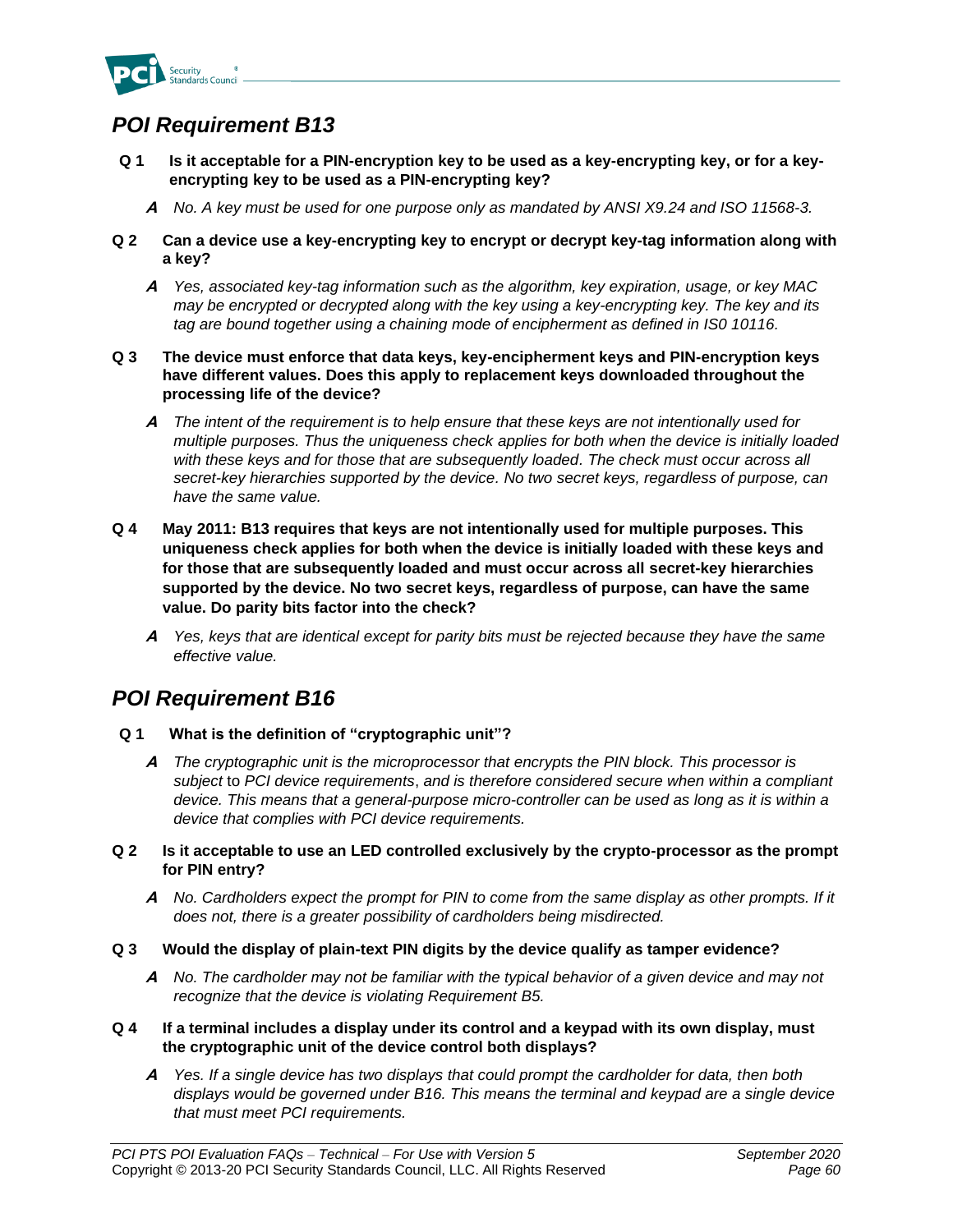## *POI Requirement B13*

**Q 1 Is it acceptable for a PIN-encryption key to be used as a key-encrypting key, or for a key-encrypting key to be used as a PIN-encrypting key?**

***A*** *No. A key must be used for one purpose only as mandated by ANSI X9.24 and ISO 11568-3.*

**Q 2 Can a device use a key-encrypting key to encrypt or decrypt key-tag information along with a key?**

***A*** *Yes, associated key-tag information such as the algorithm, key expiration, usage, or key MAC may be encrypted or decrypted along with the key using a key-encrypting key. The key and its tag are bound together using a chaining mode of encipherment as defined in IS0 10116.*

**Q 3 The device must enforce that data keys, key-encipherment keys and PIN-encryption keys have different values. Does this apply to replacement keys downloaded throughout the processing life of the device?**

***A*** *The intent of the requirement is to help ensure that these keys are not intentionally used for multiple purposes. Thus the uniqueness check applies for both when the device is initially loaded with these keys and for those that are subsequently loaded. The check must occur across all secret-key hierarchies supported by the device. No two secret keys, regardless of purpose, can have the same value.*

**Q 4 May 2011: B13 requires that keys are not intentionally used for multiple purposes. This uniqueness check applies for both when the device is initially loaded with these keys and for those that are subsequently loaded and must occur across all secret-key hierarchies supported by the device. No two secret keys, regardless of purpose, can have the same value. Do parity bits factor into the check?**

***A*** *Yes, keys that are identical except for parity bits must be rejected because they have the same effective value.*

## *POI Requirement B16*

**Q 1 What is the definition of "cryptographic unit"?**

***A*** *The cryptographic unit is the microprocessor that encrypts the PIN block. This processor is subject* to *PCI device requirements*, *and is therefore considered secure when within a compliant device. This means that a general-purpose micro-controller can be used as long as it is within a device that complies with PCI device requirements.*

**Q 2 Is it acceptable to use an LED controlled exclusively by the crypto-processor as the prompt for PIN entry?**

***A*** *No. Cardholders expect the prompt for PIN to come from the same display as other prompts. If it does not, there is a greater possibility of cardholders being misdirected.*

**Q 3 Would the display of plain-text PIN digits by the device qualify as tamper evidence?**

***A*** *No. The cardholder may not be familiar with the typical behavior of a given device and may not recognize that the device is violating Requirement B5.*

**Q 4 If a terminal includes a display under its control and a keypad with its own display, must the cryptographic unit of the device control both displays?**

***A*** *Yes. If a single device has two displays that could prompt the cardholder for data, then both displays would be governed under B16. This means the terminal and keypad are a single device that must meet PCI requirements.*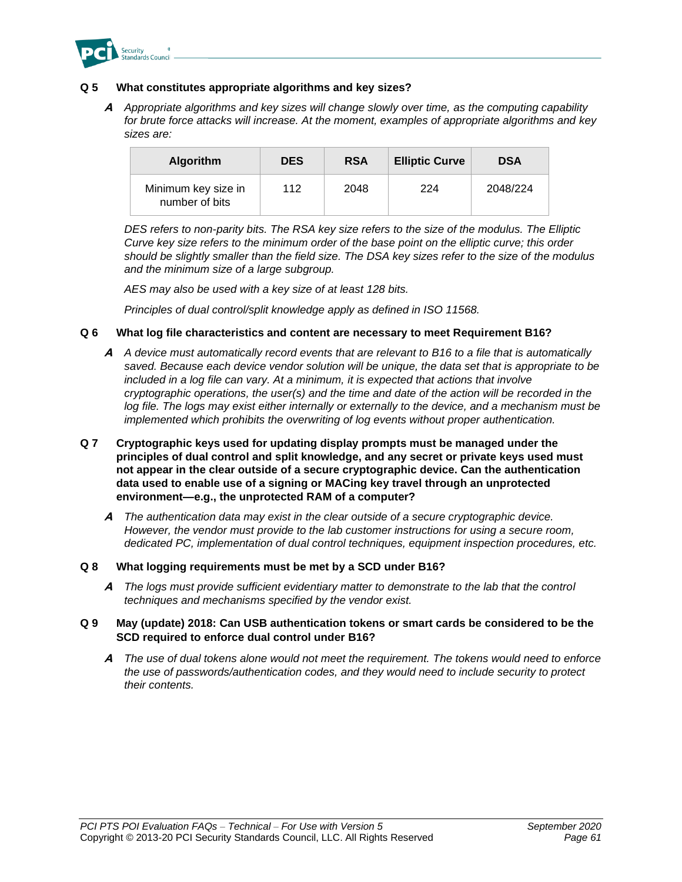**Q 5 What constitutes appropriate algorithms and key sizes?**

***A*** *Appropriate algorithms and key sizes will change slowly over time, as the computing capability for brute force attacks will increase. At the moment, examples of appropriate algorithms and key sizes are:*

| Algorithm | DES | RSA | Elliptic Curve | DSA |
|---|---|---|---|---|
| Minimum key size in number of bits | 112 | 2048 | 224 | 2048/224 |

*DES refers to non-parity bits. The RSA key size refers to the size of the modulus. The Elliptic Curve key size refers to the minimum order of the base point on the elliptic curve; this order should be slightly smaller than the field size. The DSA key sizes refer to the size of the modulus and the minimum size of a large subgroup.*

*AES may also be used with a key size of at least 128 bits.*

*Principles of dual control/split knowledge apply as defined in ISO 11568.*

**Q 6 What log file characteristics and content are necessary to meet Requirement B16?**

***A*** *A device must automatically record events that are relevant to B16 to a file that is automatically saved. Because each device vendor solution will be unique, the data set that is appropriate to be included in a log file can vary. At a minimum, it is expected that actions that involve cryptographic operations, the user(s) and the time and date of the action will be recorded in the log file. The logs may exist either internally or externally to the device, and a mechanism must be implemented which prohibits the overwriting of log events without proper authentication.*

**Q 7 Cryptographic keys used for updating display prompts must be managed under the principles of dual control and split knowledge, and any secret or private keys used must not appear in the clear outside of a secure cryptographic device. Can the authentication data used to enable use of a signing or MACing key travel through an unprotected environment—e.g., the unprotected RAM of a computer?**

***A*** *The authentication data may exist in the clear outside of a secure cryptographic device. However, the vendor must provide to the lab customer instructions for using a secure room, dedicated PC, implementation of dual control techniques, equipment inspection procedures, etc.*

**Q 8 What logging requirements must be met by a SCD under B16?**

***A*** *The logs must provide sufficient evidentiary matter to demonstrate to the lab that the control techniques and mechanisms specified by the vendor exist.*

**Q 9 May (update) 2018: Can USB authentication tokens or smart cards be considered to be the SCD required to enforce dual control under B16?**

***A*** *The use of dual tokens alone would not meet the requirement. The tokens would need to enforce the use of passwords/authentication codes, and they would need to include security to protect their contents.*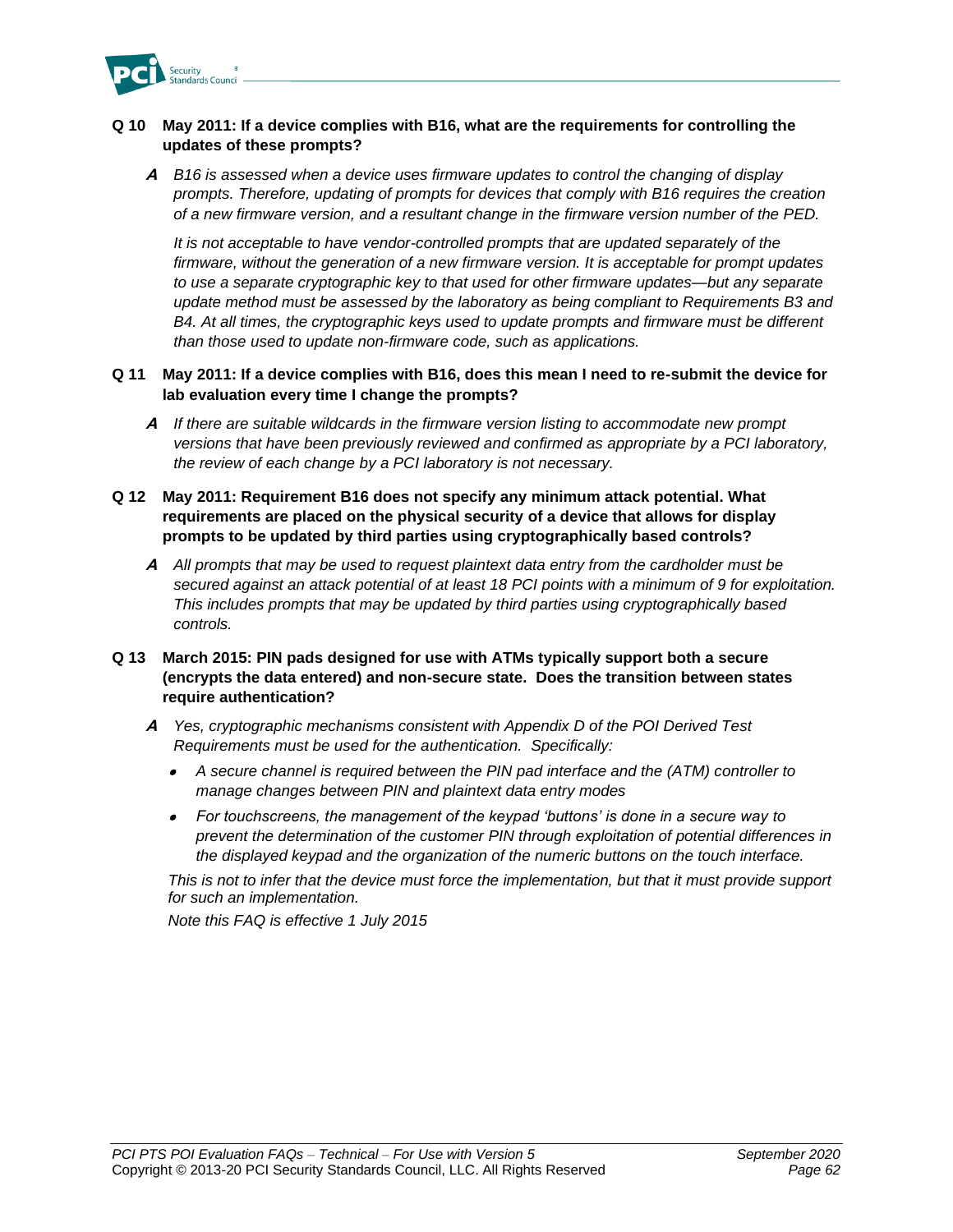**Q 10 May 2011: If a device complies with B16, what are the requirements for controlling the updates of these prompts?**

***A*** *B16 is assessed when a device uses firmware updates to control the changing of display prompts. Therefore, updating of prompts for devices that comply with B16 requires the creation of a new firmware version, and a resultant change in the firmware version number of the PED.*

*It is not acceptable to have vendor-controlled prompts that are updated separately of the firmware, without the generation of a new firmware version. It is acceptable for prompt updates to use a separate cryptographic key to that used for other firmware updates—but any separate update method must be assessed by the laboratory as being compliant to Requirements B3 and B4. At all times, the cryptographic keys used to update prompts and firmware must be different than those used to update non-firmware code, such as applications.*

**Q 11 May 2011: If a device complies with B16, does this mean I need to re-submit the device for lab evaluation every time I change the prompts?**

***A*** *If there are suitable wildcards in the firmware version listing to accommodate new prompt versions that have been previously reviewed and confirmed as appropriate by a PCI laboratory, the review of each change by a PCI laboratory is not necessary.*

**Q 12 May 2011: Requirement B16 does not specify any minimum attack potential. What requirements are placed on the physical security of a device that allows for display prompts to be updated by third parties using cryptographically based controls?**

***A*** *All prompts that may be used to request plaintext data entry from the cardholder must be secured against an attack potential of at least 18 PCI points with a minimum of 9 for exploitation. This includes prompts that may be updated by third parties using cryptographically based controls.*

**Q 13 March 2015: PIN pads designed for use with ATMs typically support both a secure (encrypts the data entered) and non-secure state. Does the transition between states require authentication?**

***A*** *Yes, cryptographic mechanisms consistent with Appendix D of the POI Derived Test Requirements must be used for the authentication. Specifically:*

- *A secure channel is required between the PIN pad interface and the (ATM) controller to manage changes between PIN and plaintext data entry modes*
- *For touchscreens, the management of the keypad 'buttons' is done in a secure way to prevent the determination of the customer PIN through exploitation of potential differences in the displayed keypad and the organization of the numeric buttons on the touch interface.*

*This is not to infer that the device must force the implementation, but that it must provide support for such an implementation.*

*Note this FAQ is effective 1 July 2015*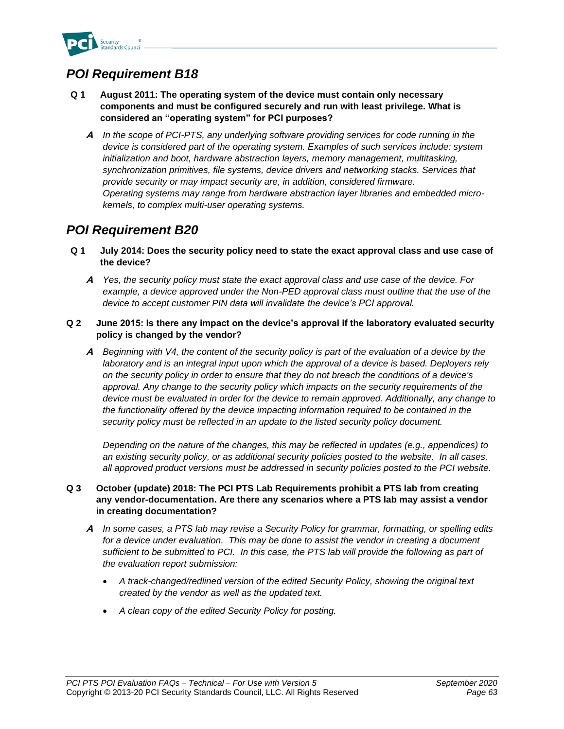## *POI Requirement B18*

**Q 1 August 2011: The operating system of the device must contain only necessary components and must be configured securely and run with least privilege. What is considered an "operating system" for PCI purposes?**

***A*** *In the scope of PCI-PTS, any underlying software providing services for code running in the device is considered part of the operating system. Examples of such services include: system initialization and boot, hardware abstraction layers, memory management, multitasking, synchronization primitives, file systems, device drivers and networking stacks. Services that provide security or may impact security are, in addition, considered firmware.*
*Operating systems may range from hardware abstraction layer libraries and embedded micro-kernels, to complex multi-user operating systems.*

## *POI Requirement B20*

**Q 1 July 2014: Does the security policy need to state the exact approval class and use case of the device?**

***A*** *Yes, the security policy must state the exact approval class and use case of the device. For example, a device approved under the Non-PED approval class must outline that the use of the device to accept customer PIN data will invalidate the device's PCI approval.*

**Q 2 June 2015: Is there any impact on the device's approval if the laboratory evaluated security policy is changed by the vendor?**

***A*** *Beginning with V4, the content of the security policy is part of the evaluation of a device by the laboratory and is an integral input upon which the approval of a device is based. Deployers rely on the security policy in order to ensure that they do not breach the conditions of a device's approval. Any change to the security policy which impacts on the security requirements of the device must be evaluated in order for the device to remain approved. Additionally, any change to the functionality offered by the device impacting information required to be contained in the security policy must be reflected in an update to the listed security policy document.*

*Depending on the nature of the changes, this may be reflected in updates (e.g., appendices) to an existing security policy, or as additional security policies posted to the website. In all cases, all approved product versions must be addressed in security policies posted to the PCI website.*

**Q 3 October (update) 2018: The PCI PTS Lab Requirements prohibit a PTS lab from creating any vendor-documentation. Are there any scenarios where a PTS lab may assist a vendor in creating documentation?**

***A*** *In some cases, a PTS lab may revise a Security Policy for grammar, formatting, or spelling edits for a device under evaluation. This may be done to assist the vendor in creating a document sufficient to be submitted to PCI. In this case, the PTS lab will provide the following as part of the evaluation report submission:*

- *A track-changed/redlined version of the edited Security Policy, showing the original text created by the vendor as well as the updated text.*
- *A clean copy of the edited Security Policy for posting.*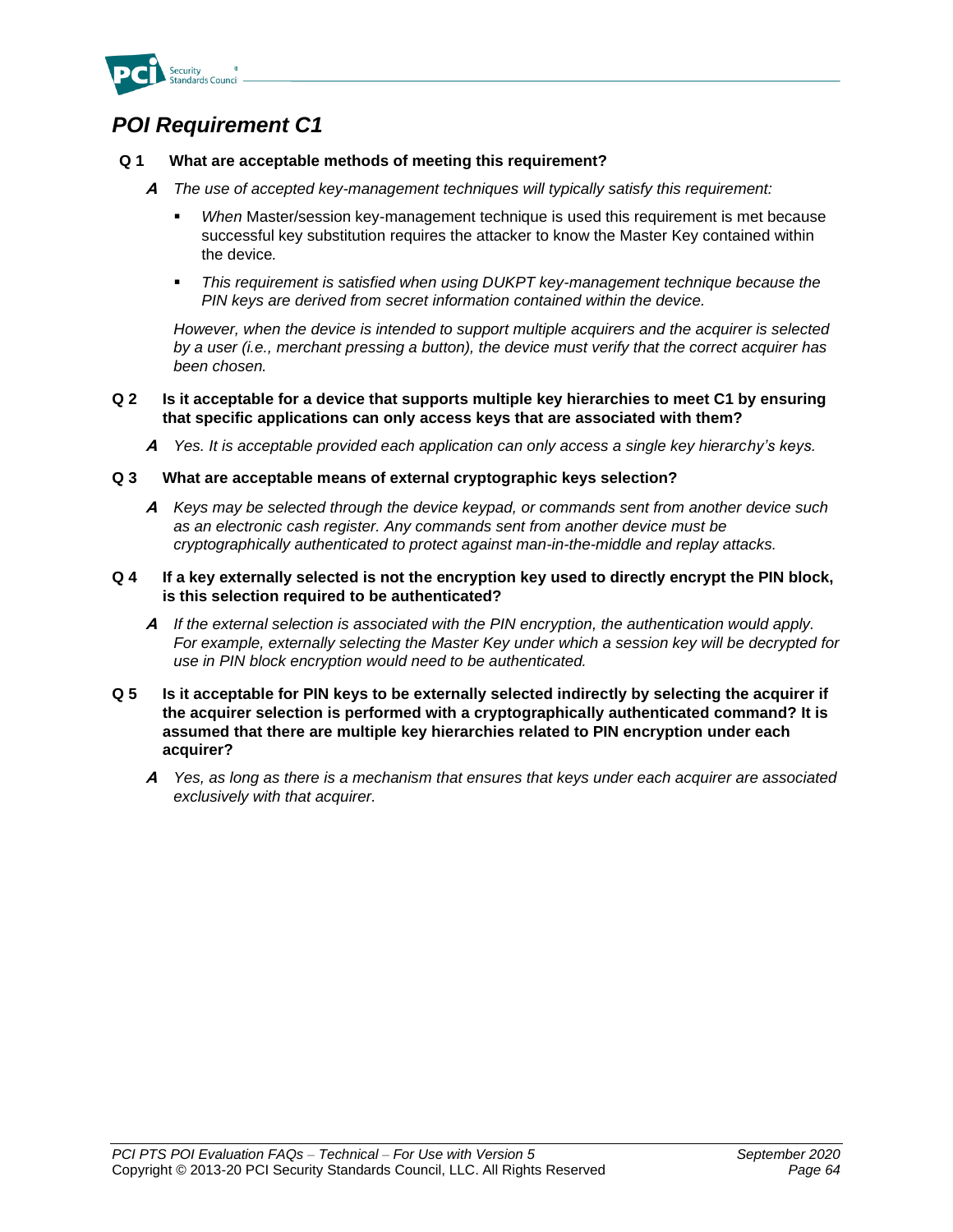## *POI Requirement C1*

**Q 1 What are acceptable methods of meeting this requirement?**

***A*** *The use of accepted key-management techniques will typically satisfy this requirement:*

- *When* Master/session key-management technique is used this requirement is met because successful key substitution requires the attacker to know the Master Key contained within the device*.*
- *This requirement is satisfied when using DUKPT key-management technique because the PIN keys are derived from secret information contained within the device.*

*However, when the device is intended to support multiple acquirers and the acquirer is selected by a user (i.e., merchant pressing a button), the device must verify that the correct acquirer has been chosen.*

**Q 2 Is it acceptable for a device that supports multiple key hierarchies to meet C1 by ensuring that specific applications can only access keys that are associated with them?**

***A*** *Yes. It is acceptable provided each application can only access a single key hierarchy's keys.*

**Q 3 What are acceptable means of external cryptographic keys selection?**

***A*** *Keys may be selected through the device keypad, or commands sent from another device such as an electronic cash register. Any commands sent from another device must be cryptographically authenticated to protect against man-in-the-middle and replay attacks.*

**Q 4 If a key externally selected is not the encryption key used to directly encrypt the PIN block, is this selection required to be authenticated?**

***A*** *If the external selection is associated with the PIN encryption, the authentication would apply. For example, externally selecting the Master Key under which a session key will be decrypted for use in PIN block encryption would need to be authenticated.*

**Q 5 Is it acceptable for PIN keys to be externally selected indirectly by selecting the acquirer if the acquirer selection is performed with a cryptographically authenticated command? It is assumed that there are multiple key hierarchies related to PIN encryption under each acquirer?**

***A*** *Yes, as long as there is a mechanism that ensures that keys under each acquirer are associated exclusively with that acquirer.*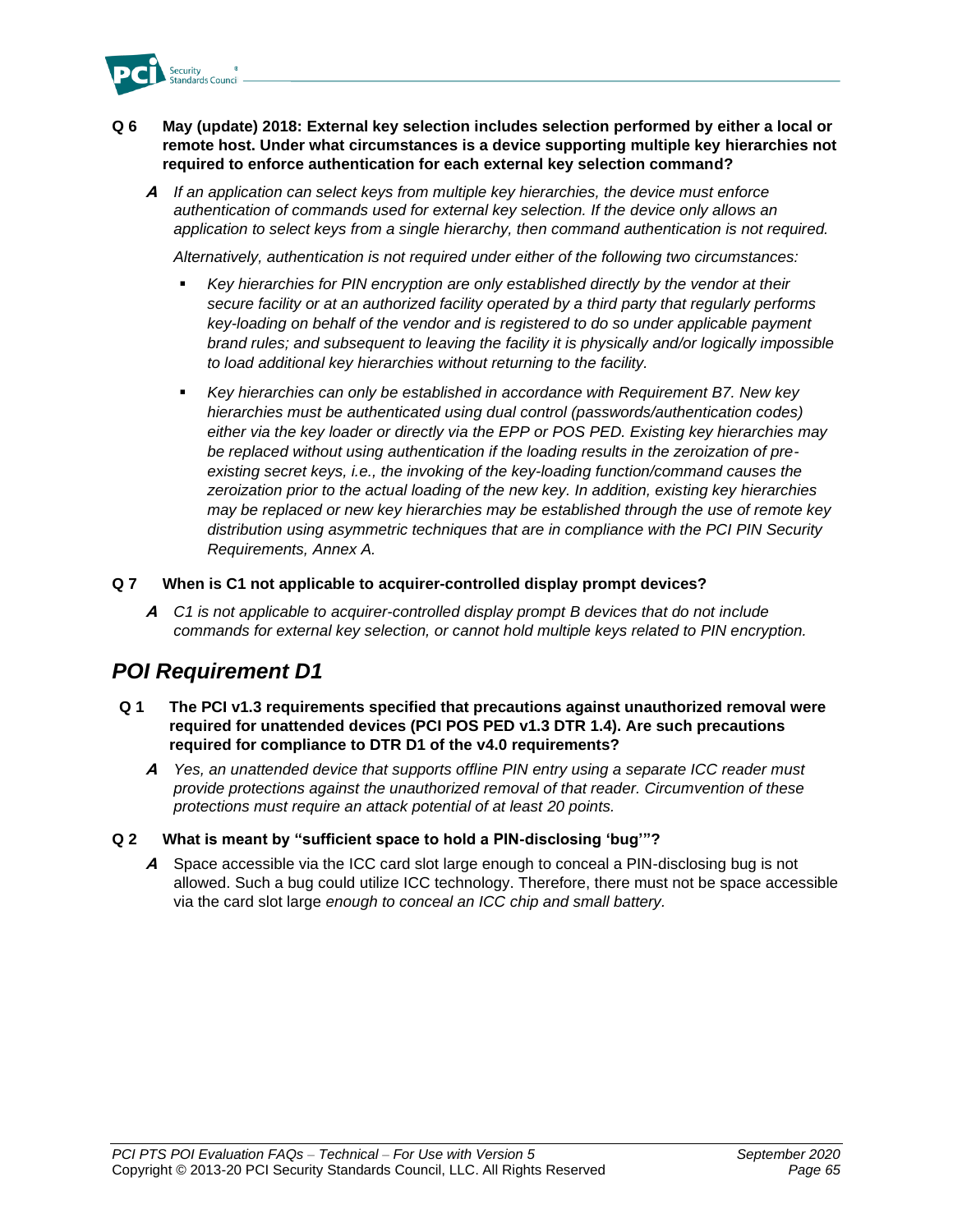**Q 6 May (update) 2018: External key selection includes selection performed by either a local or remote host. Under what circumstances is a device supporting multiple key hierarchies not required to enforce authentication for each external key selection command?**

***A*** *If an application can select keys from multiple key hierarchies, the device must enforce authentication of commands used for external key selection. If the device only allows an application to select keys from a single hierarchy, then command authentication is not required.*

*Alternatively, authentication is not required under either of the following two circumstances:*

- *Key hierarchies for PIN encryption are only established directly by the vendor at their secure facility or at an authorized facility operated by a third party that regularly performs key-loading on behalf of the vendor and is registered to do so under applicable payment brand rules; and subsequent to leaving the facility it is physically and/or logically impossible to load additional key hierarchies without returning to the facility.*
- *Key hierarchies can only be established in accordance with Requirement B7. New key hierarchies must be authenticated using dual control (passwords/authentication codes) either via the key loader or directly via the EPP or POS PED. Existing key hierarchies may be replaced without using authentication if the loading results in the zeroization of pre-existing secret keys, i.e., the invoking of the key-loading function/command causes the zeroization prior to the actual loading of the new key. In addition, existing key hierarchies may be replaced or new key hierarchies may be established through the use of remote key distribution using asymmetric techniques that are in compliance with the PCI PIN Security Requirements, Annex A.*

**Q 7 When is C1 not applicable to acquirer-controlled display prompt devices?**

***A*** *C1 is not applicable to acquirer-controlled display prompt B devices that do not include commands for external key selection, or cannot hold multiple keys related to PIN encryption.*

## *POI Requirement D1*

**Q 1 The PCI v1.3 requirements specified that precautions against unauthorized removal were required for unattended devices (PCI POS PED v1.3 DTR 1.4). Are such precautions required for compliance to DTR D1 of the v4.0 requirements?**

***A*** *Yes, an unattended device that supports offline PIN entry using a separate ICC reader must provide protections against the unauthorized removal of that reader. Circumvention of these protections must require an attack potential of at least 20 points.*

**Q 2 What is meant by "sufficient space to hold a PIN-disclosing 'bug'"?**

***A*** Space accessible via the ICC card slot large enough to conceal a PIN-disclosing bug is not allowed. Such a bug could utilize ICC technology. Therefore, there must not be space accessible via the card slot large *enough to conceal an ICC chip and small battery.*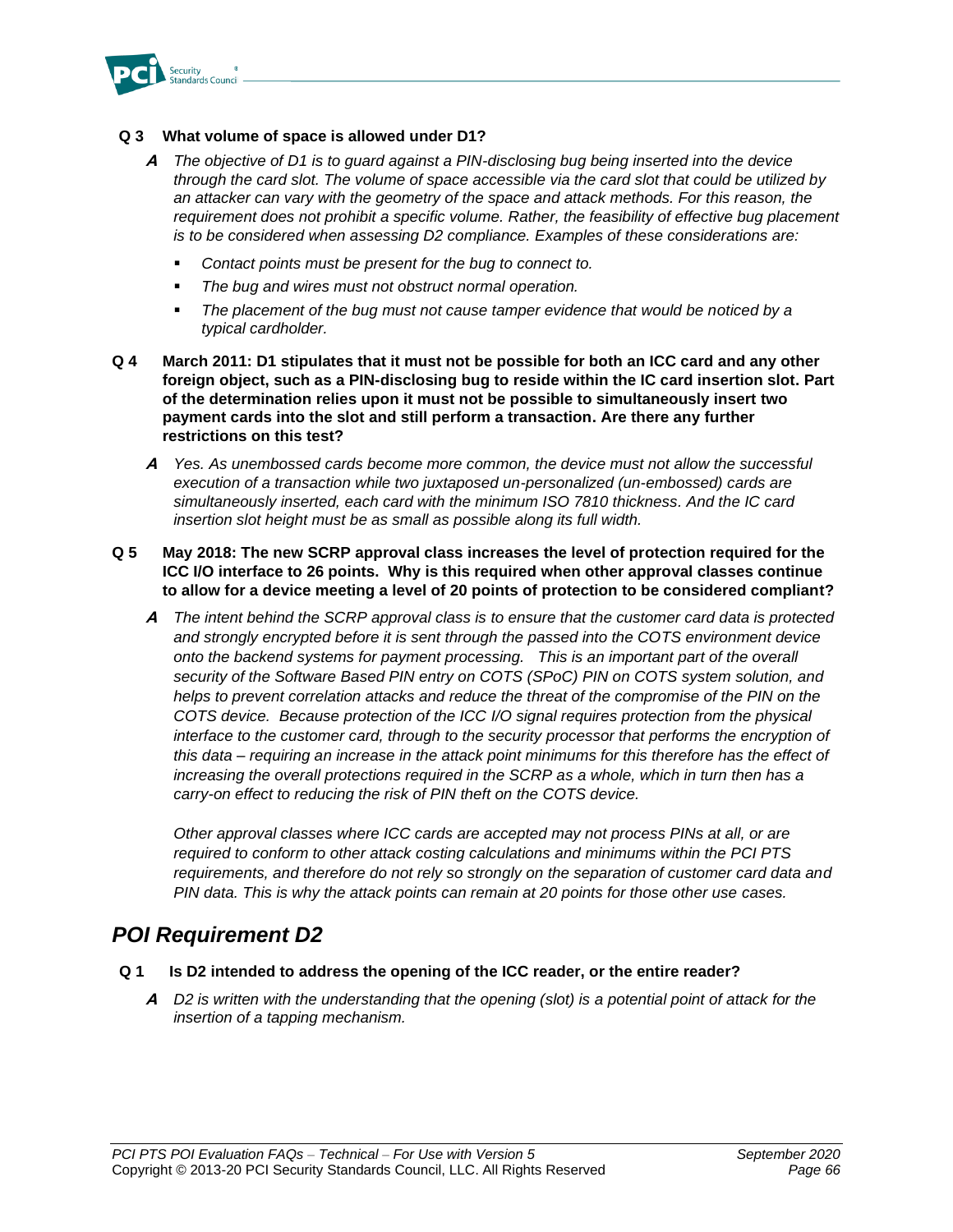**Q 3 What volume of space is allowed under D1?**

*A The objective of D1 is to guard against a PIN-disclosing bug being inserted into the device through the card slot. The volume of space accessible via the card slot that could be utilized by an attacker can vary with the geometry of the space and attack methods. For this reason, the requirement does not prohibit a specific volume. Rather, the feasibility of effective bug placement is to be considered when assessing D2 compliance. Examples of these considerations are:*

- *Contact points must be present for the bug to connect to.*
- *The bug and wires must not obstruct normal operation.*
- *The placement of the bug must not cause tamper evidence that would be noticed by a typical cardholder.*

**Q 4 March 2011: D1 stipulates that it must not be possible for both an ICC card and any other foreign object, such as a PIN-disclosing bug to reside within the IC card insertion slot. Part of the determination relies upon it must not be possible to simultaneously insert two payment cards into the slot and still perform a transaction. Are there any further restrictions on this test?**

*A Yes. As unembossed cards become more common, the device must not allow the successful execution of a transaction while two juxtaposed un-personalized (un-embossed) cards are simultaneously inserted, each card with the minimum ISO 7810 thickness. And the IC card insertion slot height must be as small as possible along its full width.*

**Q 5 May 2018: The new SCRP approval class increases the level of protection required for the ICC I/O interface to 26 points. Why is this required when other approval classes continue to allow for a device meeting a level of 20 points of protection to be considered compliant?**

*A The intent behind the SCRP approval class is to ensure that the customer card data is protected and strongly encrypted before it is sent through the passed into the COTS environment device onto the backend systems for payment processing. This is an important part of the overall security of the Software Based PIN entry on COTS (SPoC) PIN on COTS system solution, and helps to prevent correlation attacks and reduce the threat of the compromise of the PIN on the COTS device. Because protection of the ICC I/O signal requires protection from the physical interface to the customer card, through to the security processor that performs the encryption of this data – requiring an increase in the attack point minimums for this therefore has the effect of increasing the overall protections required in the SCRP as a whole, which in turn then has a carry-on effect to reducing the risk of PIN theft on the COTS device.*

*Other approval classes where ICC cards are accepted may not process PINs at all, or are required to conform to other attack costing calculations and minimums within the PCI PTS requirements, and therefore do not rely so strongly on the separation of customer card data and PIN data. This is why the attack points can remain at 20 points for those other use cases.*

## *POI Requirement D2*

**Q 1 Is D2 intended to address the opening of the ICC reader, or the entire reader?**

*A D2 is written with the understanding that the opening (slot) is a potential point of attack for the insertion of a tapping mechanism.*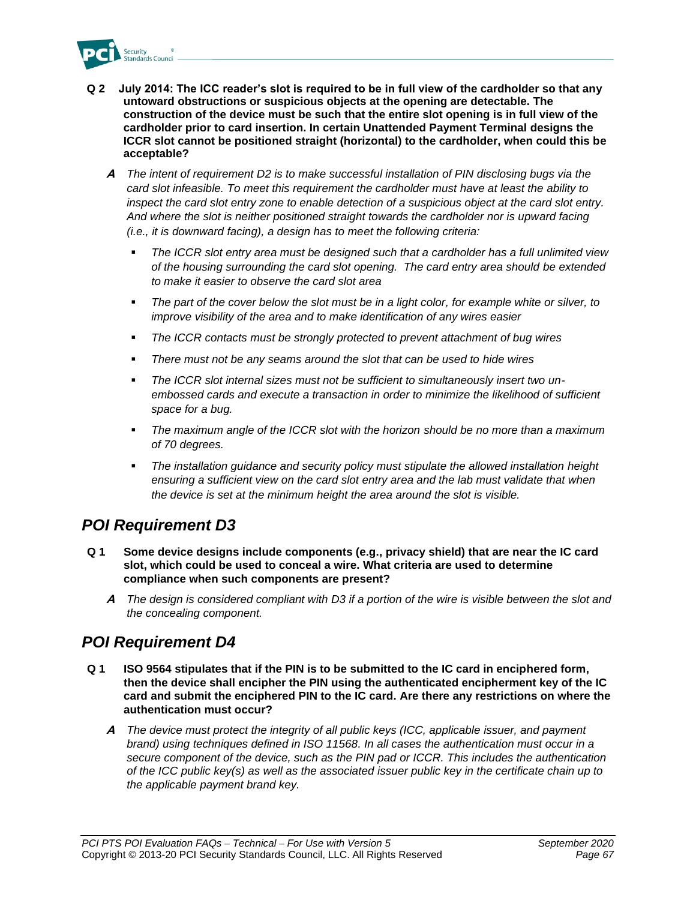**Q 2 July 2014: The ICC reader's slot is required to be in full view of the cardholder so that any untoward obstructions or suspicious objects at the opening are detectable. The construction of the device must be such that the entire slot opening is in full view of the cardholder prior to card insertion. In certain Unattended Payment Terminal designs the ICCR slot cannot be positioned straight (horizontal) to the cardholder, when could this be acceptable?**

**A** *The intent of requirement D2 is to make successful installation of PIN disclosing bugs via the card slot infeasible. To meet this requirement the cardholder must have at least the ability to inspect the card slot entry zone to enable detection of a suspicious object at the card slot entry. And where the slot is neither positioned straight towards the cardholder nor is upward facing (i.e., it is downward facing), a design has to meet the following criteria:*

- *The ICCR slot entry area must be designed such that a cardholder has a full unlimited view of the housing surrounding the card slot opening. The card entry area should be extended to make it easier to observe the card slot area*
- *The part of the cover below the slot must be in a light color, for example white or silver, to improve visibility of the area and to make identification of any wires easier*
- *The ICCR contacts must be strongly protected to prevent attachment of bug wires*
- *There must not be any seams around the slot that can be used to hide wires*
- *The ICCR slot internal sizes must not be sufficient to simultaneously insert two un-embossed cards and execute a transaction in order to minimize the likelihood of sufficient space for a bug.*
- *The maximum angle of the ICCR slot with the horizon should be no more than a maximum of 70 degrees.*
- *The installation guidance and security policy must stipulate the allowed installation height ensuring a sufficient view on the card slot entry area and the lab must validate that when the device is set at the minimum height the area around the slot is visible.*

## POI Requirement D3

**Q 1 Some device designs include components (e.g., privacy shield) that are near the IC card slot, which could be used to conceal a wire. What criteria are used to determine compliance when such components are present?**

**A** *The design is considered compliant with D3 if a portion of the wire is visible between the slot and the concealing component.*

## POI Requirement D4

**Q 1 ISO 9564 stipulates that if the PIN is to be submitted to the IC card in enciphered form, then the device shall encipher the PIN using the authenticated encipherment key of the IC card and submit the enciphered PIN to the IC card. Are there any restrictions on where the authentication must occur?**

**A** *The device must protect the integrity of all public keys (ICC, applicable issuer, and payment brand) using techniques defined in ISO 11568. In all cases the authentication must occur in a secure component of the device, such as the PIN pad or ICCR. This includes the authentication of the ICC public key(s) as well as the associated issuer public key in the certificate chain up to the applicable payment brand key.*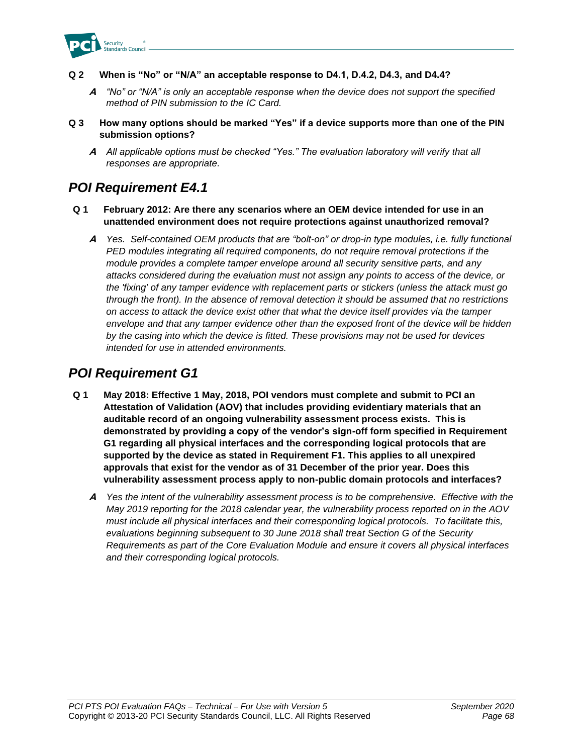**Q 2 When is "No" or "N/A" an acceptable response to D4.1, D.4.2, D4.3, and D4.4?**

***A*** *"No" or "N/A" is only an acceptable response when the device does not support the specified method of PIN submission to the IC Card.*

**Q 3 How many options should be marked "Yes" if a device supports more than one of the PIN submission options?**

***A*** *All applicable options must be checked "Yes." The evaluation laboratory will verify that all responses are appropriate.*

## *POI Requirement E4.1*

**Q 1 February 2012: Are there any scenarios where an OEM device intended for use in an unattended environment does not require protections against unauthorized removal?**

***A*** *Yes. Self-contained OEM products that are "bolt-on" or drop-in type modules, i.e. fully functional PED modules integrating all required components, do not require removal protections if the module provides a complete tamper envelope around all security sensitive parts, and any attacks considered during the evaluation must not assign any points to access of the device, or the 'fixing' of any tamper evidence with replacement parts or stickers (unless the attack must go through the front). In the absence of removal detection it should be assumed that no restrictions on access to attack the device exist other that what the device itself provides via the tamper envelope and that any tamper evidence other than the exposed front of the device will be hidden by the casing into which the device is fitted. These provisions may not be used for devices intended for use in attended environments.*

## *POI Requirement G1*

**Q 1 May 2018: Effective 1 May, 2018, POI vendors must complete and submit to PCI an Attestation of Validation (AOV) that includes providing evidentiary materials that an auditable record of an ongoing vulnerability assessment process exists. This is demonstrated by providing a copy of the vendor's sign-off form specified in Requirement G1 regarding all physical interfaces and the corresponding logical protocols that are supported by the device as stated in Requirement F1. This applies to all unexpired approvals that exist for the vendor as of 31 December of the prior year. Does this vulnerability assessment process apply to non-public domain protocols and interfaces?**

***A*** *Yes the intent of the vulnerability assessment process is to be comprehensive. Effective with the May 2019 reporting for the 2018 calendar year, the vulnerability process reported on in the AOV must include all physical interfaces and their corresponding logical protocols. To facilitate this, evaluations beginning subsequent to 30 June 2018 shall treat Section G of the Security Requirements as part of the Core Evaluation Module and ensure it covers all physical interfaces and their corresponding logical protocols.*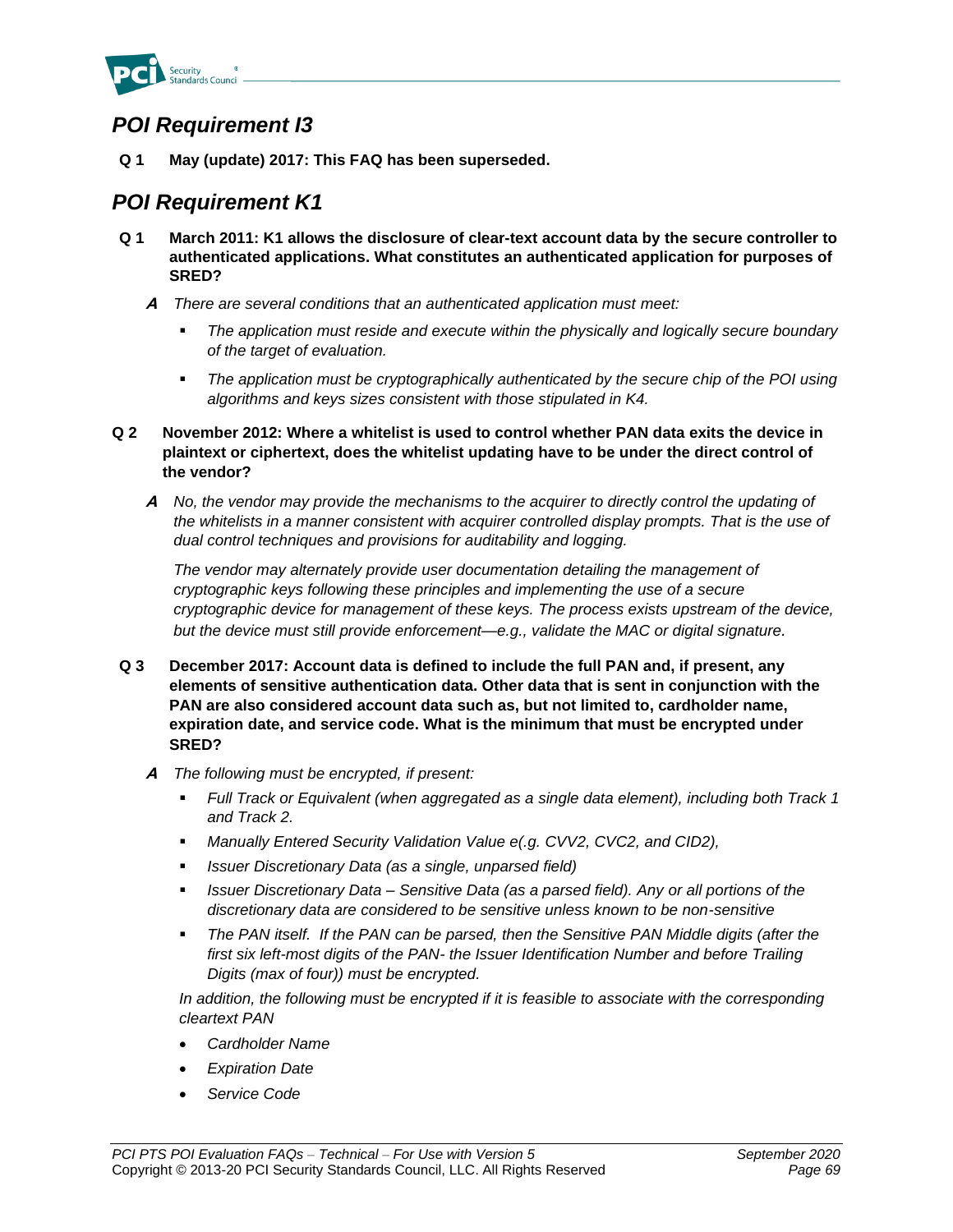## POI Requirement I3

**Q 1 May (update) 2017: This FAQ has been superseded.**

## POI Requirement K1

**Q 1 March 2011: K1 allows the disclosure of clear-text account data by the secure controller to authenticated applications. What constitutes an authenticated application for purposes of SRED?**

***A*** *There are several conditions that an authenticated application must meet:*

- *The application must reside and execute within the physically and logically secure boundary of the target of evaluation.*
- *The application must be cryptographically authenticated by the secure chip of the POI using algorithms and keys sizes consistent with those stipulated in K4.*

**Q 2 November 2012: Where a whitelist is used to control whether PAN data exits the device in plaintext or ciphertext, does the whitelist updating have to be under the direct control of the vendor?**

***A*** *No, the vendor may provide the mechanisms to the acquirer to directly control the updating of the whitelists in a manner consistent with acquirer controlled display prompts. That is the use of dual control techniques and provisions for auditability and logging.*

*The vendor may alternately provide user documentation detailing the management of cryptographic keys following these principles and implementing the use of a secure cryptographic device for management of these keys. The process exists upstream of the device, but the device must still provide enforcement—e.g., validate the MAC or digital signature.*

**Q 3 December 2017: Account data is defined to include the full PAN and, if present, any elements of sensitive authentication data. Other data that is sent in conjunction with the PAN are also considered account data such as, but not limited to, cardholder name, expiration date, and service code. What is the minimum that must be encrypted under SRED?**

***A*** *The following must be encrypted, if present:*

- *Full Track or Equivalent (when aggregated as a single data element), including both Track 1 and Track 2.*
- *Manually Entered Security Validation Value e(.g. CVV2, CVC2, and CID2),*
- *Issuer Discretionary Data (as a single, unparsed field)*
- *Issuer Discretionary Data – Sensitive Data (as a parsed field). Any or all portions of the discretionary data are considered to be sensitive unless known to be non-sensitive*
- *The PAN itself. If the PAN can be parsed, then the Sensitive PAN Middle digits (after the first six left-most digits of the PAN- the Issuer Identification Number and before Trailing Digits (max of four)) must be encrypted.*

*In addition, the following must be encrypted if it is feasible to associate with the corresponding cleartext PAN*

- *Cardholder Name*
- *Expiration Date*
- *Service Code*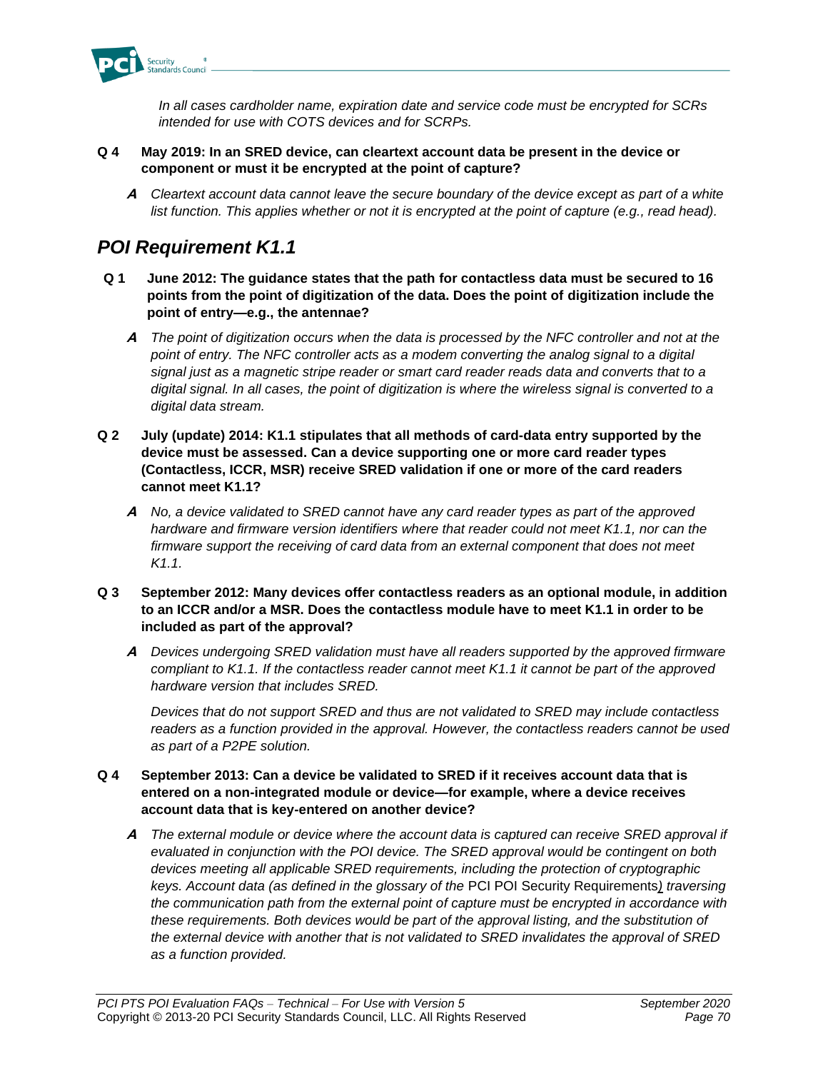*In all cases cardholder name, expiration date and service code must be encrypted for SCRs intended for use with COTS devices and for SCRPs.*

**Q 4 May 2019: In an SRED device, can cleartext account data be present in the device or component or must it be encrypted at the point of capture?**

***A*** *Cleartext account data cannot leave the secure boundary of the device except as part of a white list function. This applies whether or not it is encrypted at the point of capture (e.g., read head).*

## *POI Requirement K1.1*

**Q 1 June 2012: The guidance states that the path for contactless data must be secured to 16 points from the point of digitization of the data. Does the point of digitization include the point of entry—e.g., the antennae?**

***A*** *The point of digitization occurs when the data is processed by the NFC controller and not at the point of entry. The NFC controller acts as a modem converting the analog signal to a digital signal just as a magnetic stripe reader or smart card reader reads data and converts that to a digital signal. In all cases, the point of digitization is where the wireless signal is converted to a digital data stream.*

**Q 2 July (update) 2014: K1.1 stipulates that all methods of card-data entry supported by the device must be assessed. Can a device supporting one or more card reader types (Contactless, ICCR, MSR) receive SRED validation if one or more of the card readers cannot meet K1.1?**

***A*** *No, a device validated to SRED cannot have any card reader types as part of the approved hardware and firmware version identifiers where that reader could not meet K1.1, nor can the firmware support the receiving of card data from an external component that does not meet K1.1.*

**Q 3 September 2012: Many devices offer contactless readers as an optional module, in addition to an ICCR and/or a MSR. Does the contactless module have to meet K1.1 in order to be included as part of the approval?**

***A*** *Devices undergoing SRED validation must have all readers supported by the approved firmware compliant to K1.1. If the contactless reader cannot meet K1.1 it cannot be part of the approved hardware version that includes SRED.*

*Devices that do not support SRED and thus are not validated to SRED may include contactless readers as a function provided in the approval. However, the contactless readers cannot be used as part of a P2PE solution.*

**Q 4 September 2013: Can a device be validated to SRED if it receives account data that is entered on a non-integrated module or device—for example, where a device receives account data that is key-entered on another device?**

***A*** *The external module or device where the account data is captured can receive SRED approval if evaluated in conjunction with the POI device. The SRED approval would be contingent on both devices meeting all applicable SRED requirements, including the protection of cryptographic keys. Account data (as defined in the glossary of the* PCI POI Security Requirements*) traversing the communication path from the external point of capture must be encrypted in accordance with these requirements. Both devices would be part of the approval listing, and the substitution of the external device with another that is not validated to SRED invalidates the approval of SRED as a function provided.*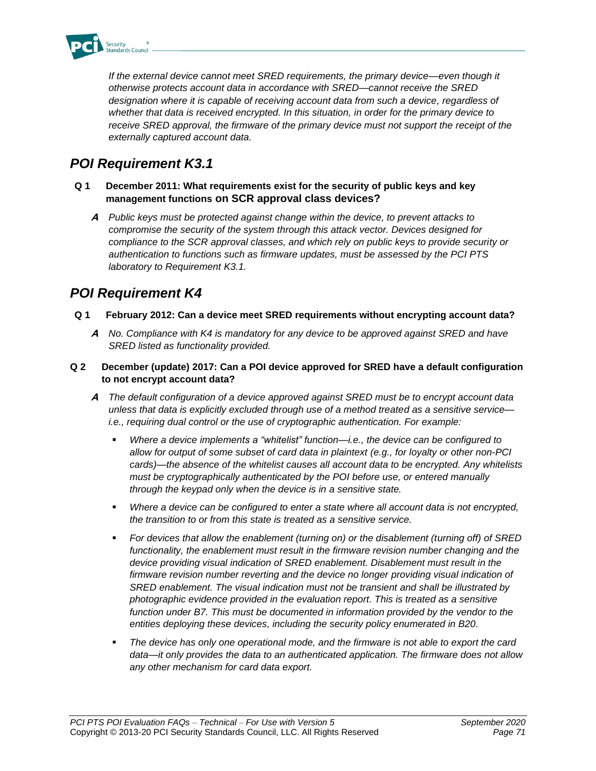*If the external device cannot meet SRED requirements, the primary device—even though it otherwise protects account data in accordance with SRED—cannot receive the SRED designation where it is capable of receiving account data from such a device, regardless of whether that data is received encrypted. In this situation, in order for the primary device to receive SRED approval, the firmware of the primary device must not support the receipt of the externally captured account data.*

## POI Requirement K3.1

**Q 1 December 2011: What requirements exist for the security of public keys and key management functions on SCR approval class devices?**

***A*** *Public keys must be protected against change within the device, to prevent attacks to compromise the security of the system through this attack vector. Devices designed for compliance to the SCR approval classes, and which rely on public keys to provide security or authentication to functions such as firmware updates, must be assessed by the PCI PTS laboratory to Requirement K3.1.*

## POI Requirement K4

**Q 1 February 2012: Can a device meet SRED requirements without encrypting account data?**

***A*** *No. Compliance with K4 is mandatory for any device to be approved against SRED and have SRED listed as functionality provided.*

**Q 2 December (update) 2017: Can a POI device approved for SRED have a default configuration to not encrypt account data?**

***A*** *The default configuration of a device approved against SRED must be to encrypt account data unless that data is explicitly excluded through use of a method treated as a sensitive service—i.e., requiring dual control or the use of cryptographic authentication. For example:*

- *Where a device implements a "whitelist" function—i.e., the device can be configured to allow for output of some subset of card data in plaintext (e.g., for loyalty or other non-PCI cards)—the absence of the whitelist causes all account data to be encrypted. Any whitelists must be cryptographically authenticated by the POI before use, or entered manually through the keypad only when the device is in a sensitive state.*
- *Where a device can be configured to enter a state where all account data is not encrypted, the transition to or from this state is treated as a sensitive service.*
- *For devices that allow the enablement (turning on) or the disablement (turning off) of SRED functionality, the enablement must result in the firmware revision number changing and the device providing visual indication of SRED enablement. Disablement must result in the firmware revision number reverting and the device no longer providing visual indication of SRED enablement. The visual indication must not be transient and shall be illustrated by photographic evidence provided in the evaluation report. This is treated as a sensitive function under B7. This must be documented in information provided by the vendor to the entities deploying these devices, including the security policy enumerated in B20.*
- *The device has only one operational mode, and the firmware is not able to export the card data—it only provides the data to an authenticated application. The firmware does not allow any other mechanism for card data export.*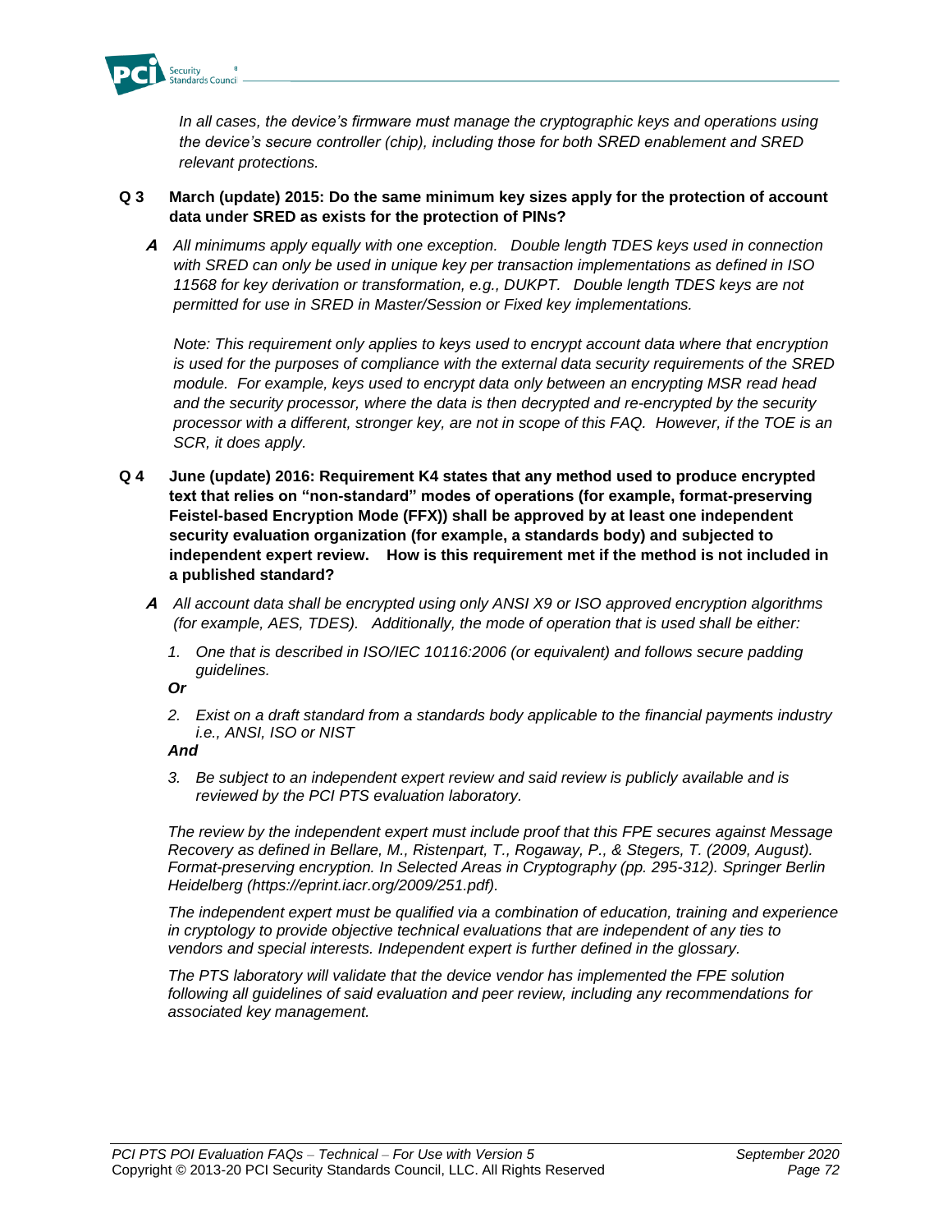*In all cases, the device's firmware must manage the cryptographic keys and operations using the device's secure controller (chip), including those for both SRED enablement and SRED relevant protections.*

**Q 3 March (update) 2015: Do the same minimum key sizes apply for the protection of account data under SRED as exists for the protection of PINs?**

***A*** *All minimums apply equally with one exception. Double length TDES keys used in connection with SRED can only be used in unique key per transaction implementations as defined in ISO 11568 for key derivation or transformation, e.g., DUKPT. Double length TDES keys are not permitted for use in SRED in Master/Session or Fixed key implementations.*

*Note: This requirement only applies to keys used to encrypt account data where that encryption is used for the purposes of compliance with the external data security requirements of the SRED module. For example, keys used to encrypt data only between an encrypting MSR read head and the security processor, where the data is then decrypted and re-encrypted by the security processor with a different, stronger key, are not in scope of this FAQ. However, if the TOE is an SCR, it does apply.*

**Q 4 June (update) 2016: Requirement K4 states that any method used to produce encrypted text that relies on "non-standard" modes of operations (for example, format-preserving Feistel-based Encryption Mode (FFX)) shall be approved by at least one independent security evaluation organization (for example, a standards body) and subjected to independent expert review. How is this requirement met if the method is not included in a published standard?**

***A*** *All account data shall be encrypted using only ANSI X9 or ISO approved encryption algorithms (for example, AES, TDES). Additionally, the mode of operation that is used shall be either:*

1. *One that is described in ISO/IEC 10116:2006 (or equivalent) and follows secure padding guidelines.*

***Or***

2. *Exist on a draft standard from a standards body applicable to the financial payments industry i.e., ANSI, ISO or NIST*

***And***

3. *Be subject to an independent expert review and said review is publicly available and is reviewed by the PCI PTS evaluation laboratory.*

*The review by the independent expert must include proof that this FPE secures against Message Recovery as defined in Bellare, M., Ristenpart, T., Rogaway, P., & Stegers, T. (2009, August). Format-preserving encryption. In Selected Areas in Cryptography (pp. 295-312). Springer Berlin Heidelberg (https://eprint.iacr.org/2009/251.pdf).*

*The independent expert must be qualified via a combination of education, training and experience in cryptology to provide objective technical evaluations that are independent of any ties to vendors and special interests. Independent expert is further defined in the glossary.*

*The PTS laboratory will validate that the device vendor has implemented the FPE solution following all guidelines of said evaluation and peer review, including any recommendations for associated key management.*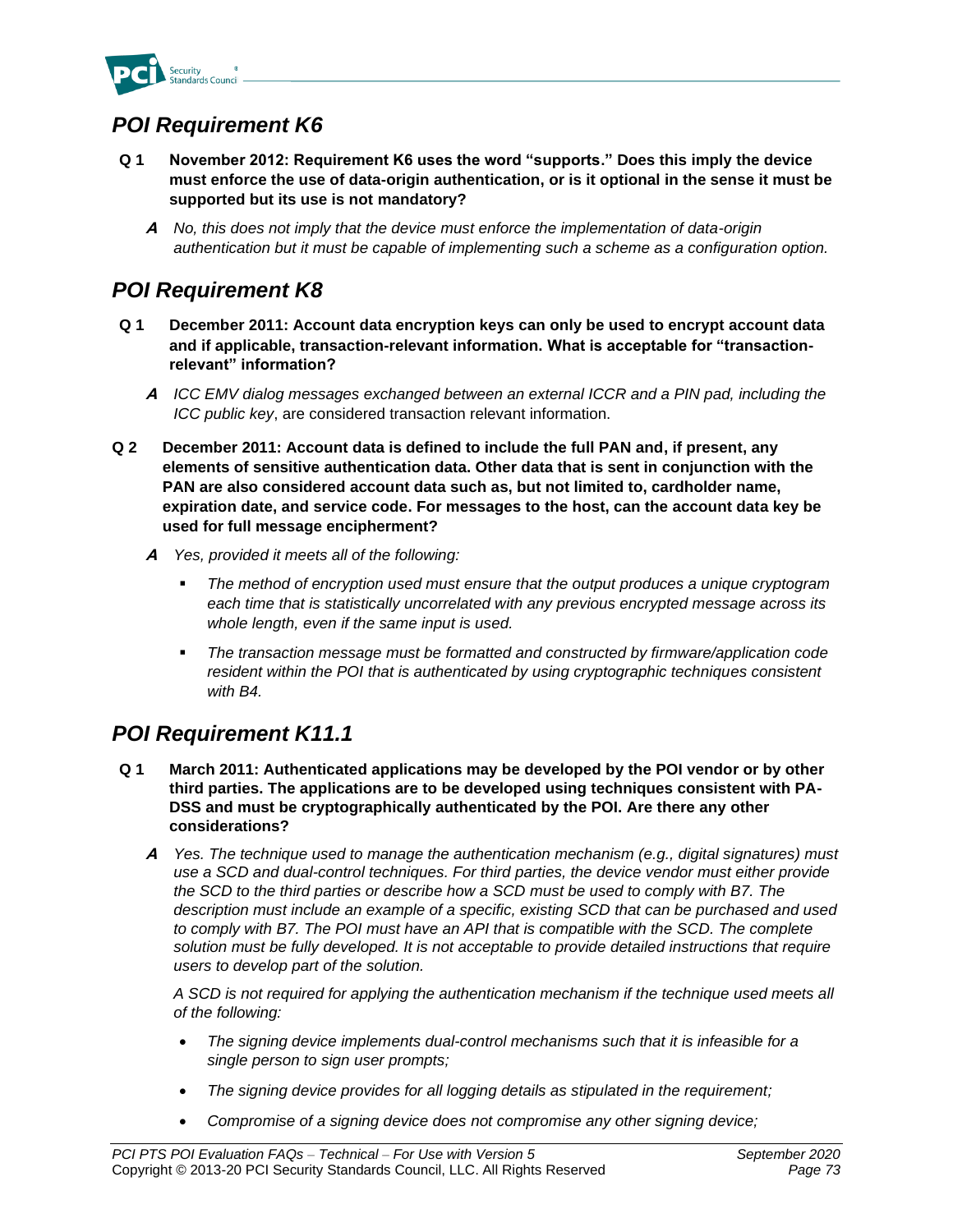## POI Requirement K6

**Q 1 November 2012: Requirement K6 uses the word "supports." Does this imply the device must enforce the use of data-origin authentication, or is it optional in the sense it must be supported but its use is not mandatory?**

***A*** *No, this does not imply that the device must enforce the implementation of data-origin authentication but it must be capable of implementing such a scheme as a configuration option.*

## POI Requirement K8

**Q 1 December 2011: Account data encryption keys can only be used to encrypt account data and if applicable, transaction-relevant information. What is acceptable for "transaction-relevant" information?**

***A*** *ICC EMV dialog messages exchanged between an external ICCR and a PIN pad, including the ICC public key*, are considered transaction relevant information.

**Q 2 December 2011: Account data is defined to include the full PAN and, if present, any elements of sensitive authentication data. Other data that is sent in conjunction with the PAN are also considered account data such as, but not limited to, cardholder name, expiration date, and service code. For messages to the host, can the account data key be used for full message encipherment?**

***A*** *Yes, provided it meets all of the following:*

- *The method of encryption used must ensure that the output produces a unique cryptogram each time that is statistically uncorrelated with any previous encrypted message across its whole length, even if the same input is used.*
- *The transaction message must be formatted and constructed by firmware/application code resident within the POI that is authenticated by using cryptographic techniques consistent with B4.*

## POI Requirement K11.1

**Q 1 March 2011: Authenticated applications may be developed by the POI vendor or by other third parties. The applications are to be developed using techniques consistent with PA-DSS and must be cryptographically authenticated by the POI. Are there any other considerations?**

***A*** *Yes. The technique used to manage the authentication mechanism (e.g., digital signatures) must use a SCD and dual-control techniques. For third parties, the device vendor must either provide the SCD to the third parties or describe how a SCD must be used to comply with B7. The description must include an example of a specific, existing SCD that can be purchased and used to comply with B7. The POI must have an API that is compatible with the SCD. The complete solution must be fully developed. It is not acceptable to provide detailed instructions that require users to develop part of the solution.*

*A SCD is not required for applying the authentication mechanism if the technique used meets all of the following:*

- *The signing device implements dual-control mechanisms such that it is infeasible for a single person to sign user prompts;*
- *The signing device provides for all logging details as stipulated in the requirement;*
- *Compromise of a signing device does not compromise any other signing device;*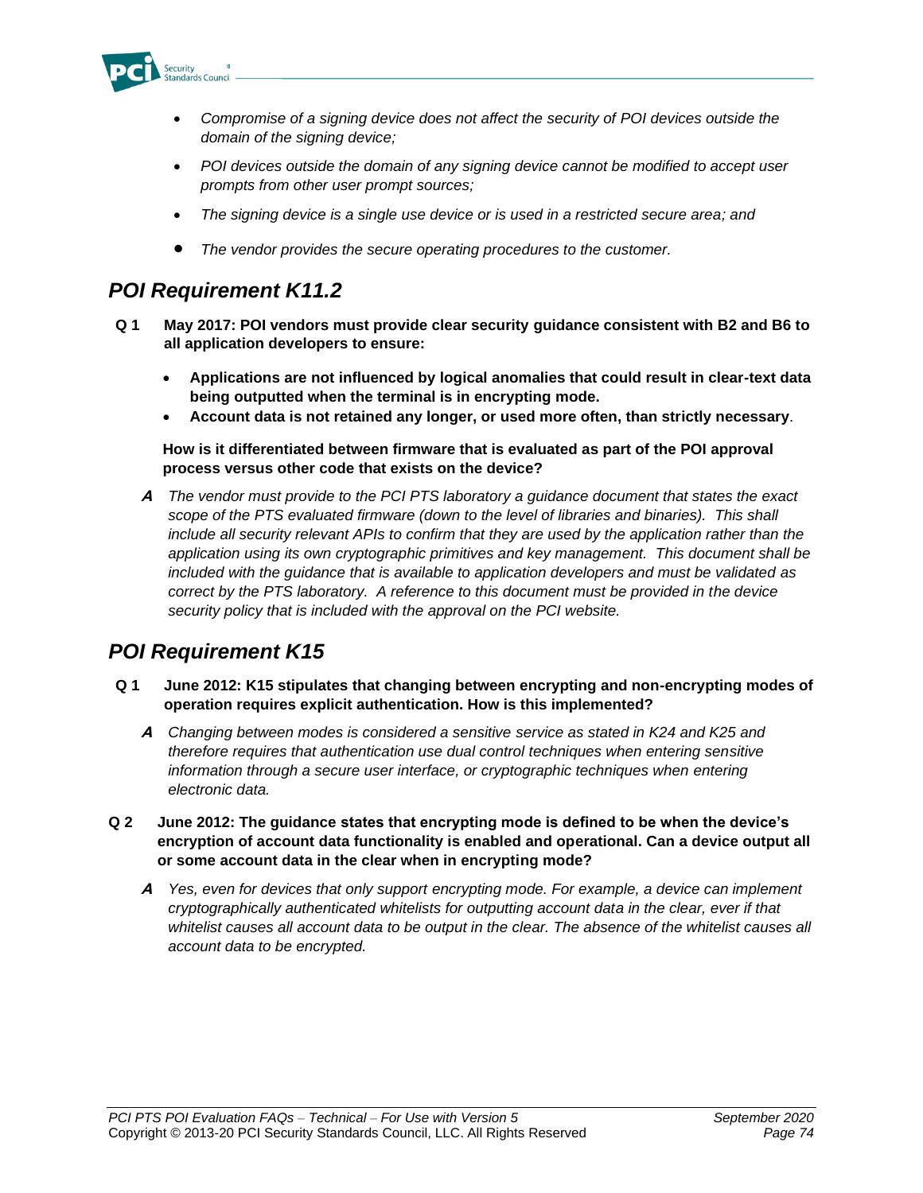- *Compromise of a signing device does not affect the security of POI devices outside the domain of the signing device;*
- *POI devices outside the domain of any signing device cannot be modified to accept user prompts from other user prompt sources;*
- *The signing device is a single use device or is used in a restricted secure area; and*
- *The vendor provides the secure operating procedures to the customer.*

## *POI Requirement K11.2*

**Q 1 May 2017: POI vendors must provide clear security guidance consistent with B2 and B6 to all application developers to ensure:**

- **Applications are not influenced by logical anomalies that could result in clear-text data being outputted when the terminal is in encrypting mode.**
- **Account data is not retained any longer, or used more often, than strictly necessary**.

**How is it differentiated between firmware that is evaluated as part of the POI approval process versus other code that exists on the device?**

***A*** *The vendor must provide to the PCI PTS laboratory a guidance document that states the exact scope of the PTS evaluated firmware (down to the level of libraries and binaries). This shall include all security relevant APIs to confirm that they are used by the application rather than the application using its own cryptographic primitives and key management. This document shall be included with the guidance that is available to application developers and must be validated as correct by the PTS laboratory. A reference to this document must be provided in the device security policy that is included with the approval on the PCI website.*

## *POI Requirement K15*

**Q 1 June 2012: K15 stipulates that changing between encrypting and non-encrypting modes of operation requires explicit authentication. How is this implemented?**

***A*** *Changing between modes is considered a sensitive service as stated in K24 and K25 and therefore requires that authentication use dual control techniques when entering sensitive information through a secure user interface, or cryptographic techniques when entering electronic data.*

**Q 2 June 2012: The guidance states that encrypting mode is defined to be when the device's encryption of account data functionality is enabled and operational. Can a device output all or some account data in the clear when in encrypting mode?**

***A*** *Yes, even for devices that only support encrypting mode. For example, a device can implement cryptographically authenticated whitelists for outputting account data in the clear, ever if that whitelist causes all account data to be output in the clear. The absence of the whitelist causes all account data to be encrypted.*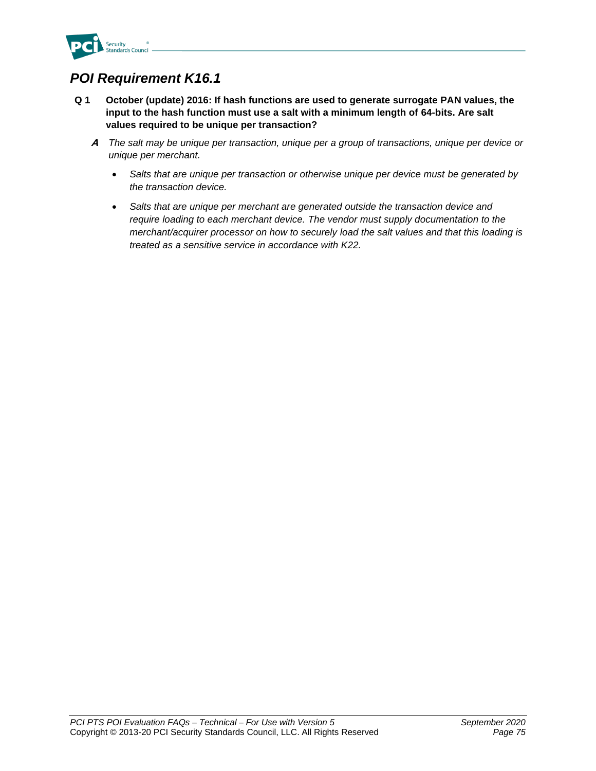## *POI Requirement K16.1*

**Q 1 October (update) 2016: If hash functions are used to generate surrogate PAN values, the input to the hash function must use a salt with a minimum length of 64-bits. Are salt values required to be unique per transaction?**

***A*** *The salt may be unique per transaction, unique per a group of transactions, unique per device or unique per merchant.*

- *Salts that are unique per transaction or otherwise unique per device must be generated by the transaction device.*
- *Salts that are unique per merchant are generated outside the transaction device and require loading to each merchant device. The vendor must supply documentation to the merchant/acquirer processor on how to securely load the salt values and that this loading is treated as a sensitive service in accordance with K22.*